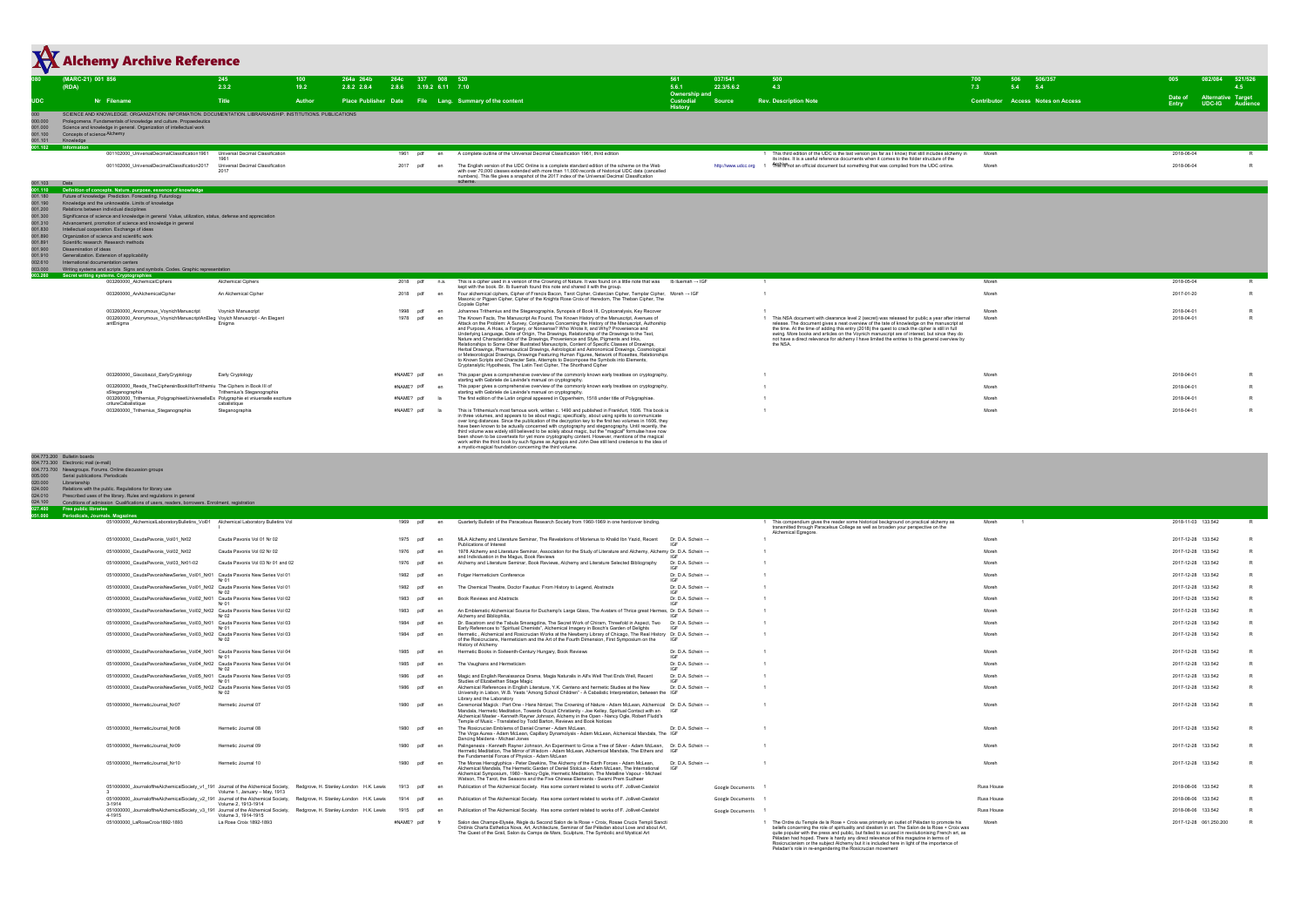# Alchemy Archive Reference

| 080 | (MARC-21) 001 856 | 245 | 100 | 264a 264b | 264c | 337 | 008 | 520 | 561 | 037/541 | 500 | 700 | 506 | 506/357 | 005 | 082/084 | 521/526 |
|---|---|---|---|---|---|---|---|---|---|---|---|---|---|---|---|---|---|
| | (RDA) | 2.3.2 | 19.2 | 2.8.2 2.8.4 | 2.8.6 | 3.19.2 | 6.11 | 7.10 | 5.5.1 | 22.3/5.6.2 | 4.3 | 7.3 | 5.4 | 5.4 | | | 4.5 |
| UDC | Nr Filename | Title | Author | Place Publisher | Date | File | Lang. | Summary of the content | Ownership and Custodial History | Source | Rev. Description Note | Contributor | Access | Notes on Access | Date of Entry | Alternative UDC-IG | Target Audience |
| 000 | SCIENCE AND KNOWLEDGE. ORGANIZATION. INFORMATION. DOCUMENTATION. LIBRARIANSHIP. INSTITUTIONS. PUBLICATIONS | | | | | | | | | | | | | | | | |
| 000.000 | Prolegomena. Fundamentals of knowledge and culture. Propaedeutics | | | | | | | | | | | | | | | | |
| 001.000 | Science and knowledge in general. Organization of intellectual work | | | | | | | | | | | | | | | | |
| 001.100 | Concepts of science Alchemy | | | | | | | | | | | | | | | | |
| 001.101 | Knowledge | | | | | | | | | | | | | | | | |
| 001.102 | **Information** | | | | | | | | | | | | | | | | |
| | 001102000_UniversalDecimalClassification1961 | Universal Decimal Classification 1961 | | | 1961 | pdf | en | A complete outline of the Universal Decimal Classification 1961, third edition | | | 1 This third edition of the UDC is the last version (as far as I know) that still includes alchemy in its index. It is a useful reference documents when it comes to the folder structure of the Archive. | Moreh | | | 2018-06-04 | | R |
| | 001102000_UniversalDecimalClassification2017 | Universal Decimal Classification 2017 | | | 2017 | pdf | en | The English version of the UDC Online is a complete standard edition of the scheme on the Web with over 70,000 classes extended with more than 11,000 records of historical UDC data (cancelled numbers). This file gives a snapshot of the 2017 index of the Universal Decimal Classification scheme. | | http://www.udcc.org | 1 This is not an official document but something that was compiled from the UDC online. | Moreh | | | 2018-06-04 | | R |
| 001.103 | Data | | | | | | | | | | | | | | | | |
| 001.110 | **Definition of concepts. Nature, purpose, essence of knowledge** | | | | | | | | | | | | | | | | |
| 001.180 | Future of knowledge. Prediction. Forecasting. Futurology | | | | | | | | | | | | | | | | |
| 001.190 | Knowledge and the unknowable. Limits of knowledge | | | | | | | | | | | | | | | | |
| 001.200 | Relations between individual disciplines | | | | | | | | | | | | | | | | |
| 001.300 | Significance of science and knowledge in general. Value, utilization, status, defense and appreciation | | | | | | | | | | | | | | | | |
| 001.310 | Advancement, promotion of science and knowledge in general | | | | | | | | | | | | | | | | |
| 001.830 | Intellectual cooperation. Exchange of ideas | | | | | | | | | | | | | | | | |
| 001.890 | Organization of science and scientific work | | | | | | | | | | | | | | | | |
| 001.891 | Scientific research. Research methods | | | | | | | | | | | | | | | | |
| 001.900 | Dissemination of ideas | | | | | | | | | | | | | | | | |
| 001.910 | Generalization. Extension of applicability | | | | | | | | | | | | | | | | |
| 002.610 | International documentation centers | | | | | | | | | | | | | | | | |
| 003.000 | Writing systems and scripts. Signs and symbols. Codes. Graphic representation | | | | | | | | | | | | | | | | |
| 003.260 | **Secret writing systems. Cryptographies** | | | | | | | | | | | | | | | | |
| | 003260000_AlchemicalCiphers | Alchemical Ciphers | | | 2018 | pdf | n.a. | This is a cipher used in a version of the Crowning of Nature. It was found on a little note that was kept with the book. Br. Ib lluemah found this note and shared it with the group. | Ib lluemah → IGF | | 1 | Moreh | | | 2018-05-04 | | R |
| | 003260000_AnAlchemicalCipher | An Alchemical Cipher | | | 2018 | pdf | en | Four alchemical ciphers, Cipher of Francis Bacon, Tarot Cipher, Cistercian Cipher, Templar Cipher, Masonic or Pigpen Cipher, Cipher of the Knights Rose Croix of Heredom, The Theban Cipher, The Coptate Cipher | Moreh → IGF | | 1 | Moreh | | | 2017-01-20 | | R |
| | 003260000_Anonymous_VoynichManuscript | Voynich Manuscript | | | 1998 | pdf | en | Johannes Trithemius and the Steganographia, Synopsis of Book III, Cryptoanalysis, Key Recover | | | 1 | Moreh | | | 2018-04-01 | | R |
| | 003260000_Anonymous_VoynichManuscriptAnElegantEnigma | Voyich Manuscript - An Elegant Enigma | | | 1978 | pdf | en | The Known Facts, The Manuscript As Found, The Known History of the Manuscript, Avenues of Attack on the Problem: A Survey, Conjectures Concerning the History of the Manuscript, Authorship and Purpose, A Hoax, a Forgery, or Nonsense? Who Wrote It, and Why? Provenience and Underlying Language, Date of Origin, The Drawings, Relationship of the Drawings to the Text, Nature and Characteristics of the Drawings, Provenance and Style, Pigments and Inks, Relationships to Some Other Illustrated Manuscripts, Content of Specific Classes of Drawings, Herbal Drawings, Pharmaceutical Drawings, Astrological and Astronomical Drawings, Cosmological or Meteorological Drawings, Drawings Featuring Human Figures, Network of Rosettes, Relationships to Known Scripts and Character Sets, Attempts to Decompose the Symbols into Elements, Cryptanalytic Hypothesis, The Latin Text Cipher, The Shorthand Cipher | | | 1 This NSA document with clearance level 2 (secret) was released for public a year after internal release. The document gives a neat overview of the fate of knowledge on the manuscript at the time. At the time of adding this entry (2018) the quest to crack the cipher is still in full swing. More books and articles on the Voynich manuscript are of interest, but since they do not have a direct relevance for alchemy I have limited the entries to this general overview by the NSA. | Moreh | | | 2018-04-01 | | R |
| | 003260000_Giacobazzi_EarlyCryptology | Early Cryptology | | | #NAME? | pdf | en | This paper gives a comprehensive overview of the commonly known early treatises on cryptography, starting with Gabriele de Lavinde's manual on cryptography. | | | 1 | Moreh | | | 2018-04-01 | | R |
| | 003260000_Reeds_TheCiphersinBookIIIofTrithemiusSteganographia | The Ciphers in Book III of Trithemius's Steganographia | | | #NAME? | pdf | en | This paper gives a comprehensive overview of the commonly known early treatises on cryptography, starting with Gabriele de Lavinde's manual on cryptography. | | | 1 | Moreh | | | 2018-04-01 | | R |
| | 003260000_Trithemius_PolygraphieetUniverselleEscritureCabalistique | Polygraphie et vniuerselle escriture cabalistique | | | #NAME? | pdf | la | The first edition of the Latin original appeared in Oppenheim, 1518 under title of Polygraphiae. | | | 1 | Moreh | | | 2018-04-01 | | R |
| | 003260000_Trithemius_Steganographia | Steganographia | | | #NAME? | pdf | la | This is Trithemius's most famous work, written c. 1490 and published in Frankfurt, 1606. This book is in three volumes, and appears to be about magic; specifically, about using spirits to communicate over long distances. Since the publication of the decryption key to the first two volumes in 1606, they have been known to be actually concerned with cryptography and steganography. Until recently, the third volume was widely still believed to be solely about magic, but the "magical" formulae have now been shown to be covertexts for yet more cryptography content. However, mentions of the magical work within the third book by such figures as Agrippa and John Dee still lend credence to the idea of a mystic-magical foundation concerning the third volume. | | | 1 | Moreh | | | 2018-04-01 | | R |
| 004.773.200 | Bulletin boards | | | | | | | | | | | | | | | | |
| 004.773.300 | Electronic mail (e-mail) | | | | | | | | | | | | | | | | |
| 004.773.700 | Newsgroups. Forums. Online discussion groups | | | | | | | | | | | | | | | | |
| 005.000 | Serial publications. Periodicals | | | | | | | | | | | | | | | | |
| 020.000 | Librarianship | | | | | | | | | | | | | | | | |
| 024.000 | Relations with the public. Regulations for library use | | | | | | | | | | | | | | | | |
| 024.010 | Prescribed uses of the library. Rules and regulations in general | | | | | | | | | | | | | | | | |
| 024.100 | Conditions of admission. Qualifications of users, readers, borrowers. Enrolment, registration | | | | | | | | | | | | | | | | |
| 027.400 | **Free public libraries** | | | | | | | | | | | | | | | | |
| 051.000 | **Periodicals, Journals, Magazines** | | | | | | | | | | | | | | | | |
| | 051000000_AlchemicalLaboratoryBulletins_Vol01 | Alchemical Laboratory Bulletins Vol I | | | 1969 | pdf | en | Quarterly Bulletin of the Paracelsus Research Society from 1960-1969 in one hardcover binding. | | | 1 This compendium gives the reader some historical background on practical alchemy as transmitted through Paracelsus College as well as broaden your perspective on the Alchemical Egregore. | Moreh | 1 | | 2018-11-03 | 133.542 | R |
| | 051000000_CaudaPavonis_Vol01_Nr02 | Cauda Pavonis Vol 01 Nr 02 | | | 1975 | pdf | en | MLA Alchemy and Literature Seminar, The Revelations of Morienus to Khalid Ibn Yazid, Recent Publications of Interest | Dr. D.A. Schein → IGF | | 1 | Moreh | | | 2017-12-28 | 133.542 | R |
| | 051000000_CaudaPavonis_Vol02_Nr02 | Cauda Pavonis Vol 02 Nr 02 | | | 1976 | pdf | en | 1976 Alchemy and Literature Seminar, Association for the Study of Literature and Alchemy, Alchemy and Individuation in the Magus, Book Reviews | Dr. D.A. Schein → IGF | | 1 | Moreh | | | 2017-12-28 | 133.542 | R |
| | 051000000_CaudaPavonis_Vol03_Nr01-02 | Cauda Pavonis Vol 03 Nr 01 and 02 | | | 1976 | pdf | en | Alchemy and Literature Seminar, Book Reviews, Alchemy and Literature Selected Bibliography | Dr. D.A. Schein → IGF | | 1 | Moreh | | | 2017-12-28 | 133.542 | R |
| | 051000000_CaudaPavonisNewSeries_Vol01_Nr01 | Cauda Pavonis New Series Vol 01 Nr 01 | | | 1982 | pdf | en | Folger Hermeticism Conference | Dr. D.A. Schein → IGF | | 1 | Moreh | | | 2017-12-28 | 133.542 | R |
| | 051000000_CaudaPavonisNewSeries_Vol01_Nr02 | Cauda Pavonis New Series Vol 01 Nr 02 | | | 1982 | pdf | en | The Chemical Theatre, Doctor Faustus: From History to Legend, Abstracts | Dr. D.A. Schein → IGF | | 1 | Moreh | | | 2017-12-28 | 133.542 | R |
| | 051000000_CaudaPavonisNewSeries_Vol02_Nr01 | Cauda Pavonis New Series Vol 02 Nr 01 | | | 1983 | pdf | en | Book Reviews and Abstracts | Dr. D.A. Schein → IGF | | 1 | Moreh | | | 2017-12-28 | 133.542 | R |
| | 051000000_CaudaPavonisNewSeries_Vol02_Nr02 | Cauda Pavonis New Series Vol 02 Nr 02 | | | 1983 | pdf | en | An Emblematic Alchemical Source for Duchamp's Large Glass, The Avatars of Thrice great Hermes, Alchemy and Bibliophilia. | Dr. D.A. Schein → IGF | | 1 | Moreh | | | 2017-12-28 | 133.542 | R |
| | 051000000_CaudaPavonisNewSeries_Vol03_Nr01 | Cauda Pavonis New Series Vol 03 Nr 01 | | | 1984 | pdf | en | Dr. Bacstrom and the Tabula Smaragdina, The Secret Work of Chiram, Threefold in Aspect, Two Early References to "Spiritual Chemists", Alchemical Imagery in Bosch's Garden of Delights | Dr. D.A. Schein → IGF | | 1 | Moreh | | | 2017-12-28 | 133.542 | R |
| | 051000000_CaudaPavonisNewSeries_Vol03_Nr02 | Cauda Pavonis New Series Vol 03 Nr 02 | | | 1984 | pdf | en | Hermetic-, Alchemical and Rosicrucian Works at the Newberry Library of Chicago, The Real History of the Rosicrucians, Hermeticism and the Art of the Fourth Dimension, First Symposium on the History of Alchemy | Dr. D.A. Schein → IGF | | 1 | Moreh | | | 2017-12-28 | 133.542 | R |
| | 051000000_CaudaPavonisNewSeries_Vol04_Nr01 | Cauda Pavonis New Series Vol 04 Nr 01 | | | 1985 | pdf | en | Hermetic Books in Sixteenth-Century Hungary, Book Reviews | Dr. D.A. Schein → IGF | | 1 | Moreh | | | 2017-12-28 | 133.542 | R |
| | 051000000_CaudaPavonisNewSeries_Vol04_Nr02 | Cauda Pavonis New Series Vol 04 Nr 02 | | | 1985 | pdf | en | The Vaughans and Hermeticism | Dr. D.A. Schein → IGF | | 1 | Moreh | | | 2017-12-28 | 133.542 | R |
| | 051000000_CaudaPavonisNewSeries_Vol05_Nr01 | Cauda Pavonis New Series Vol 05 Nr 01 | | | 1986 | pdf | en | Magic and English Renaissance Drama, Magia Naturalis in All's Well That Ends Well, Recent Studies of Elizabethan Stage Magic | Dr. D.A. Schein → IGF | | 1 | Moreh | | | 2017-12-28 | 133.542 | R |
| | 051000000_CaudaPavonisNewSeries_Vol05_Nr02 | Cauda Pavonis New Series Vol 05 Nr 02 | | | 1986 | pdf | en | Alchemical References in English Literature, Y.K. Centeno and hermetic Studies at the New University in Lisbon, W.B. Yeats "Among School Children" - A Cabalistic Interpretation, between the Library and the Laboratory | Dr. D.A. Schein → IGF | | 1 | Moreh | | | 2017-12-28 | 133.542 | R |
| | 051000000_HermeticJournal_Nr07 | Hermetic Journal 07 | | | 1980 | pdf | en | Ceremonial Magick : Part One - Hans Nintzel, The Crowning of Nature - Adam McLean, Alchemical Mandala, Hermetic Meditation, Towards Occult Christianity - Joe Kelley, Spiritual Contact with an Alchemical Master - Kenneth Rayner Johnson, Alchemy in the Open - Nancy Ogle, Robert Fludd's Temple of Music - Translated by Todd Barton, Reviews and Book Notices | Dr. D.A. Schein → IGF | | 1 | Moreh | | | 2017-12-28 | 133.542 | R |
| | 051000000_HermeticJournal_Nr08 | Hermetic Journal 08 | | | 1980 | pdf | en | The Rosicrucian Emblems of Daniel Cramer - Adam McLean, The Virga Aurea - Adam McLean, Capillary Dynamolysis - Adam McLean, Alchemical Mandala, The Dancing Maidens - Michael Jones | Dr. D.A. Schein → IGF | | 1 | Moreh | | | 2017-12-28 | 133.542 | R |
| | 051000000_HermeticJournal_Nr09 | Hermetic Journal 09 | | | 1980 | pdf | en | Palingenesis - Kenneth Rayner Johnson, An Experiment to Grow a Tree of Silver - Adam McLean, Hermetic Meditation, The Mirror of Wisdom - Adam McLean, Alchemical Mandala, The Ethers and the Fundamental Forces of Physics - Adam McLean | Dr. D.A. Schein → IGF | | 1 | Moreh | | | 2017-12-28 | 133.542 | R |
| | 051000000_HermeticJournal_Nr10 | Hermetic Journal 10 | | | 1980 | pdf | en | The Monas Hieroglyphica - Peter Dawkins, The Alchemy of the Earth Forces - Adam McLean, Alchemical Mandala, The Hermetic Garden of Daniel Stolcius - Adam McLean, The International Alchemical Symposium, 1980 - Nancy Ogle, Hermetic Meditation, The Metalline Vapour - Michael Watson, The Tarot, the Seasons and the Five Chinese Elements - Swami Prem Sudheer | Dr. D.A. Schein → IGF | | 1 | Moreh | | | 2017-12-28 | 133.542 | R |
| | 051000000_JournaloftheAlchemicalSociety_v1_1913 | Journal of the Alchemical Society, Volume 1, January – May, 1913 | Redgrove, H. Stanley | London H.K. Lewis | 1913 | pdf | en | Publication of The Alchemical Society. Has some content related to works of F. Jollivet-Castelot | | Google Documents | 1 | Russ House | | | 2018-08-06 | 133.542 | R |
| | 051000000_JournaloftheAlchemicalSociety_v2_1913-1914 | Journal of the Alchemical Society, Volume 2, 1913-1914 | Redgrove, H. Stanley | London H.K. Lewis | 1914 | pdf | en | Publication of The Alchemical Society. Has some content related to works of F. Jollivet-Castelot | | Google Documents | 1 | Russ House | | | 2018-08-06 | 133.542 | R |
| | 051000000_JournaloftheAlchemicalSociety_v3_1914-1915 | Journal of the Alchemical Society, Volume 3, 1914-1915 | Redgrove, H. Stanley | London H.K. Lewis | 1915 | pdf | en | Publication of The Alchemical Society. Has some content related to works of F. Jollivet-Castelot | | Google Documents | 1 | Russ House | | | 2018-08-06 | 133.542 | R |
| | 051000000_LaRoseCroix1892-1893 | La Rose Croix 1892-1893 | | | #NAME? | pdf | fr | Salon des Champs-Elysée, Règle du Second Salon de la Rose + Croix, Rosae Crucis Templi Sancti Ordinis Charta Esthetica Nova, Art, Architecture, Seminar of Sar Péladan about Love and about Art, The Quest of the Grail, Salon du Camps de Mars, Sculpture, The Symbolic and Mystical Art | | | 1 The Ordre du Temple de la Rose + Croix was primarily an outlet of Péladan to promote his beliefs concerning the role of spirituality and idealism in art. The Salon de la Rose + Croix was quite popular with the press and public, but failed to succeed in revolutionising French art, as Péladan had hoped. There is hardly any direct relevance of this magazine in terms of Rosicrucianism or the subject Alchemy but it is included here in light of the importance of Péladan's role in re-engendering the Rosicrucian movement | Moreh | | | 2017-12-28 | 061.250.200 | R |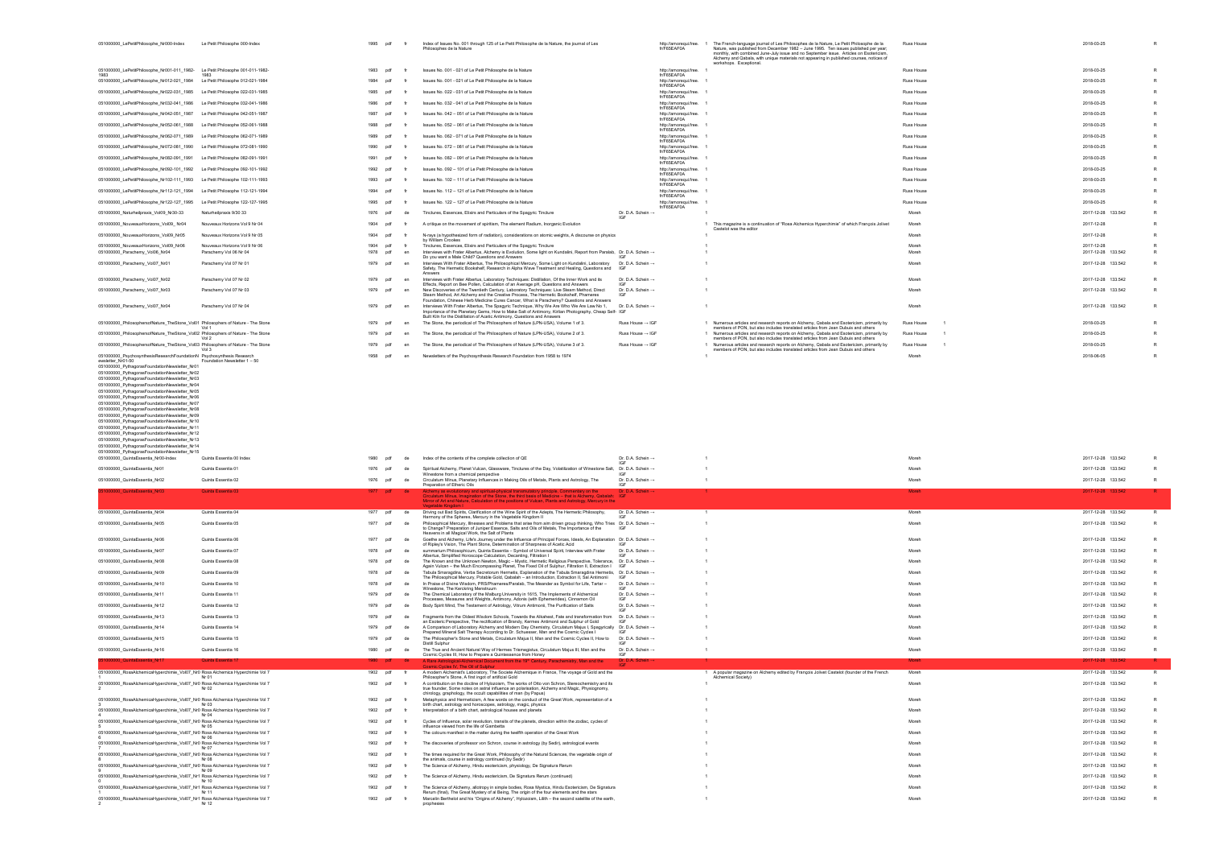| | | | | | | | | | | | | | | |
|---|---|---|---|---|---|---|---|---|---|---|---|---|---|---|
| 051000000_LePetitPhilosophe_Nr000-Index | Le Petit Philosophe 000-Index | 1995 | pdf | fr | Index of Issues No. 001 through 125 of Le Petit Philosophe de la Nature, the journal of Les Philosophes de la Nature | | http://amorequi.free.fr/F65EAF0A | 1 | The French-language journal of Les Philosophes de la Nature, Le Petit Philosophe de la Nature, was published from December 1982 – June 1995. Ten issues published per year; monthly, with combined June-July issue and no September issue. Articles on Esotericism, Alchemy and Qabala, with unique materials not appearing in published courses, notices of workshops. Exceptional. | Russ House | | | 2018-03-25 | R |
| 051000000_LePetitPhilosophe_Nr001-011_1982-1983 | Le Petit Philosophe 001-011-1982-1983 | 1983 | pdf | fr | Issues No. 001 - 021 of Le Petit Philosophe de la Nature | | http://amorequi.free.fr/F65EAF0A | 1 | | Russ House | | | 2018-03-25 | R |
| 051000000_LePetitPhilosophe_Nr012-021_1984 | Le Petit Philosophe 012-021-1984 | 1984 | pdf | fr | Issues No. 001 - 021 of Le Petit Philosophe de la Nature | | http://amorequi.free.fr/F65EAF0A | 1 | | Russ House | | | 2018-03-25 | R |
| 051000000_LePetitPhilosophe_Nr022-031_1985 | Le Petit Philosophe 022-031-1985 | 1985 | pdf | fr | Issues No. 022 - 031 of Le Petit Philosophe de la Nature | | http://amorequi.free.fr/F65EAF0A | 1 | | Russ House | | | 2018-03-25 | R |
| 051000000_LePetitPhilosophe_Nr032-041_1986 | Le Petit Philosophe 032-041-1986 | 1986 | pdf | fr | Issues No. 032 - 041 of Le Petit Philosophe de la Nature | | http://amorequi.free.fr/F65EAF0A | 1 | | Russ House | | | 2018-03-25 | R |
| 051000000_LePetitPhilosophe_Nr042-051_1987 | Le Petit Philosophe 042-051-1987 | 1987 | pdf | fr | Issues No. 042 – 051 of Le Petit Philosophe de la Nature | | http://amorequi.free.fr/F65EAF0A | 1 | | Russ House | | | 2018-03-25 | R |
| 051000000_LePetitPhilosophe_Nr052-061_1988 | Le Petit Philosophe 052-061-1988 | 1988 | pdf | fr | Issues No. 052 – 061 of Le Petit Philosophe de la Nature | | http://amorequi.free.fr/F65EAF0A | 1 | | Russ House | | | 2018-03-25 | R |
| 051000000_LePetitPhilosophe_Nr062-071_1989 | Le Petit Philosophe 062-071-1989 | 1989 | pdf | fr | Issues No. 062 - 071 of Le Petit Philosophe de la Nature | | http://amorequi.free.fr/F65EAF0A | 1 | | Russ House | | | 2018-03-25 | R |
| 051000000_LePetitPhilosophe_Nr072-081_1990 | Le Petit Philosophe 072-081-1990 | 1990 | pdf | fr | Issues No. 072 – 081 of Le Petit Philosophe de la Nature | | http://amorequi.free.fr/F65EAF0A | 1 | | Russ House | | | 2018-03-25 | R |
| 051000000_LePetitPhilosophe_Nr082-091_1991 | Le Petit Philosophe 082-091-1991 | 1991 | pdf | fr | Issues No. 082 – 091 of Le Petit Philosophe de la Nature | | http://amorequi.free.fr/F65EAF0A | 1 | | Russ House | | | 2018-03-25 | R |
| 051000000_LePetitPhilosophe_Nr092-101_1992 | Le Petit Philosophe 092-101-1992 | 1992 | pdf | fr | Issues No. 092 – 101 of Le Petit Philosophe de la Nature | | http://amorequi.free.fr/F65EAF0A | 1 | | Russ House | | | 2018-03-25 | R |
| 051000000_LePetitPhilosophe_Nr102-111_1993 | Le Petit Philosophe 102-111-1993 | 1993 | pdf | fr | Issues No. 102 – 111 of Le Petit Philosophe de la Nature | | http://amorequi.free.fr/F65EAF0A | 1 | | Russ House | | | 2018-03-25 | R |
| 051000000_LePetitPhilosophe_Nr112-121_1994 | Le Petit Philosophe 112-121-1994 | 1994 | pdf | fr | Issues No. 112 – 121 of Le Petit Philosophe de la Nature | | http://amorequi.free.fr/F65EAF0A | 1 | | Russ House | | | 2018-03-25 | R |
| 051000000_LePetitPhilosophe_Nr122-127_1995 | Le Petit Philosophe 122-127-1995 | 1995 | pdf | fr | Issues No. 122 – 127 of Le Petit Philosophe de la Nature | | http://amorequi.free.fr/F65EAF0A | 1 | | Russ House | | | 2018-03-25 | R |
| 051000000_Naturheilpraxis_Vol09_Nr30-33 | Naturheilpraxis 9/30 33 | 1976 | pdf | de | Tinctures, Essences, Elixirs and Particulars of the Spagyric Tincture | Dr. D.A. Schein → IGF | | | | Moreh | | | 2017-12-28 133.542 | R |
| 051000000_NouveauxHorizons_Vol09_Nr04 | Nouveaux Horizons Vol 9 Nr 04 | 1904 | pdf | fr | A critique on the movement of spiritism, The element Radium, Inorganic Evolution | | | 1 | This magazine is a continuation of "Rosa Alchemica Hyperchimie" of which François Jollivet Castelot was the editor | Moreh | | | 2017-12-28 | R |
| 051000000_NouveauxHorizons_Vol09_Nr05 | Nouveaux Horizons Vol 9 Nr 05 | 1904 | pdf | fr | N-rays (a hypothesized form of radiation), considerations on atomic weights, A discourse on physics by William Crookes | | | 1 | | Moreh | | | 2017-12-28 | R |
| 051000000_NouveauxHorizons_Vol09_Nr06 | Nouveaux Horizons Vol 9 Nr 06 | 1904 | pdf | fr | Tinctures, Essences, Elixirs and Particulars of the Spagyric Tincture | | | 1 | | Moreh | | | 2017-12-28 | R |
| 051000000_Parachemy_Vol06_Nr04 | Parachemy Vol 06 Nr 04 | 1978 | pdf | en | Interviews with Frater Albertus, Alchemy is Evolution, Some light on Kundalini, Report from Paralab, Do you want a Male Child? Questions and Answers | Dr. D.A. Schein → IGF | | 1 | | Moreh | | | 2017-12-28 133.542 | R |
| 051000000_Parachemy_Vol07_Nr01 | Parachemy Vol 07 Nr 01 | 1979 | pdf | en | Interviews With Frater Albertus, The Philosophical Mercury, Some Light on Kundalini, Laboratory Safety, The Hermetic Bookshelf, Research in Alpha Wave Treatment and Healing, Questions and Answers | Dr. D.A. Schein → IGF | | 1 | | Moreh | | | 2017-12-28 133.542 | R |
| 051000000_Parachemy_Vol07_Nr02 | Parachemy Vol 07 Nr 02 | 1979 | pdf | en | Interviews with Frater Albertus, Laboratory Techniques: Distillation, Of the Inner Work and its Effects, Report on Bee Pollen, Calculation of an Average pH, Questions and Answers | Dr. D.A. Schein → IGF | | 1 | | Moreh | | | 2017-12-28 133.542 | R |
| 051000000_Parachemy_Vol07_Nr03 | Parachemy Vol 07 Nr 03 | 1979 | pdf | en | New Discoveries of the Twentieth Century, Laboratory Techniques: Live Steam Method, Direct Steam Method, Art Alchemy and the Creative Process, The Hermetic Bookshelf, Phameres Foundation, Chinese Herb Medicine Cures Cancer, What is Parachemy? Questions and Answers | Dr. D.A. Schein → IGF | | 1 | | Moreh | | | 2017-12-28 133.542 | R |
| 051000000_Parachemy_Vol07_Nr04 | Parachemy Vol 07 Nr 04 | 1979 | pdf | en | Interviews With Frater Albertus, The Spagyric Technique, Why We Are Who We Are Law No 1, Importance of the Planetary Gems, How to Make Salt of Antimony, Kirlian Photography, Cheap Self-Built Kiln for the Distillation of Acetic Antimony, Questions and Answers | Dr. D.A. Schein → IGF | | 1 | | Moreh | | | 2017-12-28 133.542 | R |
| 051000000_PhilosophersofNature_TheStone_Vol01 | Philosophers of Nature - The Stone Vol 1 | 1979 | pdf | en | The Stone, the periodical of The Philosophers of Nature (LPN-USA), Volume 1 of 3. | Russ House → IGF | | 1 | Numerous articles and research reports on Alchemy, Qabala and Esotericism, primarily by members of PON, but also includes translated articles from Jean Dubuis and others | Russ House | 1 | | 2018-03-25 | R |
| 051000000_PhilosophersofNature_TheStone_Vol02 | Philosophers of Nature - The Stone Vol 2 | 1979 | pdf | en | The Stone, the periodical of The Philosophers of Nature (LPN-USA), Volume 2 of 3. | Russ House → IGF | | 1 | Numerous articles and research reports on Alchemy, Qabala and Esotericism, primarily by members of PON, but also includes translated articles from Jean Dubuis and others | Russ House | 1 | | 2018-03-25 | R |
| 051000000_PhilosophersofNature_TheStone_Vol03 | Philosophers of Nature - The Stone Vol 3 | 1979 | pdf | en | The Stone, the periodical of The Philosophers of Nature (LPN-USA), Volume 3 of 3. | Russ House → IGF | | 1 | Numerous articles and research reports on Alchemy, Qabala and Esotericism, primarily by members of PON, but also includes translated articles from Jean Dubuis and others | Russ House | 1 | | 2018-03-25 | R |
| 051000000_PsychosynthesisResearchFoundationNewsletter_Nr01-50 | Psychosynthesis Research Foundation Newsletter 1 – 50 | 1958 | pdf | en | Newsletters of the Psychosynthesis Research Foundation from 1958 to 1974 | | | 1 | | Moreh | | | 2018-06-05 | R |
| 051000000_PythagorasFoundationNewsletter_Nr01 | | | | | | | | | | | | | | |
| 051000000_PythagorasFoundationNewsletter_Nr02 | | | | | | | | | | | | | | |
| 051000000_PythagorasFoundationNewsletter_Nr03 | | | | | | | | | | | | | | |
| 051000000_PythagorasFoundationNewsletter_Nr04 | | | | | | | | | | | | | | |
| 051000000_PythagorasFoundationNewsletter_Nr05 | | | | | | | | | | | | | | |
| 051000000_PythagorasFoundationNewsletter_Nr06 | | | | | | | | | | | | | | |
| 051000000_PythagorasFoundationNewsletter_Nr07 | | | | | | | | | | | | | | |
| 051000000_PythagorasFoundationNewsletter_Nr08 | | | | | | | | | | | | | | |
| 051000000_PythagorasFoundationNewsletter_Nr09 | | | | | | | | | | | | | | |
| 051000000_PythagorasFoundationNewsletter_Nr10 | | | | | | | | | | | | | | |
| 051000000_PythagorasFoundationNewsletter_Nr11 | | | | | | | | | | | | | | |
| 051000000_PythagorasFoundationNewsletter_Nr12 | | | | | | | | | | | | | | |
| 051000000_PythagorasFoundationNewsletter_Nr13 | | | | | | | | | | | | | | |
| 051000000_PythagorasFoundationNewsletter_Nr14 | | | | | | | | | | | | | | |
| 051000000_PythagorasFoundationNewsletter_Nr15 | | | | | | | | | | | | | | |
| 051000000_QuintaEssentia_Nr00-Index | Quinta Essentia 00 Index | 1980 | pdf | de | Index of the contents of the complete collection of QE | Dr. D.A. Schein → IGF | | 1 | | Moreh | | | 2017-12-28 133.542 | R |
| 051000000_QuintaEssentia_Nr01 | Quinta Essentia 01 | 1976 | pdf | de | Spiritual Alchemy, Planet Vulcan, Glassware, Tinctures of the Day, Volatilization of Winestone Salt, Winestone from a chemical perspective | Dr. D.A. Schein → IGF | | 1 | | Moreh | | | 2017-12-28 133.542 | R |
| 051000000_QuintaEssentia_Nr02 | Quinta Essentia 02 | 1976 | pdf | de | Circulatum Minus, Planetary Influences in Making Oils of Metals, Plants and Astrology, The Preparation of Etheric Oils | Dr. D.A. Schein → IGF | | 1 | | Moreh | | | 2017-12-28 133.542 | R |
| 051000000_QuintaEssentia_Nr03 | Quinta Essentia 03 | 1977 | pdf | de | Alchemy as evolutionary and spiritual-physical transmutatory principle, Commentary on the Circulatum Minus, Imagination of the Stone, the third basis of Medicine – that is Alchemy, Qabalah Mirror of Art and Nature, Calculation of the positions of Vulcan, Plants and Astrology, Mercury in the Vegetable Kingdom I | Dr. D.A. Schein → IGF | | 1 | | Moreh | | | 2017-12-28 133.542 | R |
| 051000000_QuintaEssentia_Nr04 | Quinta Essentia 04 | 1977 | pdf | de | Driving out Bad Spirits, Clarification of the Wine Spirit of the Adepts, The Hermetic Philosophy, Harmony of the Spheres, Mercury in the Vegetable Kingdom II | Dr. D.A. Schein → IGF | | 1 | | Moreh | | | 2017-12-28 133.542 | R |
| 051000000_QuintaEssentia_Nr05 | Quinta Essentia 05 | 1977 | pdf | de | Philosophical Mercury, Illnesses and Problems that arise from aim driven group thinking, Who Tries to Change? Preparation of Juniper Essence, Salts and Oils of Metals, The Importance of the Heavens in all Magical Work, the Salt of Plants | Dr. D.A. Schein → IGF | | 1 | | Moreh | | | 2017-12-28 133.542 | R |
| 051000000_QuintaEssentia_Nr06 | Quinta Essentia 06 | 1977 | pdf | de | Goethe and Alchemy, Life's Journey under the Influence of Principal Forces, Ideals, An Explanation of Ripley's Vision, The Plant Stone, Determination of Sharpness of Acetic Acid | Dr. D.A. Schein → IGF | | 1 | | Moreh | | | 2017-12-28 133.542 | R |
| 051000000_QuintaEssentia_Nr07 | Quinta Essentia 07 | 1978 | pdf | de | summarium Philosophicum, Quinta Essentia – Symbol of Universal Spirit, Interview with Frater Albertus, Simplified Horoscope Calculation, Decanting, Filtration I | Dr. D.A. Schein → IGF | | 1 | | Moreh | | | 2017-12-28 133.542 | R |
| 051000000_QuintaEssentia_Nr08 | Quinta Essentia 08 | 1978 | pdf | de | The Known and the Unknown Newton, Magic – Mystic, Hermetic Religious Perspective, Tolerance, Again Vulcan – the Much Encompassing Planet, The Fixed Oil of Sulphur, Filtration II, Extraction I | Dr. D.A. Schein → IGF | | 1 | | Moreh | | | 2017-12-28 133.542 | R |
| 051000000_QuintaEssentia_Nr09 | Quinta Essentia 09 | 1978 | pdf | de | Tabula Smaragdina, Verba Secretorum Hermetis, Explanation of the Tabula Smaragdina Hermetis, The Philosophical Mercury, Potable Gold, Qabalah – an Introduction, Extraction II, Sal Antimonii | Dr. D.A. Schein → IGF | | 1 | | Moreh | | | 2017-12-28 133.542 | R |
| 051000000_QuintaEssentia_Nr10 | Quinta Essentia 10 | 1978 | pdf | de | In Praise of Divine Wisdom, PRS/Phameres/Paralab, The Meander as Symbol for Life, Tartar – Winestone, The Kerotring Menstruum | Dr. D.A. Schein → IGF | | 1 | | Moreh | | | 2017-12-28 133.542 | R |
| 051000000_QuintaEssentia_Nr11 | Quinta Essentia 11 | 1979 | pdf | de | The Chemical Laboratory of the Malburg University in 1615, The Implements of Alchemical Processes, Measures and Weights, Antimony, Adonis (with Ephemerides), Cinnamon Oil | Dr. D.A. Schein → IGF | | 1 | | Moreh | | | 2017-12-28 133.542 | R |
| 051000000_QuintaEssentia_Nr12 | Quinta Essentia 12 | 1979 | pdf | de | Body Spirit Mind, The Testament of Astrology, Vitrum Antimonii, The Purification of Salts | Dr. D.A. Schein → IGF | | 1 | | Moreh | | | 2017-12-28 133.542 | R |
| 051000000_QuintaEssentia_Nr13 | Quinta Essentia 13 | 1979 | pdf | de | Fragments from the Oldest Wisdom Schools, Towards the Alkahest, Fate and transformation from an Esoteric Perspective, The rectification of Brandy, Kermes Antimonii and Sulphur of Gold | Dr. D.A. Schein → IGF | | 1 | | Moreh | | | 2017-12-28 133.542 | R |
| 051000000_QuintaEssentia_Nr14 | Quinta Essentia 14 | 1979 | pdf | de | A Comparison of Laboratory Alchemy and Modern Day Chemistry, Circulatum Majus I, Spagyrically Prepared Mineral Salt Therapy According to Dr. Schuessler, Man and the Cosmic Cycles I | Dr. D.A. Schein → IGF | | 1 | | Moreh | | | 2017-12-28 133.542 | R |
| 051000000_QuintaEssentia_Nr15 | Quinta Essentia 15 | 1979 | pdf | de | The Philosopher's Stone and Metals, Circulatum Majus II, Man and the Cosmic Cycles II, How to Distill Sulphur | Dr. D.A. Schein → IGF | | 1 | | Moreh | | | 2017-12-28 133.542 | R |
| 051000000_QuintaEssentia_Nr16 | Quinta Essentia 16 | 1980 | pdf | de | The True and Ancient Natural Way of Hermes Trismegistus, Circulatum Majus III, Man and the Cosmic Cycles III, How to Prepare a Quintessence from Honey | Dr. D.A. Schein → IGF | | 1 | | Moreh | | | 2017-12-28 133.542 | R |
| 051000000_QuintaEssentia_Nr17 | Quinta Essentia 17 | 1980 | pdf | de | A Rare Astrological-Alchemical document from the 18th Century, Paracherology, Man and the Cosmic Cycles IV, The Oil of Sulphur | Dr. D.A. Schein → IGF | | 1 | | Moreh | | | 2017-12-28 133.542 | R |
| 051000000_RosaAlchemicaHyperchimie_Vol07_Nr01 | Rosa Alchemica Hyperchimie Vol 7 Nr 01 | 1902 | pdf | fr | A modern Alchemist's Laboratory, The Societe Alchemique in France, The voyage of Gold and the Philosopher's Stone, A first ingot of artificial Gold | | | 1 | A popular magazine on Alchemy edited by François Jolivet Castelot (founder of the French Alchemical Society) | Moreh | | | 2017-12-28 133.542 | R |
| 051000000_RosaAlchemicaHyperchimie_Vol07_Nr02 | Rosa Alchemica Hyperchimie Vol 7 Nr 02 | 1902 | pdf | fr | A contribution on the doctrine of Hylozoism, The works of Otto von Schron, Stereochemistry and its true founder, Some notes on astral influence an polarisation, Alchemy and Magic, Physiognomy, chirology, graphology, the occult capabilities of man (by Papus) | | | 1 | | Moreh | | | 2017-12-28 133.542 | R |
| 051000000_RosaAlchemicaHyperchimie_Vol07_Nr03 | Rosa Alchemica Hyperchimie Vol 7 Nr 03 | 1902 | pdf | fr | Metaphysics and Hermeticism, A few words on the conduct of the Great Work, representation of a birth chart, astrology and horoscopes, astrology, magic, physics | | | 1 | | Moreh | | | 2017-12-28 133.542 | R |
| 051000000_RosaAlchemicaHyperchimie_Vol07_Nr04 | Rosa Alchemica Hyperchimie Vol 7 Nr 04 | 1902 | pdf | fr | Interpretation of a birth chart, astrological houses and planets | | | 1 | | Moreh | | | 2017-12-28 133.542 | R |
| 051000000_RosaAlchemicaHyperchimie_Vol07_Nr05 | Rosa Alchemica Hyperchimie Vol 7 Nr 05 | 1902 | pdf | fr | Cycles of Influence, solar revolution, transits of the planets, direction within the zodiac, cycles of influence viewed from the life of Gambetta | | | 1 | | Moreh | | | 2017-12-28 133.542 | R |
| 051000000_RosaAlchemicaHyperchimie_Vol07_Nr06 | Rosa Alchemica Hyperchimie Vol 7 Nr 06 | 1902 | pdf | fr | The colours manifest in the matter during the twelfth operation of the Great Work | | | 1 | | Moreh | | | 2017-12-28 133.542 | R |
| 051000000_RosaAlchemicaHyperchimie_Vol07_Nr07 | Rosa Alchemica Hyperchimie Vol 7 Nr 07 | 1902 | pdf | fr | The discoveries of professor von Schron, course in astrology (by Sedir), astrological events | | | 1 | | Moreh | | | 2017-12-28 133.542 | R |
| 051000000_RosaAlchemicaHyperchimie_Vol07_Nr08 | Rosa Alchemica Hyperchimie Vol 7 Nr 08 | 1902 | pdf | fr | The times required for the Great Work, Philosophy of the Natural Sciences, the vegetable origin of the animals, course in astrology continued (by Sedir) | | | 1 | | Moreh | | | 2017-12-28 133.542 | R |
| 051000000_RosaAlchemicaHyperchimie_Vol07_Nr09 | Rosa Alchemica Hyperchimie Vol 7 Nr 09 | 1902 | pdf | fr | The Science of Alchemy, Hindu esotericism, physiology, De Signatura Rerum | | | 1 | | Moreh | | | 2017-12-28 133.542 | R |
| 051000000_RosaAlchemicaHyperchimie_Vol07_Nr10 | Rosa Alchemica Hyperchimie Vol 7 Nr 10 | 1902 | pdf | fr | The Science of Alchemy, Hindu esotericism, De Signatura Rerum (continued) | | | 1 | | Moreh | | | 2017-12-28 133.542 | R |
| 051000000_RosaAlchemicaHyperchimie_Vol07_Nr11 | Rosa Alchemica Hyperchimie Vol 7 Nr 11 | 1902 | pdf | fr | The Science of Alchemy, allotropy in simple bodies, Rosa Mystica, Hindu Esotericism, De Signatura Rerum (final), The Great Mystery of a Being, The origin of the four elements and the stars | | | 1 | | Moreh | | | 2017-12-28 133.542 | R |
| 051000000_RosaAlchemicaHyperchimie_Vol07_Nr12 | Rosa Alchemica Hyperchimie Vol 7 Nr 12 | 1902 | pdf | fr | Marcelin Berthelot and his "Origins of Alchemy", Hylozoism, Lilith – the second satellite of the earth, prophesies | | | 1 | | Moreh | | | 2017-12-28 133.542 | R |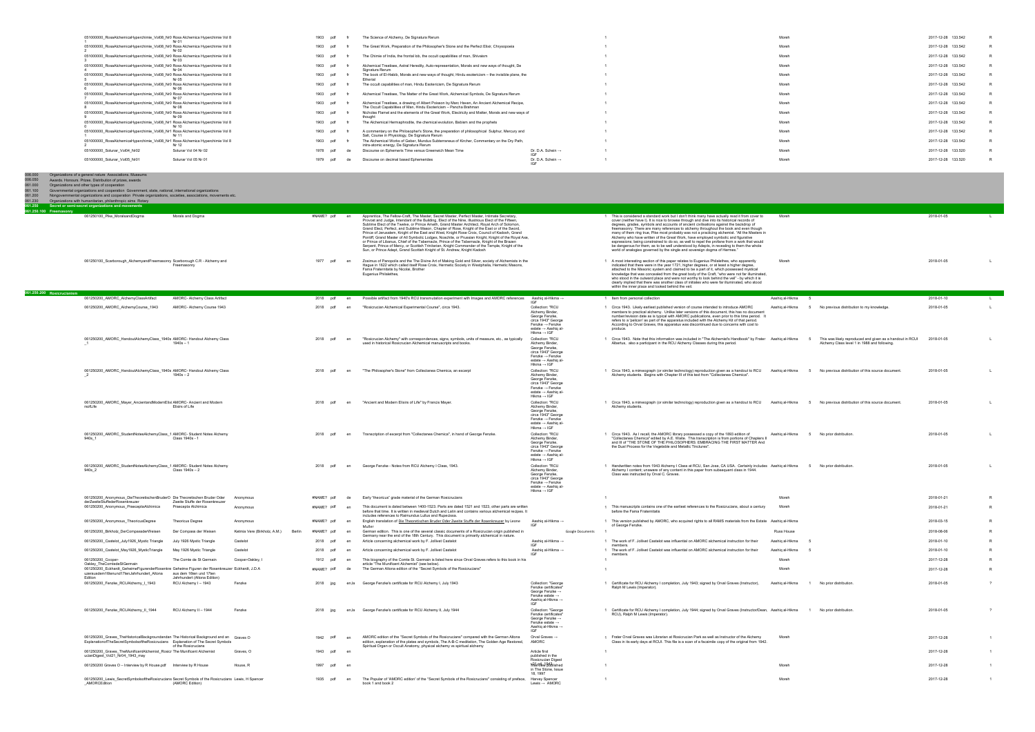| Code / Filename | Title | Author | Place | Year | Format | Lang | Description | Source | | Notes | Collection | | Distribution | Date | |
|---|---|---|---|---|---|---|---|---|---|---|---|---|---|---|---|
| 051000000_RossAlchemicaHyperchimie_Vol08_Nr01 | Rosa Alchemica Hyperchimie Vol 8 Nr 01 | | | 1903 | pdf | fr | The Science of Alchemy, De Signatura Rerum | | 1 | | Moreh | | | 2017-12-28 133.542 | R |
| 051000000_RossAlchemicaHyperchimie_Vol08_Nr02 | Rosa Alchemica Hyperchimie Vol 8 Nr 02 | | | 1903 | pdf | fr | The Great Work, Preparation of the Philosopher's Stone and the Perfect Elixir, Chrysopoeia | | 1 | | Moreh | | | 2017-12-28 133.542 | R |
| 051000000_RossAlchemicaHyperchimie_Vol08_Nr03 | Rosa Alchemica Hyperchimie Vol 8 Nr 03 | | | 1903 | pdf | fr | The Chimie of India, the frontal lob, the occult capabilities of man, Shivaism | | 1 | | Moreh | | | 2017-12-28 133.542 | R |
| 051000000_RossAlchemicaHyperchimie_Vol08_Nr04 | Rosa Alchemica Hyperchimie Vol 8 Nr 04 | | | 1903 | pdf | fr | Alchemical Treatises, Astral Heredity, Auto-representation, Morals and new ways of thought, De Signatura Rerum | | 1 | | Moreh | | | 2017-12-28 133.542 | R |
| 051000000_RossAlchemicaHyperchimie_Vol08_Nr05 | Rosa Alchemica Hyperchimie Vol 8 Nr 05 | | | 1903 | pdf | fr | The book of El-Habib, Morals and new ways of thought, Hindu esotericism – the invisible plane, the Etheral | | 1 | | Moreh | | | 2017-12-28 133.542 | R |
| 051000000_RossAlchemicaHyperchimie_Vol08_Nr06 | Rosa Alchemica Hyperchimie Vol 8 Nr 06 | | | 1903 | pdf | fr | The occult capabilities of man, Hindu Esotericism, De Signatura Rerum | | 1 | | Moreh | | | 2017-12-28 133.542 | R |
| 051000000_RossAlchemicaHyperchimie_Vol08_Nr07 | Rosa Alchemica Hyperchimie Vol 8 Nr 07 | | | 1903 | pdf | fr | Alchemical Treatises, The Matter of the Great Work, Alchemical Symbols, De Signatura Rerum | | 1 | | Moreh | | | 2017-12-28 133.542 | R |
| 051000000_RossAlchemicaHyperchimie_Vol08_Nr08 | Rosa Alchemica Hyperchimie Vol 8 Nr 08 | | | 1903 | pdf | fr | Alchemical Treatises, a drawing of Albert Poisson by Marc Haven, An Ancient Alchemical Recipe, The Occult Capabilities of Man, Hindu Esotericism – Pancha Brahman | | 1 | | Moreh | | | 2017-12-28 133.542 | R |
| 051000000_RossAlchemicaHyperchimie_Vol08_Nr09 | Rosa Alchemica Hyperchimie Vol 8 Nr 09 | | | 1903 | pdf | fr | Nicholas Flamel and the elements of the Great Work, Electricity and Matter, Morals and new ways of thought | | 1 | | Moreh | | | 2017-12-28 133.542 | R |
| 051000000_RossAlchemicaHyperchimie_Vol08_Nr10 | Rosa Alchemica Hyperchimie Vol 8 Nr 10 | | | 1903 | pdf | fr | The Alchemical Hermaphrodite, the chemical evolution, Balaam and the prophets | | 1 | | Moreh | | | 2017-12-28 133.542 | R |
| 051000000_RossAlchemicaHyperchimie_Vol08_Nr11 | Rosa Alchemica Hyperchimie Vol 8 Nr 11 | | | 1903 | pdf | fr | A commentary on the Philosopher's Stone, the preparation of philosophical Sulphur, Mercury and Salt, Course in Physiology, De Signatura Rerum | | 1 | | Moreh | | | 2017-12-28 133.542 | R |
| 051000000_RossAlchemicaHyperchimie_Vol08_Nr12 | Rosa Alchemica Hyperchimie Vol 8 Nr 12 | | | 1903 | pdf | fr | The Alchemical Works of Geber, Mundus Subterraneus of Kircher, Commentary on the Dry Path, intra-atomic energy, De Signatura Rerum | | 1 | | Moreh | | | 2017-12-28 133.542 | R |
| 051000000_Solunar_Vol04_Nr02 | Solunar Vol 04 Nr 02 | | | 1978 | pdf | de | Discourse on Ephemeris Time versus Greenwich Mean Time | Dr. D.A. Schein → IGF | 1 | | Moreh | | | 2017-12-28 133.520 | R |
| 051000000_Solunar_Vol05_Nr01 | Solunar Vol 05 Nr 01 | | | 1979 | pdf | de | Discourse on decimal based Ephemerides | Dr. D.A. Schein → IGF | 1 | | Moreh | | | 2017-12-28 133.520 | R |

006.000 Organizations of a general nature Associations. Museums
006.050 Awards. Honours. Prizes. Distribution of prizes, awards
061.000 Organizations and other types of cooperation
061.100 Governmental organizations and cooperation Government, state, national, international organizations
061.200 Nongovernmental organizations and cooperation Private organizations, societies, associations, movements etc.
061.230 Organizations with humanitarian, philanthropic aims Rotary

## 061.250 Secret or semi-secret organizations and movements

### 061.250.100 Freemasonry

| Code / Filename | Title | Author | Place | Year | Format | Lang | Description | Source | | Notes | Collection | | Distribution | Date | |
|---|---|---|---|---|---|---|---|---|---|---|---|---|---|---|---|
| 061250100_Pike_MoralsandDogma | Morals and Dogma | | | #NAME? | pdf | en | Apprentice, The Fellow-Craft, The Master, Secret Master, Perfect Master, Intimate Secretary, Provost and Judge, Intendant of the Building, Elect of the Nine, Illustrious Elect of the Fifteen, Sublime Elect of the Twelve, or Prince Ameth, Grand Master Architect, Royal Arch of Solomon, Grand Elect, Perfect, and Sublime Mason, Chapter of Rose, Knight of the East or of the Sword, Prince of Jerusalem, Knight of the East and West, Knight Rose Croix, Council of Kadosh, Grand Pontiff, Grand Master of All Symbolic Lodges, Noachite, or Prussian Knight, Knight of the Royal Axe, or Prince of Libanus, Chief of the Tabernacle, Prince of the Tabernacle, Knight of the Brazen Serpent, Prince of Mercy, or Scottish Trinitarian, Knight Commander of the Temple, Knight of the Sun, or Prince Adept, Grand Scottish Knight of St. Andrew, Knight Kadosh | | 1 | This is considered a standard work but I don't think many have actually read it from cover to cover (neither have I). It is nice to browse through and dive into its historical records of degrees, grades, symbols and accounts of ancient civilisations against the backdrop of freemasonry. There are many references to alchemy throughout the book and even though many of them ring true, Pike most probably was not a practicing alchemist. "All the Masters in Alchemy who have written of the Great Work, have employed symbolic and figurative expressions; being constrained to do so, as well to repel the profane from a work that would be dangerous for them, as to be well understood by Adepts, in revealing to them the whole world of analogies governed by the single and sovereign dogma of Hermes." | Moreh | | | 2018-01-05 | L |
| 061250100_Scarborough_AlchemyandFreemasonry | Scarborough C.R - Alchemy and Freemasonry | | | 1977 | pdf | en | Zosimus of Panopolis and the The Divine Art of Making Gold and Silver, society of Alchemists in the Hague in 1622 which called itself Rose Croix, Hermetic Society in Westphalia, Hermetic Masons, Fama Fraternitatis by Nicolai, Brother Eugenius Philalethes, | | 1 | A most interesting section of this paper relates to Eugenius Philalethes, who apparently indicated that there were in the year 1721, higher degrees, or at least a higher degree, attached to the Masonic system and claimed to be a part of it, which possessed mystical knowledge that was concealed from the great body of the Craft, "who were not far illuminated, who stood in the outward place and were not worthy to look behind the veil" - by which it is clearly implied that there was another class of initiates who were far illuminated, who stood within the inner place and looked behind the veil. | Moreh | | | 2018-01-05 | L |

### 061.250.200 Rosicrucianism

| Code / Filename | Title | Author | Place | Year | Format | Lang | Description | Source | | Notes | Collection | | Distribution | Date | |
|---|---|---|---|---|---|---|---|---|---|---|---|---|---|---|---|
| 061250200_AMORC_AlchemyClassArtifact | AMORC- Alchemy Class Artifact | | | 2018 | pdf | en | Possible artifact from 1940's RCU transmutation experiment with Images and AMORC references | Aashiq al-Hikma → IGF | 1 | Item from personal collection | Aashiq al-Hikma | 5 | | 2018-01-10 | L |
| 061250200_AMORC_AlchemyCourse_1943 | AMORC- Alchemy Course 1943 | | | 2018 | pdf | en | "Rosicrucian Alchemical Experimental Course", circa 1943. | Collection: "RCU Alchemy Binder, George Fenzke, circa 1943" George Fenzke → Fenzke estate → Aashiq al-Hikma → IGF | 1 | Circa 1943. Likely earliest published version of course intended to introduce AMORC members to practical alchemy. Unlike later versions of this document, this has no document number/revision date as is typical with AMORC publications, even prior to this time period. It refers to a 'pelican' as part of the apparatus included with the Alchemy Kit of that period. According to Orval Graves, this apparatus was discontinued due to concerns with cost to produce. | Aashiq al-Hikma | 5 | No previous distribution to my knowledge. | 2018-01-05 | L |
| 061250200_AMORC_HandoutAlchemyClass_1940s_1 | AMORC- Handout Alchemy Class 1940s – 1 | | | 2018 | pdf | en | "Rosicrucian Alchemy" with correspondences, signs, symbols, units of measure, etc., as typically used in historical Rosicrucian Alchemical manuscripts and books. | Collection: "RCU Alchemy Binder, George Fenzke, circa 1943" George Fenzke → Fenzke estate → Aashiq al-Hikma → IGF | 1 | Circa 1943. Note that this information was included in "The Alchemist's Handbook" by Frater Albertus, also a participant in the RCU Alchemy Classes during this period. | Aashiq al-Hikma | 5 | This was likely reproduced and given as a handout in RCUI Alchemy Class level 1 in 1988 and following. | 2018-01-05 | L |
| 061250200_AMORC_HandoutAlchemyClass_1940s_2 | AMORC- Handout Alchemy Class 1940s – 2 | | | 2018 | pdf | en | "The Philosopher's Stone" from Collectanea Chemica, an excerpt | Collection: "RCU Alchemy Binder, George Fenzke, circa 1943" George Fenzke → Fenzke estate → Aashiq al-Hikma → IGF | 1 | Circa 1943, a mimeograph (or similar technology) reproduction given as a handout to RCU Alchemy students. Begins with Chapter III of this text from "Collectanea Chemica". | Aashiq al-Hikma | 5 | No previous distribution of this source document. | 2018-01-05 | L |
| 061250200_AMORC_Mayer_AncientandModernElixirsofLife | AMORC- Ancient and Modern Elixirs of Life | | | 2018 | pdf | en | "Ancient and Modern Elixirs of Life" by Francis Mayer. | Collection: "RCU Alchemy Binder, George Fenzke, circa 1943" George Fenzke → Fenzke estate → Aashiq al-Hikma → IGF | 1 | Circa 1943, a mimeograph (or similar technology) reproduction given as a handout to RCU Alchemy students. | Aashiq al-Hikma | 5 | No previous distribution of this source document. | 2018-01-05 | L |
| 061250200_AMORC_StudentNotesAlchemyClass_1940s_1 | AMORC- Student Notes Alchemy Class 1940s - 1 | | | 2018 | pdf | en | Transcription of excerpt from "Collectanea Chemica", in hand of George Fenzke. | Collection: "RCU Alchemy Binder, George Fenzke, circa 1943" George Fenzke → Fenzke estate → Aashiq al-Hikma → IGF | 1 | Circa 1943. As I recall, the AMORC library possessed a copy of the 1893 edition of "Collectanea Chemica" edited by A.E. Waite. This transcription is from portions of Chapters II and III of "THE STONE OF THE PHILOSOPHERS: EMBRACING THE FIRST MATTER And the Dual Process for the Vegetable and Metallic Tinctures". | Aashiq al-Hikma | 5 | No prior distribution. | 2018-01-05 | L |
| 061250200_AMORC_StudentNotesAlchemyClass_1940s_2 | AMORC- Student Notes Alchemy Class 1940s – 2 | | | 2018 | pdf | en | George Fenzke - Notes from RCU Alchemy I Class, 1943. | Collection: "RCU Alchemy Binder, George Fenzke, circa 1943" George Fenzke → Fenzke estate → Aashiq al-Hikma → IGF | 1 | Handwritten notes from 1943 Alchemy I Class at RCU, San Jose, CA USA. Certainly includes Alchemy I content; unaware of any content in this paper from subsequent class in 1944. Class was instructed by Orval C. Graves. | Aashiq al-Hikma | 5 | No prior distribution. | 2018-01-05 | L |
| 061250200_Anonymous_DieTheoretischenBruderOderZweiteStuffederRosenkreuzer | Die Theoretischen Bruder Oder Zweite Stuffe der Rosenkreuzer | Anonymous | | #NAME? | pdf | de | Early "theoricus" grade material of the German Rosicrucians | | 1 | | Moreh | | | 2018-01-21 | R |
| 061250200_Anonymous_PraeceptaAlchimica | Praecepta Alchimica | Anonymous | | #NAME? | pdf | en | This document is dated between 1400-1523. Parts are dated 1521 and 1523, other parts are written before that time. It is written in medieval Dutch and Latin and contains various alchemical recipes. It includes references to Raimundus Lullus and Rupecissa. | | 1 | This manuscripta contains one of the earliest references to the Rosicrucians, about a century before the Fama Fraternitatis | Moreh | | | 2018-01-21 | R |
| 061250200_Anonymous_TheoricusDegree | Theoricus Degree | Anonymous | | #NAME? | pdf | en | English translation of Die Theoretischen Bruder Oder Zweite Stuffe der Rosenkreuzer by Leone Muller | Aashiq al-Hikma → IGF | 1 | This version published by AMORC, who acquired rights to all RAMS materials from the Estate of George Fenzke. | Aashiq al-Hikma | | | 2018-03-15 | R |
| 061250200_Birkholz_DerCompassderWeisen | Der Compass der Weisen | Ketmia Vere (Birkholz, A.M.) | Berlin | #NAME? | pdf | en | German edition. This is one of the several classic documents of a Rosicrucian origin published in Germany near the end of the 18th Century. This document is primarily alchemical in nature. | Google Documents | 1 | | Rusa House | | | 2018-06-06 | R |
| 061250200_Castelot_July1926_MysticTriangle | July 1926 Mystic Triangle | Castelot | | 2018 | pdf | en | Article concerning alchemical work by F. Jollivet Castelot | Aashiq al-Hikma → IGF | 1 | The work of F. Jollivet Castelot was influential on AMORC alchemical instruction for their members. | Aashiq al-Hikma | 5 | | 2018-01-10 | R |
| 061250200_Castelot_May1926_MysticTriangle | May 1926 Mystic Triangle | Castelot | | 2018 | pdf | en | Article concerning alchemical work by F. Jollivet Castelot | Aashiq al-Hikma → IGF | 1 | The work of F. Jollivet Castelot was influential on AMORC alchemical instruction for their members. | Aashiq al-Hikma | 5 | | 2018-01-10 | R |
| 061250200_Cooper-Oakley_TheComtedeStGermain | The Comte de St Germain | Cooper-Oakley, I | | 1912 | pdf | en | This biography of the Comte St. Germain is listed here since Orval Graves refers to this book in his article "The Munificent Alchemist" (see below). | | 1 | | Moreh | | | 2017-12-28 | R |
| 061250200_Eckhardt_GeheimeFigurenderRosenkreuzeraussdem16tenund17tenJahrhundert_Altona Edition | Geheime Figuren der Rosenkreuzer aus dem 16ten und 17ten Jahrhundert (Altona Edition) | Eckhardt, J.D.A | | #NAME? | pdf | de | The German Altona edition of the "Secret Symbols of the Rosicrucians" | | 1 | | Moreh | | | 2017-12-28 | R |
| 061250200_Fenzke_RCUAlchemy_I_1943 | RCU Alchemy I – 1943 | Fenzke | | 2018 | jpg | en,la | George Fenzke's certificate for RCU Alchemy I, July 1943 | Collection: "George Fenzke certificates" George Fenzke → Fenzke estate → Aashiq al-Hikma → IGF | 1 | Certificate for RCU Alchemy I completion, July 1943; signed by Orval Graves (Instructor), Ralph M Lewis (Imperator). | Aashiq al-Hikma | 1 | No prior distribution. | 2018-01-05 | ? |
| 061250200_Fenzke_RCUAlchemy_II_1944 | RCU Alchemy II – 1944 | Fenzke | | 2018 | jpg | en,la | George Fenzke's certificate for RCU Alchemy II, July 1944 | Collection: "George Fenzke certificates" George Fenzke → Fenzke estate → Aashiq al-Hikma → IGF | 1 | Certificate for RCU Alchemy I completion, July 1944; signed by Orval Graves (Instructor/Dean, RCU), Ralph M Lewis (Imperator). | Aashiq al-Hikma | 1 | No prior distribution. | 2018-01-05 | ? |
| 061250200_Graves_TheHistoricalBackgroundandanExplanationofTheSecretSymbolsoftheRosicrucians | The Historical Background and an Explanation of The Secret Symbols of the Rosicrucians | Graves O | | 1942 | pdf | en | AMORC edition of the "Secret Symbols of the Rosicrucians" compared with the German Altona edition, explanation of the plates and symbols, The A-B-C meditation, The Golden Age Restored, Spiritual Organ or Occult Anatomy, physical alchemy vs spiritual alchemy | Orval Graves → AMORC | 1 | Frater Orval Graves was Librarian at Rosicrucian Park as well as Instructor of the Alchemy Class in its early days at RCUI. This file is a scan of a facsimile copy of the original from 1942. | Moreh | | | 2017-12-28 | 1 |
| 061250200_Graves_TheMunificentAlchemist_RosicrucianDigest_Vol21_Nr04_1943_may | The Munificent Alchemist | Graves, O | | 1943 | pdf | en | | Article first published in the Rosicrucian Digest Vol 21, Nr 4 | 1 | | | | | 2017-12-28 | 1 |
| 061250200 Graves O – Interview by R House.pdf | Interview by R House | House, R | | 1997 | pdf | en | | Interview published in The Stone, Issue 18, 1997 | 1 | | Moreh | | | 2017-12-28 | 1 |
| 061250200_Lewis_SecretSymbolsoftheRosicrucians_AMORCEdition | Secret Symbols of the Rosicrucians (AMORC Edition) | Lewis, H Spencer | | 1935 | pdf | en | The Popular of 'AMORC edition' of the "Secret Symbols of the Rosicrucians" consisting of preface, book 1 and book 2 | Harvey Spencer Lewis → AMORC | 1 | | Moreh | | | 2017-12-28 | 1 |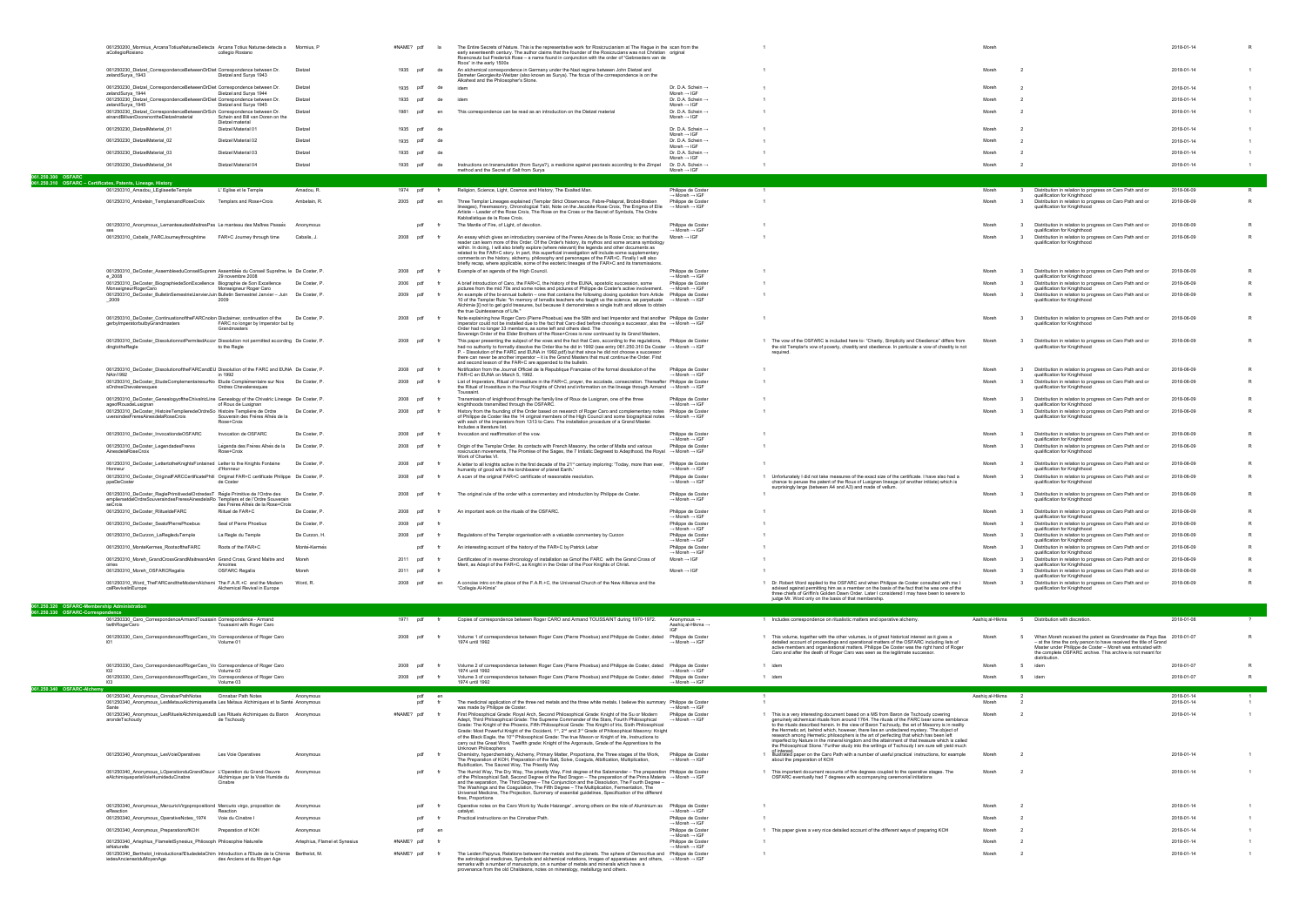| Filename | Title | Author | Year | Format | Lang | Description | Source | | Remarks | Owner | | Reason | Date | |
|---|---|---|---|---|---|---|---|---|---|---|---|---|---|---|
| 061250200_Mormius_ArcanaTotiusNaturaeDetecta aCollegioRosiano | Arcana Totius Naturae detecta a collegio Rosiano | Mormius, P | #NAME? | pdf | la | The Entire Secrets of Nature. This is the representative work for Rosicrucianism at The Hague in the early seventeenth century. The author claims that the founder of the Rosicrucians was not Christian Rosencreutz but Frederick Rose – a name found in conjunction with the order of "Gebroeders van de Roos" in the early 1500s | scan from the original | 1 | | Moreh | | | 2018-01-14 | R |
| 061250230_Dietzel_CorrespondenceBetweenDrDiet zelandSurya_1943 | Correspondence between Dr. Dietzel and Surya 1943 | Dietzel | 1935 | pdf | de | An alchemical correspondence in Germany under the Nazi regime between John Dietzel and Demeter Georgievitz-Weitzer (also known as Surya). The focus of the correspondence is on the Alkahest and the Philosopher's Stone. | | 1 | | Moreh | 2 | | 2018-01-14 | 1 |
| 061250230_Dietzel_CorrespondenceBetweenDrDiet zelandSurya_1944 | Correspondence between Dr. Dietzel and Surya 1944 | Dietzel | 1935 | pdf | de | idem | Dr. D.A. Schein → Moreh → IGF | 1 | | Moreh | 2 | | 2018-01-14 | 1 |
| 061250230_Dietzel_CorrespondenceBetweenDrDiet zelandSurya_1945 | Correspondence between Dr. Dietzel and Surya 1945 | Dietzel | 1935 | pdf | de | idem | Dr. D.A. Schein → Moreh → IGF | 1 | | Moreh | 2 | | 2018-01-14 | 1 |
| 061250230_Dietzel_CorrespondenceBetweenDrSch einandBillvanDoorenontheDietzelmaterial | Correspondence between Dr. Schein and Bill van Dooren on the Dietzel material | Dietzel | 1981 | pdf | en | This correspondence can be read as an introduction on the Dietzel material | Dr. D.A. Schein → Moreh → IGF | 1 | | Moreh | 2 | | 2018-01-14 | 1 |
| 061250230_DietzelMaterial_01 | Dietzel Material 01 | Dietzel | 1935 | pdf | de | | Dr. D.A. Schein → Moreh → IGF | 1 | | Moreh | 2 | | 2018-01-14 | 1 |
| 061250230_DietzelMaterial_02 | Dietzel Material 02 | Dietzel | 1935 | pdf | de | | Dr. D.A. Schein → Moreh → IGF | 1 | | Moreh | 2 | | 2018-01-14 | 1 |
| 061250230_DietzelMaterial_03 | Dietzel Material 03 | Dietzel | 1935 | pdf | de | | Dr. D.A. Schein → Moreh → IGF | 1 | | Moreh | 2 | | 2018-01-14 | 1 |
| 061250230_DietzelMaterial_04 | Dietzel Material 04 | Dietzel | 1935 | pdf | de | Instructions on transmutation (from Surya?), a medicine against psoriasis according to the Zimpel method and the Secret of Salt from Surya | Dr. D.A. Schein → Moreh → IGF | 1 | | Moreh | 2 | | 2018-01-14 | 1 |
| **061.250.300 OSFARC** | | | | | | | | | | | | | | |
| **061.250.310 OSFARC – Certificates, Patents, Lineage, History** | | | | | | | | | | | | | | |
| 061250310_Amadou_LEgliseetleTemple | L'Eglise et le Temple | Amadou, R. | 1974 | pdf | fr | Religion, Science, Light, Cosmos and History, The Exalted Man. | Philippe de Coster → Moreh → IGF | 1 | | Moreh | 3 | Distribution in relation to progress on Caro Path and or qualification for Knighthood | 2018-06-09 | R |
| 061250310_Ambelain_TemplarsandRoseCroix | Templars and Rose+Croix | Ambelain, R. | 2005 | pdf | en | Three Templar Lineages explained (Templar Strict Observance, Fabre-Palaprat, Bindel-Braben lineages), Freemasonry, Chronological Tabl, Note on the Jacobite Rose Croix, The Enigma of Elie Artiste – Leader of the Rose Croix, The Rose on the Cross or the Secret of Symbols, The Ordre Kabbalistique de la Rose Croix. | Philippe de Coster → Moreh → IGF | 1 | | Moreh | 3 | Distribution in relation to progress on Caro Path and or qualification for Knighthood | 2018-06-09 | R |
| 061250310_Anonymous_LemanteaudesMaitresPass ees | Le manteau des Maîtres Passés | Anonymous | | pdf | fr | The Mantle of Fire, of Light, of devotion. | Philippe de Coster → Moreh → IGF | 1 | | Moreh | 3 | Distribution in relation to progress on Caro Path and or qualification for Knighthood | 2018-06-09 | R |
| 061250310_Caballe_FARCJourneythroughtime | FAR+C Journey through time | Caballe, J. | 2008 | pdf | fr | An essay which gives an introductory overview of the Freres Aines de la Rosie Croix; so that the reader can learn more of this Order. Of the Order's history, its mythos and some arcana symbology within. In doing, I will also briefly explore (where relevant) the legends and other documents as related to the FAR+C's story. In part, this superficial investigation will include some supplementary comments on the history, alchemy, philosophy and personages of the FAR+C. Finally I will also briefly recap, where applicable, some of the esoteric lineages of the FAR+C and its transmissions. | Moreh → IGF | 1 | | Moreh | 3 | Distribution in relation to progress on Caro Path and or qualification for Knighthood | 2018-06-09 | R |
| 061250310_DeCoster_AssembleeduConseilSuprem e_2008 | Assemblée du Conseil Suprême, le 29 novembre 2008 | De Coster, P. | 2008 | pdf | fr | Example of an agenda of the High Council. | Philippe de Coster → Moreh → IGF | 1 | | Moreh | 3 | Distribution in relation to progress on Caro Path and or qualification for Knighthood | 2018-06-09 | R |
| 061250310_DeCoster_BiographiedeSonExcellence MonseigneurRogerCaro | Biographie de Son Excellence Monseigneur Roger Caro | De Coster, P. | 2006 | pdf | fr | A brief introduction of Caro, the FAR+C, the history of the EUNA, apostolic succession, some pictures from the mid 70s and some notes and pictures of Philippe de Coster's active involvement. | Philippe de Coster → Moreh → IGF | 1 | | Moreh | 3 | Distribution in relation to progress on Caro Path and or qualification for Knighthood | 2018-06-09 | R |
| 061250310_DeCoster_BulletinSemestrielJanvierJuin _2009 | Bulletin Semestriel Janvier – Juin 2009 | De Coster, P. | 2009 | pdf | fr | An example of the bi-annual bulletin – one that contains the following closing quotation from Article 10 of the Templar Rule: "In memory of Ismaïlis teachers who taught us the science, we perpetuate Alchimie [I] not to get gold treasures, but because it demonstrates a single truth and allows to obtain the true Quintessence of Life." | Philippe de Coster → Moreh → IGF | 1 | | Moreh | 3 | Distribution in relation to progress on Caro Path and or qualification for Knighthood | 2018-06-09 | R |
| 061250310_DeCoster_ContinuationoftheFARCnotin gerbyImperatorbutbyGrandmasters | Disclaimer, continuation of the FARC no longer by Imperator but by Grandmasters | De Coster, P. | 2008 | pdf | fr | Note explaining how Roger Caro (Pierre Phoebus) was the 58th and last Imperator and that another imperator could not be installed due to the fact that Caro died before choosing a successor, also the Order had no longer 33 members, as some left and others died. The Sovereign Order of the Elder Brothers of the Rose+Cross is now continued by its Grand Masters. | Philippe de Coster → Moreh → IGF | 1 | | Moreh | 3 | Distribution in relation to progress on Caro Path and or qualification for Knighthood | 2018-06-09 | R |
| 061250310_DeCoster_DissolutionnotPermittedAccor dingtotheRegle | Dissolution not permitted according to the Regle | De Coster, P. | 2008 | pdf | fr | This paper presenting the subject of the vows and the fact that Caro, according to the regulations, had no authority to formally dissolve the Order like he did in 1992 (see entry 061.250.310 De Coster P. - Dissolution of the FARC and EUNA in 1992.pdf) but that since he did not choose a successor there can never be another imperator – it is the Grand Masters that must continue the Order. First and second lesson of the FAR+C are appended to the bulletin. | Philippe de Coster → Moreh → IGF | 1 | The vow of the OSFARC is included here to: "Charity, Simplicity and Obedience" differs from the old Templar's vow of poverty, chastity and obedience. In particular a vow of chastity is not required. | Moreh | 3 | Distribution in relation to progress on Caro Path and or qualification for Knighthood | 2018-06-09 | R |
| 061250310_DeCoster_DissolutionoftheFARCandEU NAin1992 | Dissolution of the FARC and EUNA in 1992 | De Coster, P. | 2008 | pdf | fr | Notification from the Journal Officiel de la Republique Francaise of the formal dissolution of the FAR+C en EUNA on March 5, 1992. | Philippe de Coster → Moreh → IGF | 1 | | Moreh | 3 | Distribution in relation to progress on Caro Path and or qualification for Knighthood | 2018-06-09 | R |
| 061250310_DeCoster_EtudeComplementairesurNo sOrdresChevaleresques | Etude Complémentaire sur Nos Ordres Chevaleresques | De Coster, P. | 2008 | pdf | fr | List of Imperators, Ritual of Investiture in the FAR+C, prayer, the accolade, consecration. Thereafter the Ritual of Investiture in the Pour Knights of Christ and information on the lineage through Armand Toussaint. | Philippe de Coster → Moreh → IGF | 1 | | Moreh | 3 | Distribution in relation to progress on Caro Path and or qualification for Knighthood | 2018-06-09 | R |
| 061250310_DeCoster_GenealogyoftheChivalricLine ageofRouadeLusignan | Genealogy of the Chivalric Lineage of Roua de Lusignan | De Coster, P. | 2008 | pdf | fr | Transmission of knighthood through the family line of Roux de Lusignan, one of the three knighthoods transmitted through the OSFARC. | Philippe de Coster → Moreh → IGF | 1 | | Moreh | 3 | Distribution in relation to progress on Caro Path and or qualification for Knighthood | 2018-06-09 | R |
| 061250310_DeCoster_HistoireTemplieredeOrdreSo uvenirdesFreresAinesdelaRoseCroix | Histoire Templiere de Ordre Souvenir des Freres Aines de la Rose+Croix | De Coster, P. | 2008 | pdf | fr | History from the founding of the Order based on research of Roger Caro and complementary notes of Philippe de Coster like the 14 original members of the High Council and some biographical notes with each of the imperators from 1313 to Caro. The installation procedure of a Grand Master. Includes a literature list. | Philippe de Coster → Moreh → IGF | 1 | | Moreh | 3 | Distribution in relation to progress on Caro Path and or qualification for Knighthood | 2018-06-09 | R |
| 061250310_DeCoster_InvocationdeOSFARC | Invocation de OSFARC | De Coster, P. | 2008 | pdf | fr | Invocation and reaffirmation of the vow. | Philippe de Coster → Moreh → IGF | 1 | | Moreh | 3 | Distribution in relation to progress on Caro Path and or qualification for Knighthood | 2018-06-09 | R |
| 061250310_DeCoster_LegendadesFreres AinesdelaRoseCroix | Légende des Frères Aînés de la Rose+Croix | De Coster, P. | 2008 | pdf | fr | Origin of the Templar Order, its contacts with French Masonry, the order of Malta and various rosicrucian movements; The Promise of the Sages, the 7 Initiatic Degreed to Adepthood, the Royal Work of Charles VI. | Philippe de Coster → Moreh → IGF | 1 | | Moreh | 3 | Distribution in relation to progress on Caro Path and or qualification for Knighthood | 2018-06-09 | R |
| 061250310_DeCoster_LettertotheKnightsFontaine Honneur | Letter to the Knights Fontaine d'Honneur | De Coster, P. | 2008 | pdf | fr | A letter to all knights active in the first decade of the 21st century imploring: "Today, more than ever, humanity of good will is the torchbearer of planet Earth." | Philippe de Coster → Moreh → IGF | 1 | | Moreh | 3 | Distribution in relation to progress on Caro Path and or qualification for Knighthood | 2018-06-09 | R |
| 061250310_DeCoster_OriginalFARCCertificatePhili ppeDeCoster | Original FAR+C certificate Philippe de Coster | De Coster, P. | 2008 | pdf | fr | A scan of the original FAR+C certificate of reasonable resolution. | Philippe de Coster → Moreh → IGF | 1 | Unfortunately I did not take measures of the exact size of the certificate. I have also had a chance to peruse the patent of the Roux of Lusignan lineage (of another initiate) which is surprisingly large (between A4 and A3) and made of vellum. | Moreh | 3 | Distribution in relation to progress on Caro Path and or qualification for Knighthood | 2018-06-09 | R |
| 061250310_DeCoster_ReglePrimitivedeOrdredesT empliersetdelOrdreSouverainedesFreresAinesdelaRo seCroix | Règle Primitive de l'Ordre des Templiers et de l'Ordre Souverain des Frères Aînés de la Rose+Croix | De Coster, P. | 2008 | pdf | fr | The original rule of the order with a commentary and introduction by Philippe de Coster. | Philippe de Coster → Moreh → IGF | 1 | | Moreh | 3 | Distribution in relation to progress on Caro Path and or qualification for Knighthood | 2018-06-09 | R |
| 061250310_DeCoster_RitueldeFARC | Rituel de FAR+C | De Coster, P. | 2008 | pdf | fr | An important work on the rituals of the OSFARC. | Philippe de Coster → Moreh → IGF | 1 | | Moreh | 3 | Distribution in relation to progress on Caro Path and or qualification for Knighthood | 2018-06-09 | R |
| 061250310_DeCoster_SealofPierrePhoebus | Seal of Pierre Phoebus | De Coster, P. | 2008 | pdf | fr | | Philippe de Coster → Moreh → IGF | 1 | | Moreh | 3 | Distribution in relation to progress on Caro Path and or qualification for Knighthood | 2018-06-09 | R |
| 061250310_DeCurzon_LaRegleduTemple | La Regle du Temple | De Curzon, H. | 2008 | pdf | fr | Regulations of the Templar organisation with a valuable commentary by Curzon | Philippe de Coster → Moreh → IGF | 1 | | Moreh | 3 | Distribution in relation to progress on Caro Path and or qualification for Knighthood | 2018-06-09 | R |
| 061250310_MonteKermes_RootsoftheFARC | Roots of the FAR+C | Monté-Kermes | | pdf | fr | An interesting account of the history of the FAR+C by Patrick Leiar | Philippe de Coster → Moreh → IGF | 1 | | Moreh | 3 | Distribution in relation to progress on Caro Path and or qualification for Knighthood | 2018-06-09 | R |
| 061250310_Moreh_GrandCrossGrandMaitreandAm oiries | Grand Cross, Grand Maitre and Amoiries | Moreh | 2011 | pdf | fr | Certificates of in reverse chronology of installation as Gmof the FARC with the Grand Cross of Merit, as Adept of the FAR+C, as Knight in the Order of the Poor Knights of Christ. | Moreh → IGF | 1 | | Moreh | 3 | Distribution in relation to progress on Caro Path and or qualification for Knighthood | 2018-06-09 | R |
| 061250310_Moreh_OSFARCRegalia | OSFARC Regalia | Moreh | 2011 | pdf | fr | | Moreh → IGF | 1 | | Moreh | 3 | Distribution in relation to progress on Caro Path and or qualification for Knighthood | 2018-06-09 | R |
| 061250310_Word_TheFARCandtheModernAlchemi calRevivalinEurope | The F.A.R.+C. and the Modern Alchemical Revival in Europe | Word, R. | 2008 | pdf | en | A concise intro on the place of the F.A.R.+C, the Universal Church of the New Alliance and the "Collegia Al-Kimia" | Philippe de Coster → Moreh → IGF | 1 | Dr. Robert Word applied to the OSFARC and when Philippe de Coster consulted with me I advised against permitting him as a member on the basis of the fact that he was one of the three chiefs of Griffin's Golden Dawn Order. Later I considered I may have been to severe to judge Mr. Word only on the basis of that membership. | Moreh | 3 | Distribution in relation to progress on Caro Path and or qualification for Knighthood | 2018-06-09 | R |
| **061.250.320 OSFARC-Membership Administration** | | | | | | | | | | | | | | |
| **061.250.330 OSFARC-Correspondence** | | | | | | | | | | | | | | |
| 061250330_Caro_CorrespondenceArmandToussain twithRogerCaro | Correspondence - Armand Toussaint with Roger Caro | | 1971 | pdf | fr | Copies of correspondence between Roger CARO and Armand TOUSSAINT during 1970-1972. | Anonymous → Aashiq al-Hikma → IGF | 1 | Includes correspondence on ritualistic matters and operative alchemy. | Aashiq al-Hikma | 5 | Distribution with discretion. | 2018-01-08 | ? |
| 061250330_Caro_CorrespondenceofRogerCaro_Vo l01 | Correspondence of Roger Caro Volume 01 | | 2008 | pdf | fr | Volume 1 of correspondence between Roger Care (Pierre Phoebus) and Philippe de Coster, dated 1974 until 1992 | Philippe de Coster → Moreh → IGF | 1 | This volume, together with the other volumes, is of great historical interest as it gives a detailed account of proceedings and operational matters of the OSFARC including lists of active members and organisational matters. Philippe De Coster was the right hand of Roger Caro and after the death of Roger Caro was seen as the legitimate successor. | Moreh | 5 | When Moreh received the patent as Grandmaster de Pays Bas – at the time the only person to have received the title of Grand Master under Philippe de Coster – Moreh was entrusted with the complete OSFARC archive. This archive is not meant for distribution. | 2018-01-07 | R |
| 061250330_Caro_CorrespondenceofRogerCaro_Vo l02 | Correspondence of Roger Caro Volume 02 | | 2008 | pdf | fr | Volume 2 of correspondence between Roger Care (Pierre Phoebus) and Philippe de Coster, dated 1974 until 1992 | Philippe de Coster → Moreh → IGF | 1 | idem | Moreh | 5 | idem | 2018-01-07 | R |
| 061250330_Caro_CorrespondenceofRogerCaro_Vo l03 | Correspondence of Roger Caro Volume 03 | | 2008 | pdf | fr | Volume 3 of correspondence between Roger Care (Pierre Phoebus) and Philippe de Coster, dated 1974 until 1992 | Philippe de Coster → Moreh → IGF | 1 | idem | Moreh | 5 | idem | 2018-01-07 | R |
| **061.250.340 OSFARC-Alchemy** | | | | | | | | | | | | | | |
| 061250340_Anonymous_CinnabarPathNotes | Cinnabar Path Notes | Anonymous | | pdf | en | | | 1 | | Aashiq al-Hikma | 2 | | 2018-01-14 | 1 |
| 061250340_Anonymous_LesMetauxAlchimiquesetla Sante | Les Metaux Alchimiques et la Santé | Anonymous | | pdf | fr | The medicinal application of the three red metals and the three white metals. I believe this summary was made by Philippe de Coster. | Philippe de Coster → Moreh → IGF | 1 | | Moreh | 2 | | 2018-01-14 | 1 |
| 061250340_Anonymous_LesRituelsAlchimiquesduB arondeTschoudy | Les Rituels Alchimiques du Baron de Tschoudy | Anonymous | #NAME? | pdf | fr | First Philosophical Grade: Royal Arch, Second Philosophical Grade: Knight of the Su or Modern Adept, Third Philosophical Grade: The Supreme Commander of the Stars, Fourth Philosophical Grade: The Knight of the Phoenix, Fifth Philosophical Grade: The Knight of Iris, Sixth Philosophical Grade: Most Powerful Knight of the Occident. 1st, 2nd and 3rd Grade of Philosophical Masonry: Knight of the Black Eagle, the 10th Philosophical Grade: The true Mason or Knight of Iris, Instructions to carry out the Great Work, Twelfth grade: Knight of the Argonauts, Grade of the Apprentices to the Unknown Philosophers | Philippe de Coster → Moreh → IGF | 1 | This is a very interesting document based on a MS from Baron de Tschoudy covering genuinely alchemical rituals from around 1764. The rituals of the FARC bear some semblance to the rituals described herein. In the view of Baron Tschoudy, the art of Masonry is in reality the Hermetic art, behind which, however, there lies an undeclared mystery: 'The object of research among Hermetic philosophers is the art of perfecting that which has been left imperfect by Nature in the mineral kingdom and the attainment of that treasure which is called the Philosophical Stone.' Further study into the writings of Tschoudy I am sure will yield much of interest. | Moreh | 2 | | 2018-01-14 | 1 |
| 061250340_Anonymous_LesVoieOperatives | Les Voie Operatives | Anonymous | | pdf | fr | Chemistry, hyperchemistry, Alchemy, Primary Matter, Proportions, the Three stages of the Work, The Preparation of KOH, Preparation of the Salt, Solve, Coagula, Albification, Multiplication, Rubification, The Sacred Way, The Priestly Way | Philippe de Coster → Moreh → IGF | 1 | Illustrated paper on the Caro Path with a number of useful practical instructions, for example about the preparation of KOH | Moreh | 2 | | 2018-01-14 | 1 |
| 061250340_Anonymous_LOperationduGrandOeuvr eAlchimiqueparlaVoieHumideduCinabre | L'Operation du Grand Oeuvre Alchimique par la Voie Humide du Cinabre | Anonymous | | pdf | fr | The Humid Way, The Dry Way, The priestly Way, First degree of the Salamander – The preparation of the Philosophical Salt, Second Degree of the Red Dragon – The preparation of the Prima Materia and the separation, The Third Degree – The Conjunction and the Dissolution, The Fourth Degree – The Washings and the Coagulation, The Fifth Degree – The Multiplication, Fermentation, The Universal Medicine, The Projection, Summary of essential guidelines, Specification of the different fires, Proportions | Philippe de Coster → Moreh → IGF | 1 | This important document recounts of five degrees coupled to the operative stages. The OSFARC eventually had 7 degrees with accompanying ceremonial initiations | Moreh | 2 | | 2018-01-14 | 1 |
| 061250340_Anonymous_MercurioVirgopropositiond eReaction | Mercurio virgo, proposition de Reaction | Anonymous | | pdf | fr | Operative notes on the Caro Work by 'Aude Hatzange', among others on the role of Aluminium as catalyst. | Philippe de Coster → Moreh → IGF | 1 | | Moreh | 2 | | 2018-01-14 | 1 |
| 061250340_Anonymous_OperativeNotes_1974 | Voie du Cinabre I | Anonymous | | pdf | fr | Practical instructions on the Cinnabar Path. | Philippe de Coster → Moreh → IGF | 1 | | Moreh | 2 | | 2018-01-14 | 1 |
| 061250340_Anonymous_PreparationofKOH | Preparation of KOH | Anonymous | | pdf | en | | Philippe de Coster → Moreh → IGF | 1 | This paper gives a very nice detailed account of the different ways of preparing KOH | Moreh | 2 | | 2018-01-14 | 1 |
| 061250340_Artephius_FlameletSynesius_Philosoph ieNaturelle | Philosophie Naturelle | Artephius, Flamel et Synesius | #NAME? | pdf | fr | | Philippe de Coster → Moreh → IGF | 1 | | Moreh | 2 | | 2018-01-14 | 1 |
| 061250340_Berthelot_IntroductionalEtudedelaChim iedesAnciensetduMoyenAge | Introduction a l'Etude de la Chimie des Anciens et du Moyen Age | Berthelot, M. | #NAME? | pdf | fr | The Leiden Papyrus, Relations between the metals and the planets. The sphere of Democritus and the astrological medicines, Symbols and alchemical notations, Images of apparatuses and others, remarks with a number of manuscripts, on a number of metals and minerals which have a provenance from the old Chaldeans, notes on mineralogy, metallurgy and others. | Philippe de Coster → Moreh → IGF | 1 | | Moreh | 2 | | 2018-01-14 | 1 |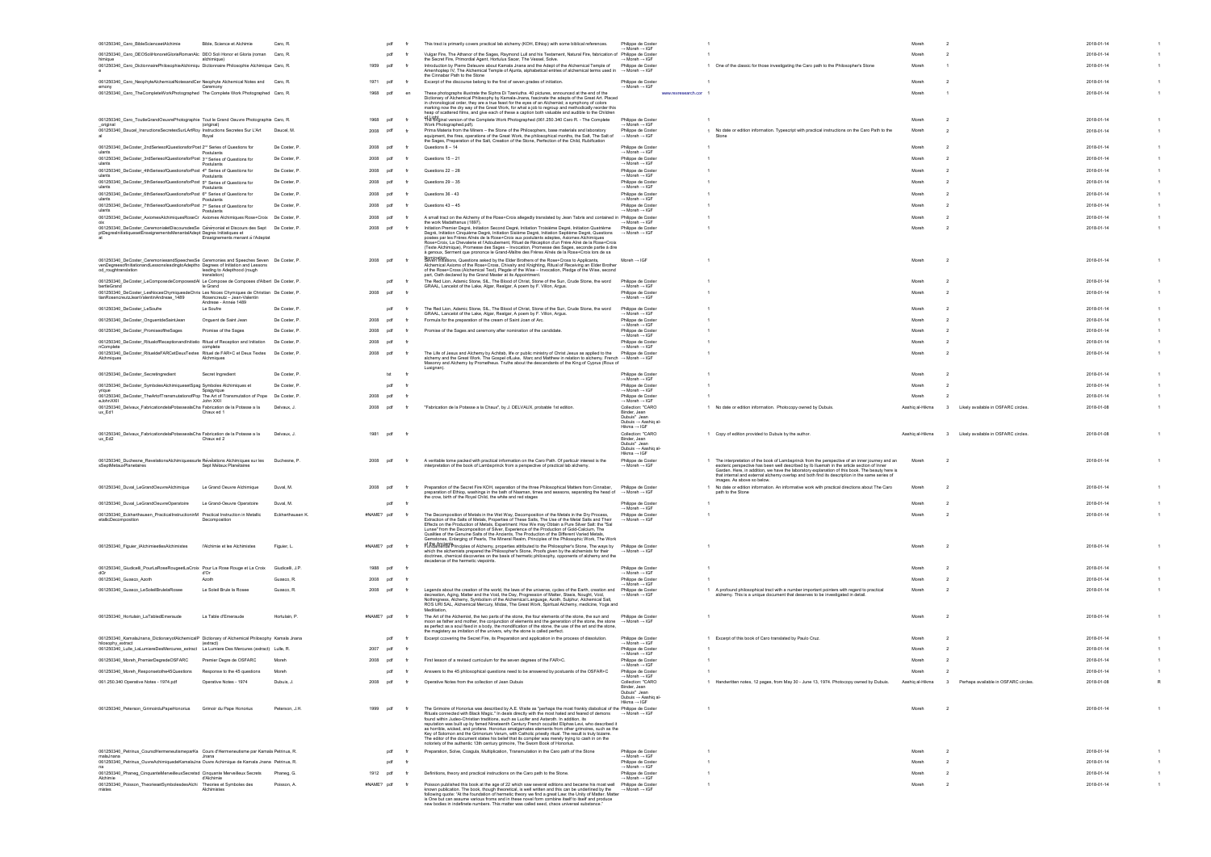| 061250340_Caro_BibleScienceetAlchimie | Bible, Science et Alchimie | Caro, R. | | pdf | fr | This tract is primarily covers practical lab alchemy (KOH, Ethiop) with some biblical references. | Philippe de Coster → Moreh → IGF | 1 | | Moreh | 2 | | 2018-01-14 | 1 |
|---|---|---|---|---|---|---|---|---|---|---|---|---|---|---|
| 061250340_Caro_DEOSoliHonoretGloriaRomanAlchimique | DEO Soli Honor et Gloria (roman alchimique) | Caro, R. | | pdf | fr | Vulgar Fire, The Athanor of the Sages, Raymond Lull and his Testament, Natural Fire, fabrication of the Secret Fire, Primordial Agent, Hortulus Sacer, The Vessel, Solve. | Philippe de Coster → Moreh → IGF | 1 | | Moreh | 2 | | 2018-01-14 | 1 |
| 061250340_Caro_DictionnairePhilosophieAlchimique | Dictionnaire Philosophie Alchimique | Caro, R. | 1959 | pdf | fr | Introduction by Pierre Delsaux about Kamala Jnana and the Adept of the Alchemical Temple of Amenhoptep IV, The Alchemical Temple of Ajunta, alphabetical entries of alchemical terms used in the Cinnabar Path to the Stone | Philippe de Coster → Moreh → IGF | 1 | One of the classic for those investigating the Caro path to the Philosopher's Stone | Moreh | 1 | | 2018-01-14 | 1 |
| 061250340_Caro_NeophyteAlchemicalNotesandCeremony | Neophyte Alchemical Notes and Ceremony | Caro, R. | 1971 | pdf | en | Excerpt of the discourse belong to the first of seven grades of initiation. | Philippe de Coster → Moreh → IGF | 1 | | Moreh | 2 | | 2018-01-14 | 1 |
| 061250340_Caro_TheCompleteWorkPhotographed | The Complete Work Photographed | Caro, R. | 1968 | pdf | en | These photographs illustrate the Siphra Di Tzeniutha. 40 pictures, announced at the end of the Dictionary of Alchemical Philosophy by Kamala-Jnana, fascinate the adepts of the Great Art. Placed in chronological order, they are a true feast for the eyes of an Alchemist: a symphony of colors marking now the dry way of the Great Work, for what a job to regroup and methodically render this heap of scattered films, and give each of these a caption both valuable and audible to the Children of Light. | www.rexresearch.com | 1 | | Moreh | 1 | | 2018-01-14 | 1 |
| 061250340_Caro_TouteGrandOeuvrePhotographie_original | Tout le Grand Oeuvre Photographie (original) | Caro, R. | 1968 | pdf | fr | The original version of the Complete Work Photographed (061.250.340 Caro R. - The Complete Work Photographed.pdf). | Philippe de Coster → Moreh → IGF | 1 | | Moreh | 2 | | 2018-01-14 | 1 |
| 061250340_Daucel_InsructionsSecretesSurLArtRoyal | Instructions Secretes Sur L'Art Royal | Daucel, M. | 2008 | pdf | fr | Prima Materia from the Miners – the Stone of the Philosophers, base materials and laboratory equipment, the fires, operations of the Great Work, the philosophical months, the Salt, The Salt of the Sages, Preparation of the Salt, Creation of the Stone, Perfection of the Child, Rubification | Philippe de Coster → Moreh → IGF | 1 | No date or edition information. Typescript with practical instructions on the Caro Path to the Stone | Moreh | 2 | | 2018-01-14 | 1 |
| 061250340_DeCoster_2ndSeriesofQuestionsforPostulants | 2nd Series of Questions for Postulants | De Coster, P. | 2008 | pdf | fr | Questions 8 – 14 | Philippe de Coster → Moreh → IGF | 1 | | Moreh | 2 | | 2018-01-14 | 1 |
| 061250340_DeCoster_3rdSeriesofQuestionsforPostulants | 3rd Series of Questions for Postulants | De Coster, P. | 2008 | pdf | fr | Questions 15 – 21 | Philippe de Coster → Moreh → IGF | 1 | | Moreh | 2 | | 2018-01-14 | 1 |
| 061250340_DeCoster_4thSeriesofQuestionsforPostulants | 4th Series of Questions for Postulants | De Coster, P. | 2008 | pdf | fr | Questions 22 – 28 | Philippe de Coster → Moreh → IGF | 1 | | Moreh | 2 | | 2018-01-14 | 1 |
| 061250340_DeCoster_5thSeriesofQuestionsforPostulants | 5th Series of Questions for Postulants | De Coster, P. | 2008 | pdf | fr | Questions 29 – 35 | Philippe de Coster → Moreh → IGF | 1 | | Moreh | 2 | | 2018-01-14 | 1 |
| 061250340_DeCoster_6thSeriesofQuestionsforPostulants | 6th Series of Questions for Postulants | De Coster, P. | 2008 | pdf | fr | Questions 36 - 43 | Philippe de Coster → Moreh → IGF | 1 | | Moreh | 2 | | 2018-01-14 | 1 |
| 061250340_DeCoster_7thSeriesofQuestionsforPostulants | 7th Series of Questions for Postulants | De Coster, P. | 2008 | pdf | fr | Questions 43 – 45 | Philippe de Coster → Moreh → IGF | 1 | | Moreh | 2 | | 2018-01-14 | 1 |
| 061250340_DeCoster_AxiomesAlchimiquesRoseCroix | Axiomes Alchimiques Rose+Croix | De Coster, P. | 2008 | pdf | fr | A small tract on the Alchemy of the Rose+Croix allegedly translated by Jean Tabrie and contained in the work Madathanus (1697). | Philippe de Coster → Moreh → IGF | 1 | | Moreh | 2 | | 2018-01-14 | 1 |
| 061250340_DeCoster_CeremonialetDiscoursdesSeptDegresInitiatiquesetEnseignementsMenantalAdeptat | Cérémonial et Discours des Sept Degrés Initiatiques et Enseignements menant à l'Adeptat | De Coster, P. | 2008 | pdf | fr | Initiation Premier Degré, Initiation Second Degré, Initiation Troisième Degré, Initiation Quatrième Degré, Initiation Cinquième Degré, Initiation Sixième Degré, Initiation Septième Degré, Questions posées par les Frères Aînés de la Rose+Croix aux postulants adeptes, Axiomes Alchimiques Rose+Croix, La Chevalerie et l'Adoubement, Rituel de Réception d'un Frère Aîné de la Rose+Croix (Texte Alchimique), Promesse des Sages – Invocation, Promesse des Sages, seconde partie à dire à genoux, Serment que prononce le Grand-Maître des Frères Aînés de la Rose+Croix lors de sa Nomination. | Philippe de Coster → Moreh → IGF | 1 | | Moreh | 2 | | 2018-01-14 | 1 |
| 061250340_DeCoster_CeremoniesandSpeechesSevenDegreesofInitiationandLessonsleadingtoAdepthood_roughtranslation | Ceremonies and Speeches Seven Degrees of Initiation and Lessons leading to Adepthood (rough translation) | De Coster, P. | 2008 | pdf | fr | Seven Initiations, Questions asked by the Elder Brothers of the Rose+Cross to Applicants, Alchemical Axioms of the Rose+Cross, Chivalry and Knighting, Ritual of Receiving an Elder Brother of the Rose+Cross (Alchemical Text), Pledge of the Wise – Invocation, Pledge of the Wise, second part, Oath declared by the Grand Master at its Appointment). | Moreh → IGF | 1 | | Moreh | 2 | | 2018-01-14 | 1 |
| 061250340_DeCoster_LeComposedeComposesdAlbertleGrand | Le Composé de Composés d'Albert le Grand | De Coster, P. | | pdf | fr | The Red Lion, Adamic Stone, SIL, The Blood of Christ, Stone of the Sun, Crude Stone, the word GRAAL, Lancelot of the Lake, Algar, Realgar, A poem by F. Villon, Argus. | Philippe de Coster → Moreh → IGF | 1 | | Moreh | 2 | | 2018-01-14 | 1 |
| 061250340_DeCoster_LesNocesChymiquesdeChristianRosencreutzJeanValentinAndreae_1489 | Les Noces Chymiques de Christian Rosencreutz – Jean-Valentin Andreae - Année 1489 | De Coster, P. | 2008 | pdf | fr | | Philippe de Coster → Moreh → IGF | 1 | | Moreh | 2 | | 2018-01-14 | 1 |
| 061250340_DeCoster_LeSoufre | Le Soufre | De Coster, P. | | pdf | fr | The Red Lion, Adamic Stone, SIL, The Blood of Christ, Stone of the Sun, Crude Stone, the word GRAAL, Lancelot of the Lake, Algar, Realgar, A poem by F. Villon, Argus. | Philippe de Coster → Moreh → IGF | 1 | | Moreh | 2 | | 2018-01-14 | 1 |
| 061250340_DeCoster_OnguentdeSaintJean | Onguent de Saint Jean | De Coster, P. | 2008 | pdf | fr | Formula for the preparation of the cream of Saint Joan of Arc. | Philippe de Coster → Moreh → IGF | 1 | | Moreh | 2 | | 2018-01-14 | 1 |
| 061250340_DeCoster_PromiseoftheSages | Promise of the Sages | De Coster, P. | 2008 | pdf | fr | Promise of the Sages and ceremony after nomination of the candidate. | Philippe de Coster → Moreh → IGF | 1 | | Moreh | 2 | | 2018-01-14 | 1 |
| 061250340_DeCoster_RitualofReceptionandInitiationComplete | Ritual of Reception and Initiation complete | De Coster, P. | 2008 | pdf | fr | | Philippe de Coster → Moreh → IGF | 1 | | Moreh | 2 | | 2018-01-14 | 1 |
| 061250340_DeCoster_RiteldeFARCetDeuxTextesAlchimiques | Rituel de FAR+C et Deux Textes Alchimiques | De Coster, P. | 2008 | pdf | fr | The Life of Jesus and Alchemy by Achitab, life or public ministry of Christ Jesus as applied to the alchemy and the Great Work. The Gospel of Luke, Marc and Matthew in relation to alchemy. French Masonry and Alchemy by Prometheus. Truths about the descendants of the King of Cyprus (Roux of Lusignan). | Philippe de Coster → Moreh → IGF | 1 | | Moreh | 2 | | 2018-01-14 | 1 |
| 061250340_DeCoster_SecretIngredient | Secret Ingredient | De Coster, P. | | txt | fr | | Philippe de Coster → Moreh → IGF | 1 | | Moreh | 2 | | 2018-01-14 | 1 |
| 061250340_DeCoster_SymbolesAlchimiquesetSpagyrique | Symboles Alchimiques et Spagyrique | De Coster, P. | | pdf | fr | | Philippe de Coster → Moreh → IGF | 1 | | Moreh | 2 | | 2018-01-14 | 1 |
| 061250340_DeCoster_TheArtofTransmutationofPopeJohnXXII | The Art of Transmutation of Pope John XXII | De Coster, P. | 2008 | pdf | fr | | Philippe de Coster → Moreh → IGF | 1 | | Moreh | 2 | | 2018-01-14 | 1 |
| 061250340_Delvaux_FabricationdelaPotassedelaChaux_Ed1 | Fabrication de la Potasse a la Chaux ed 1 | Delvaux, J. | 2008 | pdf | fr | "Fabrication de la Potasse a la Chaux", by J. DELVAUX, probable 1st edition. | Collection: "CARO Binder, Jean Dubuis". Jean Dubuis → Aashiq al-Hikma → IGF | 1 | No date or edition information. Photocopy owned by Dubuis. | Aashiq al-Hikma | 3 | Likely available in OSFARC circles. | 2018-01-08 | 1 |
| 061250340_Delvaux_FabricationdelaPotassedelaChaux_Ed2 | Fabrication de la Potasse a la Chaux ed 2 | Delvaux, J. | 1981 | pdf | fr | | Collection: "CARO Binder, Jean Dubuis". Jean Dubuis → Aashiq al-Hikma → IGF | 1 | Copy of edition provided to Dubuis by the author. | Aashiq al-Hikma | 3 | Likely available in OSFARC circles. | 2018-01-08 | 1 |
| 061250340_Duchesne_RevelationsAlchimiquessurlesSeptMetauxPlanetaires | Révélations Alchimiques sur les Sept Métaux Planetaires | Duchesne, P. | 2008 | pdf | fr | A veritable tome packed with practical information on the Caro Path. Of particular interest is the interpretation of the book of Lambsprinck from a perspective of practical lab alchemy. | Philippe de Coster → Moreh → IGF | 1 | The interpretation of the book of Lambsprinck from the perspective of an inner journey and an esoteric perspective has been well described by Ib Ruemah in the article section of Inner Garden. Here, in addition, we have the laboratory explanation of this book. The beauty here is that internal and external alchemy overlap and both find its description in the same series of images. As above so below. | Moreh | 2 | | 2018-01-14 | 1 |
| 061250340_Duval_LeGrandOeuvreAlchimique | Le Grand Oeuvre Alchimique | Duval, M. | 2008 | pdf | fr | Preparation of the Secret Fire KOH, separation of the three Philosophical Matters from Cinnabar, preparation of Ethiop, washings in the bath of Naaman, times and seasons, separating the head of the crow, the birth of the Royal Child, the white and red stages | Philippe de Coster → Moreh → IGF | 1 | No date or edition information. An informative work with practical directions about The Caro path to the Stone | Moreh | 2 | | 2018-01-14 | 1 |
| 061250340_Duval_LeGrandOeuvreOperatoire | Le Grand-Oeuvre Opératoire | Duval, M. | | pdf | fr | | Philippe de Coster → Moreh → IGF | 1 | | Moreh | 2 | | 2018-01-14 | 1 |
| 061250340_Eckharthausen_PracticalInstructioninMetallicDecomposition | Practical Instruction in Metallic Decomposition | Eckharthausen K. | #NAME? | pdf | fr | The Decomposition of Metals in the Wet Way, Decomposition of the Metals in the Dry Process, Extraction of the Salts of Metals, Properties of These Salts, The Use of the Metal Salts and Their Effects on the Production of Metals, Experiment: How We may Obtain a Pure Silver Salt: the "Sal Lunae" from the Decomposition of Silver, Experience of the Production of Gold-Calcium, The Qualities of the Genuine Salts of the Ancients, The Production of the Different Varied Metals, Gemstones, Enlarging of Pearls, The Mineral Realm, Principles of the Philosophic Work, The Work of the Ancients | Philippe de Coster → Moreh → IGF | 1 | | Moreh | 2 | | 2018-01-14 | 1 |
| 061250340_Figuier_lAlchimieetlesAlchimistes | l'Alchimie et les Alchimistes | Figuier, L. | #NAME? | pdf | fr | Alchemical Principles of Alchemy, properties attributed to the Philosopher's Stone, The ways by which the alchemists prepared the Philosopher's Stone, Proofs given by the alchemists for their doctrines, chemical discoveries on the basis of hermetic philosophy, opponents of alchemy and the decadence of the hermetic viewpoints. | Philippe de Coster → Moreh → IGF | 1 | | Moreh | 2 | | 2018-01-14 | 1 |
| 061250340_Giudicelli_PourLaRoseRougeetLaCroixdOr | Pour La Rose Rouge et La Croix d'Or | Giudicelli, J.P. | 1988 | pdf | fr | | Philippe de Coster → Moreh → IGF | 1 | | Moreh | 2 | | 2018-01-14 | 1 |
| 061250340_Guseco_Azoth | Azoth | Guseco, R. | 2008 | pdf | fr | | Philippe de Coster → Moreh → IGF | 1 | | Moreh | 2 | | 2018-01-14 | 1 |
| 061250340_Guseco_LeSoleilBruleIaRosee | Le Soleil Brule la Rosee | Guseco, R. | 2008 | pdf | fr | Legends about the creation of the world, the laws of the universe, cycles of the Earth, creation and decreation, Aging, Matter and the Void, the Day, Progression of Matter, Stasis, Nought, Void, Nothingness, Alchemy, Symbolism of the Alchemical Language, Azoth, Sulphur, Alchemical Salt, ROS URI SAL, Alchemical Mercury, Midas, The Great Work, Spiritual Alchemy, medicine, Yoga and Meditation. | Philippe de Coster → Moreh → IGF | 1 | A profound philosophical tract with a number important pointers with regard to practical alchemy. This is a unique document that deserves to be investigated in detail. | Moreh | 2 | | 2018-01-14 | 1 |
| 061250340_Hortulain_LaTabledEmeraude | La Table d'Emeraude | Hortulain, P. | #NAME? | pdf | fr | The Art of the Alchemist, the two parts of the stone, the four elements of the stone, the sun and moon as father and mother, the conjunction of elements and the generation of the stone, the stone as perfect as a soul fixed in a body, the mondification of the stone, the use of the art and the stone, the magistery as imitation of the univers, why the stone is called perfect. | Philippe de Coster → Moreh → IGF | 1 | | Moreh | 2 | | 2018-01-14 | 1 |
| 061250340_KamalaJnana_DictionaryofAlchemicalPhilosophy_extract | Dictionary of Alchemical Philosophy (extract) | Kamala Jnana | | pdf | fr | Excerpt covering the Secret Fire, its Preparation and application in the process of dissolution. | Philippe de Coster → Moreh → IGF | 1 | Excerpt of this book of Caro translated by Paulo Cruz. | Moreh | 2 | | 2018-01-14 | 1 |
| 061250340_Lulle_LaLumiereDesMercures_extract | La Lumiere Des Mercures (extract) | Lulle, R. | 2007 | pdf | fr | | Philippe de Coster → Moreh → IGF | 1 | | Moreh | 2 | | 2018-01-14 | 1 |
| 061250340_Moreh_PremierDegredeOSFARC | Premier Degre de OSFARC | Moreh | 2008 | pdf | fr | First lesson of a revised curriculum for the seven degrees of the FAR+C. | Philippe de Coster → Moreh → IGF | 1 | | Moreh | 2 | | 2018-01-14 | 1 |
| 061250340_Moreh_Responsetothe45Questions | Response to the 45 questions | Moreh | | pdf | fr | Answers to the 45 philosophical questions need to be answered by postulants of the OSFAR+C | Philippe de Coster → Moreh → IGF | 1 | | Moreh | 2 | | 2018-01-14 | 1 |
| 061.250.340 Operative Notes - 1974.pdf | Operative Notes - 1974 | Dubuis, J. | 2008 | pdf | fr | Operative Notes from the collection of Jean Dubuis | Collection: "CARO Binder, Jean Dubuis". Jean Dubuis → Aashiq al-Hikma → IGF | 1 | Handwritten notes, 12 pages, from May 30 - June 13, 1974. Photocopy owned by Dubuis. | Aashiq al-Hikma | 3 | Perhaps available in OSFARC circles. | 2018-01-08 | R |
| 061250340_Peterson_GrimoireduPapeHonorius | Grimoir du Pape Honorius | Peterson, J.H. | 1999 | pdf | fr | The Grimoire of Honorius was described by A.E. Waite as "perhaps the most frankly diabolical of the Rituals connected with Black Magic." In deals directly with the most hated and feared of demons found within Judeo-Christian traditions, such as Lucifer and Astaroth. In addition, its reputation was built up by famed Nineteenth Century French occultist Eliphas Levi, who described it as horrible, wicked, and profane. Honorius amalgamates elements from other grimoires, such as the Key of Solomon and the Grimorium Verum, with Catholic priestly ritual. The result is truly bizarre. The editor of the document states his belief that its compiler was merely trying to cash in on the notoriety of the authentic 13th century grimoire, The Sworn Book of Honorius. | Philippe de Coster → Moreh → IGF | 1 | | Moreh | 2 | | 2018-01-14 | 1 |
| 061250340_Petrinus_CoursdHermeneutismeparKamalaJnana | Cours d'Hermeneutisme par Kamala Jnana | Petrinus, R. | | pdf | fr | Preparation, Solve, Coagula, Multiplication, Transmutation in the Caro path of the Stone | Philippe de Coster → Moreh → IGF | 1 | | Moreh | 2 | | 2018-01-14 | 1 |
| 061250340_Petrinus_OuvreAchimiquedeKamalaJnana | Ouvre Achimique de Kamala Jnana | Petrinus, R. | | pdf | fr | | Philippe de Coster → Moreh → IGF | 1 | | Moreh | 2 | | 2018-01-14 | 1 |
| 061250340_Phaneg_CinquanteMerveilleuxSecretsdAlchimie | Cinquante Merveilleux Secrets d'Alchimie | Phaneg, G. | 1912 | pdf | fr | Definitions, theory and practical instructions on the Caro path to the Stone. | Philippe de Coster → Moreh → IGF | 1 | | Moreh | 2 | | 2018-01-14 | 1 |
| 061250340_Poisson_TheoriesetSymbolesdesAlchimistes | Theories et Symboles des Alchimistes | Poisson, A. | #NAME? | pdf | fr | Poisson published this book at the age of 22 which saw several editions and became his most well known publication. The book, though theoretical, is well written and this can be underlined by the following quote: "At the foundation of hermetic theory we find a great Law: the Unity of Matter. Matter is One but can assume various forms and in these novel form combine itself to itself and produce new bodies in indefinite numbers. This matter was called seed, chaos universal substance." | Philippe de Coster → Moreh → IGF | 1 | | Moreh | 2 | | 2018-01-14 | 1 |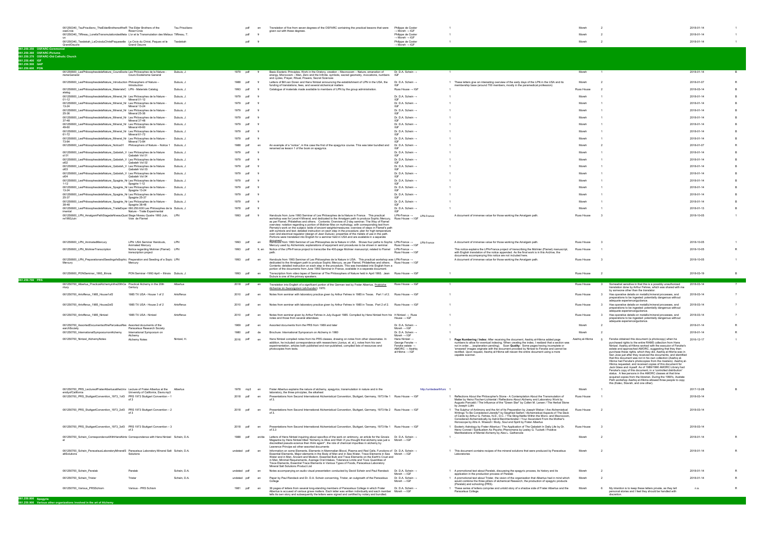| Filename | Title | Author | Year | Format | Lang | Description | Provenance | | Count | Notes | Source | Level | Comments | Date | |
|---|---|---|---|---|---|---|---|---|---|---|---|---|---|---|---|
| 061250340_TauPrisciliano_TheElderBrothersoftheRoseCroix | The Elder Brothers of the Rose+Croix | Tau Prisciliano | | pdf | en | Translation of five from seven degrees of the OSFARC containing the practical lessons that were given out with these degrees. | Philippe de Coster → Moreh → IGF | | 1 | | Moreh | 2 | | 2018-01-14 | 1 |
| 061250340_Tiffreau_LorettsTransmutationdesMetaux | L'or et la Transmutation des Métaux | Tiffreau, T. | | pdf | fr | | Philippe de Coster → Moreh → IGF | | 1 | | Moreh | 2 | | 2018-01-14 | 1 |
| 061250340_Tsedekah_LaCroixduChristPaquesetleGrandOeuvre | La Croix du Christ, Paques et le Grand Oeuvre | Tsedekah | | pdf | fr | | Philippe de Coster → Moreh → IGF | | 1 | | Moreh | 2 | | 2018-01-14 | 1 |

**061.250.350 OSFARC-Ceremonial**
**061.250.360 OSFARC-Pictures**
**061.250.370 OSFARC-Old Catholic Church**
**061.250.400 IGF**
**061.250.500 GAP**
**061.250.600 PON**

| Filename | Title | Author | Year | Format | Lang | Description | Provenance | | Count | Notes | Source | Level | Comments | Date | |
|---|---|---|---|---|---|---|---|---|---|---|---|---|---|---|---|
| 061250600_LesPhilosophesdelaNature_CoursEsotérismeGeneral | Les Philosophes de la Nature - Cours Esoterisme General | Dubuis, J. | 1979 | pdf | fr | Basic Esoteric Principles; Work in the Oratory, creation – Macrocosm – Nature, emanation of energy, Microcosm – Man, Zero and the Infinite, symbols, sacred geometry, invocations, numbers and cycles, Prayer, Ritual, Powers, Secret Sciences | Dr. D.A. Schein → IGF | | 1 | | Moreh | 1 | | 2018-01-14 | B |
| 061250600_LesPhilosophesdelaNature_Introduction | Philosophers of Nature – Introduction | Dubuis, J. | 1988 | pdf | fr | Letters of Bill van Doren and Hans Nintzel announcing the establishment of LPN in the USA, the funding of translations, fees, and several alchemical matters | Dr. D.A. Schein → IGF | | 1 | These letters give an interesting overview of the early days of the LPN in the USA and its membership base (around 700 members, mostly in the paramedical profession) | Moreh | 2 | | 2018-01-07 | R |
| 061250600_LesPhilosophesdelaNature_MaterialsCatalog | LPN - Materials Catalog | Dubuis, J. | 1993 | pdf | fr | Catalogue of materials made available to members of LPN by the group administration. | Russ House → IGF | | 1 | | Russ House | 2 | | 2018-03-14 | B |
| 061250600_LesPhilosophesdelaNature_Mineral_Nr01-12 | Les Philosophes de la Nature - Mineral 01-12 | Dubuis, J. | 1979 | pdf | fr | | Dr. D.A. Schein → IGF | | 1 | | Moreh | 1 | | 2018-01-14 | B |
| 061250600_LesPhilosophesdelaNature_Mineral_Nr13-24 | Les Philosophes de la Nature - Mineral 13-24 | Dubuis, J. | 1979 | pdf | fr | | Dr. D.A. Schein → IGF | | 1 | | Moreh | 1 | | 2018-01-14 | B |
| 061250600_LesPhilosophesdelaNature_Mineral_Nr25-36 | Les Philosophes de la Nature - Mineral 25-36 | Dubuis, J. | 1979 | pdf | fr | | Dr. D.A. Schein → IGF | | 1 | | Moreh | 1 | | 2018-01-14 | B |
| 061250600_LesPhilosophesdelaNature_Mineral_Nr37-48 | Les Philosophes de la Nature - Mineral 37-48 | Dubuis, J. | 1979 | pdf | fr | | Dr. D.A. Schein → IGF | | 1 | | Moreh | 1 | | 2018-01-14 | B |
| 061250600_LesPhilosophesdelaNature_Mineral_Nr49-60 | Les Philosophes de la Nature - Mineral 49-60 | Dubuis, J. | 1979 | pdf | fr | | Dr. D.A. Schein → IGF | | 1 | | Moreh | 1 | | 2018-01-14 | B |
| 061250600_LesPhilosophesdelaNature_Mineral_Nr61-72 | Les Philosophes de la Nature - Mineral 61-72 | Dubuis, J. | 1979 | pdf | fr | | Dr. D.A. Schein → IGF | | 1 | | Moreh | 1 | | 2018-01-14 | B |
| 061250600_LesPhilosophesdelaNature_Mineral_Nr73-84 | Les Philosophes de la Nature - Mineral 73-84 | Dubuis, J. | 1979 | pdf | fr | | Dr. D.A. Schein → IGF | | 1 | | Moreh | 1 | | 2018-01-14 | B |
| 061250600_LesPhilosophesdelaNature_Notice01 | Philosophers of Nature – Notice 1 | Dubuis, J. | 1988 | pdf | en | An example of a "notice", in this case the first of the spagyrics course. This was later bundled and renamed as lesson 1 of the book on spagyrics. | Dr. D.A. Schein → IGF | | 1 | | Moreh | 2 | | 2018-01-07 | R |
| 061250600_LesPhilosophesdelaNature_Qabalah_Vol01 | Les Philosophes de la Nature Qabalah Vol 01 | Dubuis, J. | 1979 | pdf | fr | | Dr. D.A. Schein → IGF | | 1 | | Moreh | 1 | | 2018-01-14 | B |
| 061250600_LesPhilosophesdelaNature_Qabalah_Vol02 | Les Philosophes de la Nature Qabalah Vol 02 | Dubuis, J. | 1979 | pdf | fr | | Dr. D.A. Schein → IGF | | 1 | | Moreh | 1 | | 2018-01-14 | B |
| 061250600_LesPhilosophesdelaNature_Qabalah_Vol03 | Les Philosophes de la Nature Qabalah Vol 03 | Dubuis, J. | 1979 | pdf | fr | | Dr. D.A. Schein → IGF | | 1 | | Moreh | 1 | | 2018-01-14 | B |
| 061250600_LesPhilosophesdelaNature_Qabalah_Vol04 | Les Philosophes de la Nature Qabalah Vol 04 | Dubuis, J. | 1979 | pdf | fr | | Dr. D.A. Schein → IGF | | 1 | | Moreh | 1 | | 2018-01-14 | B |
| 061250600_LesPhilosophesdelaNature_Spagirie_Nr1-12 | Les Philosophes de la Nature - Spagirie 1-12 | Dubuis, J. | 1979 | pdf | fr | | Dr. D.A. Schein → IGF | | 1 | | Moreh | 1 | | 2018-01-14 | B |
| 061250600_LesPhilosophesdelaNature_Spagirie_Nr13-24 | Les Philosophes de la Nature - Spagirie 13-24 | Dubuis, J. | 1979 | pdf | fr | | Dr. D.A. Schein → IGF | | 1 | | Moreh | 1 | | 2018-01-14 | B |
| 061250600_LesPhilosophesdelaNature_Spagirie_Nr25-37 | Les Philosophes de la Nature - Spagirie 25-37 | Dubuis, J. | 1979 | pdf | fr | | Dr. D.A. Schein → IGF | | 1 | | Moreh | 1 | | 2018-01-14 | B |
| 061250600_LesPhilosophesdelaNature_Spagirie_Nr38-48 | Les Philosophes de la Nature - Spagirie 38-48 | Dubuis, J. | 1979 | pdf | fr | | Dr. D.A. Schein → IGF | | 1 | | Moreh | 1 | | 2018-01-14 | B |
| 061250600_LesPhilosophesdelaNature_TradeExperimental | 060.250.600 Les Philosophes de la Nature - Trade Experimental | Dubuis, J. | 1978 | pdf | fr | | Dr. D.A. Schein → IGF | | 1 | | Moreh | 1 | | 2018-01-13 | B |
| 061250600_LPN_AmalgamPathStagedeNiveauQuatre1993Juin | Stage Niveau Quatre 1993 Juin, Voie de Flamel | LPN | 1993 | pdf | fr | Handouts from June 1993 Seminar of Les Philosophes de la Nature in France. This practical workshop was for Level 4 Mineral, and dedicated to the Amalgam path to produce Sophic Mercury, as per Flamel, Philalethes and others. Contents: Overview of 2-day seminar; The Way of Flamel overview; notation regarding a portion of Molinier Mss on mythology, with corresponding text from Pernety's work on the subject; table of ancient weights/measures; overview of steps in Flamel's path with symbols and text; detailed instruction on each step in the procedure; plan for high temperature oven and electrical regulator (design of Jean Dubuis); properties of the metals of use in the path. Portions were translated into English for a seminar held in USA and are available in a separate document. | LPN-France → Russ House → IGF | LPN-France | | A document of immense value for those working the Amalgam path. | Russ House | 3 | | 2018-10-05 | 1 |
| 061250600_LPN_AnimatedMercury | LPN: USA Seminar Handouts, Animated Mercury | LPN | 1993 | pdf | en | Handouts from 1993 Seminar of Les Philosophes de la Nature in USA. Shows four paths to Sophic Mercury used by Alchemists; explanations of equipment and procedures to be shown in seminar. | LPN-France → Russ House → IGF | LPN-France | | A document of immense value for those working the Amalgam path. | Russ House | 3 | | 2018-10-05 | 1 |
| 061250600_LPN_MolinierTranscription | Notice regarding Molinier (Flamel) transcription project | LPN | 1993 | pdf | fr, en | Notice of the LPN-France project to transcribe the 400-page Molinier manuscript, related to Flamel path. | LPN-France → Russ House → IGF | | | This notice explains the LPN-France project of transcribing the Molinier (Flamel) manuscript, with English translation of the notice appended. As the final work is in this Archive, the documents accompanying this notice are not included here. | Russ House | 1 | | 2018-10-05 | R |
| 061250600_LPN_PreparationandSeedingofaSophicMercury | Preparation and Seeding of a Sophic Mercury | LPN | 1993 | pdf | en | Handouts from 1993 Seminar of Les Philosophes de la Nature in USA. This practical workshop was dedicated to the Amalgam path to produce Sophic Mercury, as per Flamel, Philalethes and others. Contents: detailed instruction on each step in the procedure. This was translated into English from a portion of the documents from June 1993 Seminar in France, available in a separate document. | LPN-France → Russ House → IGF | | | A document of immense value for those working the Amalgam path. | Russ House | 3 | | 2018-10-05 | 1 |
| 061250600_PONSeminar_1993_Illinois | PON Seminar -1993 April – Illinois | Dubuis, J. | 1993 | pdf | en | Transcription from video tapes of Seminar of The Philosophers of Nature held in April 1993. Jean Dubuis is one of the primary speakers. | Russ House → IGF | | 1 | | Russ House | 2 | | 2018-03-19 | B |

**061.250.700 PRS**

| Filename | Title | Author | Year | Format | Lang | Description | Provenance | | Count | Notes | Source | Level | Comments | Date | |
|---|---|---|---|---|---|---|---|---|---|---|---|---|---|---|---|
| 061250700_Albertus_PracticalAlchemyinthe20thCentury | Practical Alchemy in the 20th Century | Albertus | 2018 | pdf | en | Translation into English of a significant portion of the German text by Frater Albertus, Praktische Alchemie im Zwanzigstem Jahrhundert, 1970. | Russ House → IGF | | 1 | | Russ House | 3 | Somewhat sensitive in that this is a possibly unauthorized translation done by Arthur Fehres, which was shared with me by someone other than the translator. | 2018-03-14 | ? |
| 061250700_Artoffenus_1985_House1of2 | 1985 TX USA - House 1 of 2 | Artoffenus | 2010 | pdf | en | Notes from seminar with laboratory practice given by Arthur Fehres in 1985 in Texas. Part 1 of 2. | Russ House → IGF | | 1 | | Russ House | 3 | Has operative details on metallic/mineral processes, and preparations to be ingested: potentially dangerous without adequate experience/guidance. | 2018-03-14 | ? |
| 061250700_Artoffenus_1985_House2of2 | 1985 TX USA - House 2 of 2 | Artoffenus | 2010 | pdf | en | Notes from seminar with laboratory practice given by Arthur Fehres in 1985 in Texas. Part 2 of 2. | Russ House → IGF | | 1 | | Russ House | 3 | Has operative details on metallic/mineral processes, and preparations to be ingested: potentially dangerous without adequate experience/guidance. | 2018-03-14 | ? |
| 061250700_Artoffenus_1985_Nintzel | 1985 TX USA - Nintzel | Artoffenus | 2010 | pdf | en | Notes from seminar given by Arthur Fehres in July-August 1985. Compiled by Hans Nintzel from his notes and those from several attendees. | H Nintzel → Russ House → IGF | | 1 | | Russ House | 3 | Has operative details on metallic/mineral processes, and preparations to be ingested: potentially dangerous without adequate experience/guidance. | 2018-03-14 | ? |
| 061250700_AssorteddocumentsoftheParacelsusResearchSociety | Assorted documents of the Paracelsus Research Society | | 1969 | pdf | en | Assorted documents from the PRS from 1969 and later | Dr. D.A. Schein → Moreh → IGF | | 1 | | Moreh | 2 | | 2018-01-14 | R |
| 061250700_InternationalSymposiumonAlchemy | International Symposium on Alchemy | | 1980 | pdf | de | Brochure: International Symposium on Alchemy in 1980 | Dr. D.A. Schein → Moreh → IGF | | 1 | | Moreh | 2 | | 2018-01-14 | R |
| 061250700_Nintzel_AlchemyNotes | Alchemy Notes | Nintzel, H. | 2016 | pdf | en | Hans Nintzel compiled notes from his PRS classes, drawing on notes from other classmates. In addition, he included correspondence with researchers (Junius, et. al.), notes from his own experimentation, articles both published and non-published, compiled lists of resources and photocopies from texts. | Hans Nintzel → George Fenzke → Fenzke estate → AMORC → Aashiq al-Hikma → IGF | | 1 | **Page Numbering / Index:** After receiving the document, Aashiq al-Hikma added page numbers to allow for eventual indexing. When creating the index, I realized that a section was not in order… (explanation pending). **Scan Quality:** Some pages having incomplete or 'smeared' images originate with the document provided by Nintzel to Fenzke and cannot be rectified. Upon request, Aashiq al-Hikma will rescan the entire document using a more capable scanner. | Aashiq al-Hikma | 5 | Fenzke obtained this document (a photocopy) when he purchased rights to the entire RAMS collection from Hans Nintzel. Aashiq al-Hikma worked with the executor of Fenzke's estate and approached AMORC, suggesting that they then purchase these rights, which they did. Aashiq al-Hikma was in San Jose just after they received the documents, and identified that this document was not in his own collection (Aashiq al-Hikma had Fenzke's photocopies from the masters). Aashiq al-Hikma requested, and received copies of this document for Jack Glass and myself. As of 1989/1990 AMORC Library had Fenzke's copy of this document, in a 'controlled distribution' status. A few persons in the AMORC classes at that time acquired copies from the librarian. During the 1990's, Acetate Path workshop Aashiq al-Hikma allowed three people to copy this (Kalec, Slaviah, and one other). | 2016-12-17 | 1 |
| 061250700_PRS_LectureofFraterAlbertusattheUniversityofCalifornia | Lecture of Frater Albertus at the University of California, Davis.mp3 | Albertus | 1978 | mp3 | en | Frater Albertus explains the nature of alchemy, spagyrics, transmutation in nature and in the laboratory, the three principles, the alkahest | | http://unitedearthfun | 1 | | Moreh | 1 | | 2017-12-28 | B |
| 061250700_PRS_StuttgartConvention_1973_1of3 | PRS 1973 Stuttgart Convention – 1 of 3 | | 2018 | pdf | en | Presentations from Second International Alchemistical Convention, Stuttgart, Germany, 1973 file 1 of 3. | Russ House → IGF | | 1 | Reflections About the Philosopher's Stone - A Contemplation About the Transmutation of Matter by Heinz Fischer-Lichtental / Reflections About Alchemy and Laboratory Work by Augusto Pancaldi / The Influence of the "Green Star" by Collen M. Lanson / The Herbal Stone by Joseph Lüthi | Russ House | 1 | | 2018-03-14 | B |
| 061250700_PRS_StuttgartConvention_1973_2of3 | PRS 1973 Stuttgart Convention – 2 of 3 | | 2018 | pdf | en | Presentations from Second International Alchemistical Convention, Stuttgart, Germany, 1973 file 2 of 3. | Russ House → IGF | | 1 | The Sulphur of Antimony and the Art of its Preparation by Joseph Weber / Are Alchemistical Writings To Be Considered Literally? by Siegfried Seifert / Alchemistical Aspects of The Deck of Cards by Arthur G. Fehres, N.D., D.C. / The Sing-Nettle Within the Micro- and Macrocosm, Considered Alchemistically by Astrid Berchtenbreiter / Your Ascendant From the Mother's Horoscope by Afra A. Wiesech / Body, Soul and Spirit by Frater Albertus | Russ House | 2 | | 2018-03-14 | B |
| 061250700_PRS_StuttgartConvention_1973_3of3 | PRS 1973 Stuttgart Convention – 3 of 3 | | 2018 | pdf | en | Presentations from Second International Alchemistical Convention, Stuttgart, Germany, 1973 file 3 of 3. | Russ House → IGF | | 1 | Esoteric Astrology by Frater Albertus / The Application of The Qabalah In Daily Life by Dr. Heinz Conrad / Spiritualism As Psychic Phenomena by Lesley G. Tuckett / Positive Manifestations of Mental Alchemy by Alex L. Gethenzole | Russ House | 3 | | 2018-03-14 | B |
| 061250700_Schein_CorrespondenceWithHansNintzel | Correspondence with Hans Nintzel | Schein, D.A. | 1986 | pdf | en/de | Letters of Hans Nintzel inquiring about specifics of the work on antimony, an article for the Gnosis Magazine by Hans Nintzel titled "Alchemy is Alive and Well: if you thought that alchemy was just a discredited pseudo-science then think again!", the role of chemical impurities in alchemy by Lawrence Principe ad other assorted documents | Dr. D.A. Schein → Moreh → IGF | | 1 | . | Moreh | 2 | | 2018-01-14 | R |
| 061250700_Schein_ParacelsusLaboratoryMineralSaltSolutions | Paracelsus Laboratory Mineral Salt Solutions | Schein, D.A. | undated | pdf | en | Information on some Elements, Elements in Mammalian Blood, Plasma and Red Cells, Functions of Essential Elements, Major elements in the Body of Man and in Sea Water, Trace Elements in Sea Water and in Man, Ancient and Modern, Essential Bulk and Trace Elements on the Earth's Crust and in Man, Mineral Requirements, Average Oral Intakes, Tolerance Limits and Toxic Quantities of Trace Elements, Essential Trace Elements in Various Types of Foods, Paracelsus Laboratory Mineral Salt Solutions Product List | Dr. D.A. Schein → Moreh → IGF | | 1 | This document contains recipes of the mineral solutions that were produced by Paracelsus Laboratories | Moreh | 2 | | 2018-01-14 | R |
| 061250700_Schein_Paralab | Paralab | Schein, D.A. | undated | pdf | en | Notes accompanying an audio visual presentation conducted by David Schein and Paul Randack | Dr. D.A. Schein → Moreh → IGF | | 1 | A promotional text about Paralab, discussing the spagyric process, its history and its application in the production process of Paralab | Moreh | 2 | | 2018-01-14 | R |
| 061250700_Schein_Tristar | Tristar | Schein, D.A. | undated | pdf | en | Paper by Paul Randack and Dr. D.A. Schein concerning Tristar, an outgrowth of the Paracelsus College | Dr. D.A. Schein → Moreh → IGF | | 1 | A promotional text about 'Tristar', the vision of the organisation that Albertus had in mind which would combine the three pillars of alchemical Research, the production of spagyric products (Paralab) and schooling (PRS). | Moreh | 2 | | 2018-01-14 | R |
| 061250700_Various_PRSSchism | Various - PRS Schism | | 1981 | pdf | en | 36 pages of letters from several long-standing members of Paracelsus College in which Frater Albertus is accused of various grave matters. Each letter was written individually and each member tells its own story and subsequently the letters were signed and certified by notary and bundled. | Dr. D.A. Schein → Moreh → IGF | | 1 | These series of letters comprise and untold story of a shadow side of Frater Albertus and the Paracelsus College. | Moreh | 6 | My intention is to keep these letters private, as they tell personal stories and I feel they should be handled with discretion. | n.a. | R |

**061.250.800 Spagyria**
**061.250.900 Various other organizations involved in the art of Alchemy**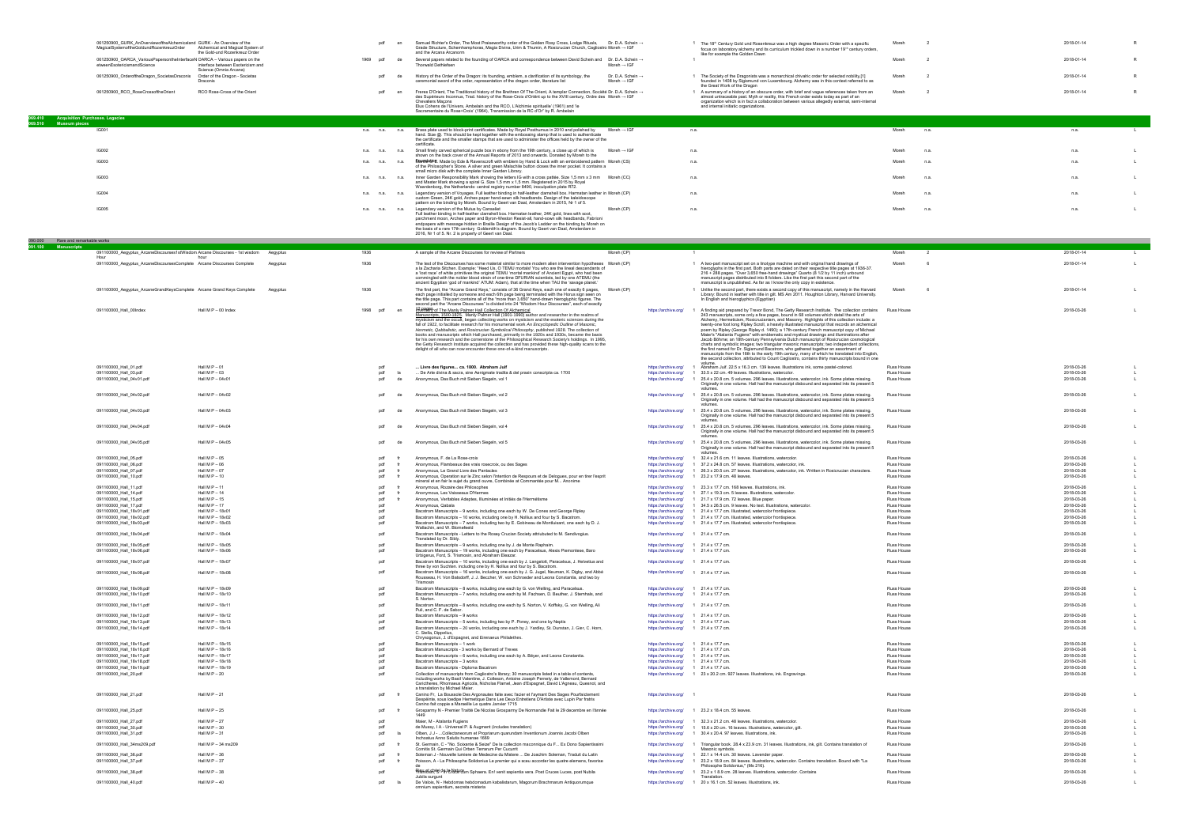| | | | | | | | | | | | | | | | |
|---|---|---|---|---|---|---|---|---|---|---|---|---|---|---|---|
| | 061250900_GURK_AnOverviewoftheAlchemicaland MagicalSystemoftheGoldundRozenkreuzOrder | GURK - An Overview of the Alchemical and Magical System of the Gold-und Rozenkreuz Order | | | pdf | en | Samuel Richter's Order, The Most Praiseworthy order of the Golden Rosy Cross, Lodge Rituals, Grade Structure, Schemhamphoras, Magia Divina, Urim & Thumin, A Rosicrucian Church, Cagliostro and the Arcana Arcanorm | Dr. D.A. Schein → Moreh → IGF | | 1 | The 18th Century Gold und Rosenkreuz was a high degree Masonic Order with a specific focus on laboratory alchemy and its curriculum trickled down in a number 19th century orders, like for example the Golden Dawn | Moreh | 2 | 2018-01-14 | R |
| | 061250900_OARCA_VariousPapersontheInterfaceN elweenEsotericismandScience | OARCA – Various papers on the interface between Esotericism and Science (Omnia Arcana) | | 1969 | pdf | de | Several papers related to the founding of OARCA and correspondence between David Schein and Thorwald Dethlefsen | Dr. D.A. Schein → Moreh → IGF | | 1 | | Moreh | 2 | 2018-01-14 | R |
| | 061250900_OrderoftheDragon_SocietasDraconis | Order of the Dragon - Societas Draconis | | | pdf | de | History of the Order of the Dragon: its founding, emblem, a clarification of its symbology, the ceremonial sword of the order, representation of the dragon order, literature list | Dr. D.A. Schein → Moreh → IGF | | 1 | The Society of the Dragonists was a monarchical chivalric order for selected nobility,[1] founded in 1408 by Sigismund von Luxembourg. Alchemy was in this context referred to as the Great Work of the Dragon | Moreh | 2 | 2018-01-14 | R |
| | 061250900_RCO_RoseCrossoftheOrient | RCO Rose-Cross of the Orient | | | pdf | en | Freres D'Orient, The Traditional history of the Brethren Of The Orient, A templar Connection, Société des Supérieurs Inconnus, Trad. history of the Rose-Croix d'Orient up to the XVIII century, Ordre des Chevaliers Maçons Elus Cohens de l'Univers, Ambelain and the RCO, L'Alchimie spirituelle' (1961) and 'le Sacramentaire du Rose+Croix' (1964), Transmission de la RC d'Or' by R. Ambelain | Dr. D.A. Schein → Moreh → IGF | | 1 | A summary of a history of an obscure order, with brief and vague references taken from an almost untraceable past. Myth or reality, this French order exists today as part of an organization which is in fact a collaboration between various allegedly external, semi-internal and internal initiatic organizations. | Moreh | 2 | 2018-01-14 | R |
| 069.410 | Acquisition Purchases, Legacies | | | | | | | | | | | | | | | |
| 069.510 | Museum pieces | | | | | | | | | | | | | | | |
| | IG001 | | | | n.a. | n.a. | n.a. | Brass plate used to block-print certificates. Made by Royal Posthumus in 2010 and polished by hand. Size (β). This should be kept together with the embossing stamp that is used to authenticate the certificate and the smaller stamps that are used to administer the offices held by the owner of the certificate. | Moreh → IGF | | n.a. | | Moreh | n.a. | n.a. | L |
| | IG002 | | | | n.a. | n.a. | n.a. | Small finely carved spherical puzzle box in ebony from the 19th century, a close up of which is shown on the back cover of the Annual Reports of 2013 and onwards. Donated by Moreh to the Foundation. | Moreh → IGF | | n.a. | | Moreh | n.a. | n.a. | L |
| | IG003 | | | | n.a. | n.a. | n.a. | Cufflinks. Made by Eds & Ravenscroft with emblem by Hand & Lock with an embroidered pattern of the Philosopher's Stone. A silver and green Malachite button closes the inner pocket. It contains a small micro disk with the complete Inner Garden Library. | Moreh (CS) | | n.a. | | Moreh | n.a. | n.a. | L |
| | IG003 | | | | n.a. | n.a. | n.a. | Inner Garden Responsibility Mark showing the letters IG with a cross pattée. Size 1,5 mm x 3 mm and Master Mark showing a spiral G. Size 1,5 mm x 1,5 mm. Registered in 2015 by Royal Waarclenborg, the Netherlands; central registry number 8490, inscupiation plate R72. | Moreh (CC) | | n.a. | | Moreh | n.a. | n.a. | L |
| | IG004 | | | | n.a. | n.a. | n.a. | Legendary version of Voyages. Full leather binding in half-leather clamshell box. Harmatan leather in custom Green, 24K gold, Arches paper hand-sewn silk headbands. Design of the kaleidoscope pattern on the binding by Moreh. Bound by Geert van Daal, Amsterdam in 2015, Nr 1 of 5. | Moreh (CP) | | n.a. | | Moreh | n.a. | n.a. | L |
| | IG005 | | | | n.a. | n.a. | n.a. | Legendary version of the Mutus by Conseiller. Full leather binding in half-leather clamshell box. Harmatan leather, 24K gold, lines with soot, parchment moon, Arches paper and Byron-Weston Resist-all, hand-sewn silk headbands, Fabrioni endpapers with message hidden in Braille Design of the Jacob's Ladder on the binding by Moreh on the basis of a rare 17th century Goldsmith's diagram. Bound by Geert van Daal, Amsterdam in 2016. Nr 1 of 5. Nr. 2 is property of Geert van Daal. | Moreh (CP) | | n.a. | | Moreh | n.a. | n.a. | L |
| 090.000 | Rare and remarkable works | | | | | | | | | | | | | | | |
| 091.100 | Manuscripts | | | | | | | | | | | | | | | |
| | 091100000_Aegyptus_ArcaneDiscourses1stWisdom Hour | Arcane Discourses - 1st wisdom hour | Aegyptus | 1936 | | | | A example of the Arcane Discourses for review of Partners | Moreh (CP) | | 1 | | Moreh | 2 | 2018-01-14 | L |
| | 091100000_Aegyptus_ArcaneDiscoursesComplete | Arcane Discourses Complete | Aegyptus | 1936 | | | | The text of the Discourses has some material similar to more modern alien intervention hypotheses a la Zacharia Sitchen. Example: "Heed Us, O TEMU mortals! You who are the lineal descendants of a 'lost race' of white primitives the original TEMU 'mortal mankind' of Ancient Egypt, who had been commingled with the nobler blood strain of one-time DFURIAN scientists, led by one ATEMU (the ancient Egyptian 'god of mankind' ATUM: Adam), that at the time when TAU the 'savage planet' | Moreh (CP) | | 1 | A two-part manuscript set on a linotype machine and with original hand drawings of hieroglyphs in the first part. Both parts are dated on their respective title pages at 1936-37. 216 + 288 pages. "Over 3,650 free-hand drawings" Quarto (8 1/2 by 11 inch) unbound manuscript pages distributed into 8 folders. Like the first part this second part of the manuscript is unpublished. As far as I know the only copy in existence. | Moreh | 6 | 2018-01-14 | L |
| | 091100000_Aegyptus_ArcaneGrandKeysComplete | Arcane Grand Keys Complete | Aegyptus | 1936 | | | | The first part, the "Arcane Grand Keys," consists of 36 Grand Keys, each one of exactly 6 pages, each page initialled by someone and each 6th page being terminated with the Horus sign seen on the title page. This part contains all of the "more than 3,650" hand-drawn hieroglyphic figures. The second part the "Arcane Discourses" is divided into 24 "Wisdom Hour Discourses", each of exactly 12 pages. | Moreh (CP) | | 1 | Unlike the second part, there exists a second copy of this manuscript, namely in the Harvard Library. Bound in leather with title in gilt. MS Am 2011. Houghton Library, Harvard University. In English and hieroglyphics (Egyptian) | Moreh | 6 | 2018-01-14 | L |
| | 091100000_Hall_00Index | Hall M P – 00 Index | | 1998 | pdf | en | Contents of The Manly Palmer Hall Collection Of Alchemical Manuscripts, 1500-1825. Manly Palmer Hall (1901-1990) author and researcher in the realms of mysticism and the occult, began collecting works on mysticism and the esoteric sciences during the fall of 1922, to facilitate research for his monumental work An Encyclopedic Outline of Masonic, Hermetic, Qabbalistic, and Rosicrucian Symbolical Philosophy, published 1928. The collection of books and manuscripts which Hall purchased, primarily in the 1920s and 1930s, became the basis for his own research and the cornerstone of the Philosophical Research Society's holdings. In 1995, the Getty Research Institute acquired the collection and has provided these high-quality scans to the delight of all who can now encounter these one-of-a-kind manuscripts. | | https://archive.org/ | 1 | A finding aid prepared by Trevor Bond, The Getty Research Institute. The collection contains 243 manuscripts, some only a few pages, bound in 68 volumes which detail the arts of Alchemy, Hermeticism, Rosicrucianism, and Masonry. Highlights of this collection include: a twenty-one foot long Ripley Scroll, a heavily illustrated manuscript that records an alchemical poem by Ripley (George Ripley d. 1490); a 17th-century French manuscript copy of Michael Maier's "Atalanta Fugiens" with emblematic and mystical drawings and illuminations after Jacob Böhme; an 18th-century Pennsylvania Dutch manuscript of Rosicrucian cosmological charts and symbolic images; two triangular masonic manuscripts; two independent collections, the first named for Dr. Sigismund Bacstrom, who gathered together an assortment of manuscripts from the 16th to the early 19th century, many of which he translated into English, the second collection, attributed to Count Cagliostro, contains thirty manuscripts bound in one volume. | Russ House | | 2018-03-26 | L |
| | 091100000_Hall_01.pdf | Hall M P – 01 | | | pdf | | | ... Livre des figures... ca. 1800. Abraham Juif | | https://archive.org/ | 1 | Abraham Juif. 22,5 x 16,3 cm. 139 leaves. Illustrations ink, some pastel-colored. | Russ House | | 2018-03-26 | L |
| | 091100000_Hall_03.pdf | Hall M P – 03 | | | pdf | la | | ... De Arte divina & sacra, eine Aenigmate tradita & del praxin conscripta ca. 1700 | | https://archive.org/ | 1 | 33,5 x 22 cm. 49 leaves. Illustrations, watercolor. | Russ House | | 2018-03-26 | L |
| | 091100000_Hall_04v01.pdf | Hall M P – 04v01 | | | pdf | de | | Anonymous, Das Buch mit Sieben Siegeln, vol 1 | | https://archive.org/ | 1 | 25,4 x 20,8 cm. 5 volumes. 296 leaves. Illustrations, watercolor, ink. Some plates missing. Originally in one volume. Hall had the manuscript disbound and separated into its present 5 volumes. | Russ House | | 2018-03-26 | L |
| | 091100000_Hall_04v02.pdf | Hall M P – 04v02 | | | pdf | de | | Anonymous, Das Buch mit Sieben Siegeln, vol 2 | | https://archive.org/ | 1 | 25,4 x 20,8 cm. 5 volumes. 296 leaves. Illustrations, watercolor, ink. Some plates missing. Originally in one volume. Hall had the manuscript disbound and separated into its present 5 volumes. | Russ House | | 2018-03-26 | L |
| | 091100000_Hall_04v03.pdf | Hall M P – 04v03 | | | pdf | de | | Anonymous, Das Buch mit Sieben Siegeln, vol 3 | | https://archive.org/ | 1 | 25,4 x 20,8 cm. 5 volumes. 296 leaves. Illustrations, watercolor, ink. Some plates missing. Originally in one volume. Hall had the manuscript disbound and separated into its present 5 volumes. | Russ House | | 2018-03-26 | L |
| | 091100000_Hall_04v04.pdf | Hall M P – 04v04 | | | pdf | de | | Anonymous, Das Buch mit Sieben Siegeln, vol 4 | | https://archive.org/ | 1 | 25,4 x 20,8 cm. 5 volumes. 296 leaves. Illustrations, watercolor, ink. Some plates missing. Originally in one volume. Hall had the manuscript disbound and separated into its present 5 volumes. | Russ House | | 2018-03-26 | L |
| | 091100000_Hall_04v05.pdf | Hall M P – 04v05 | | | pdf | de | | Anonymous, Das Buch mit Sieben Siegeln, vol 5 | | https://archive.org/ | 1 | 25,4 x 20,8 cm. 5 volumes. 296 leaves. Illustrations, watercolor, ink. Some plates missing. Originally in one volume. Hall had the manuscript disbound and separated into its present 5 volumes. | Russ House | | 2018-03-26 | L |
| | 091100000_Hall_05.pdf | Hall M P – 05 | | | pdf | fr | | Anonymous, F. de La Rose-croix | | https://archive.org/ | 1 | 32,4 x 21,6 cm. 11 leaves. Illustrations, watercolor. | Russ House | | 2018-03-26 | L |
| | 091100000_Hall_06.pdf | Hall M P – 06 | | | pdf | fr | | Anonymous, Flambeaux des vrais rosecroix, ou des Sages | | https://archive.org/ | 1 | 37,2 x 24,8 cm. 57 leaves. Illustrations, watercolor, ink. | Russ House | | 2018-03-26 | L |
| | 091100000_Hall_07.pdf | Hall M P – 07 | | | pdf | fr | | Anonymous, La Grand Livre des Pantacles | | https://archive.org/ | 1 | 26,3 x 20,5 cm. 27 leaves. Illustrations, watercolor, ink. Written in Rosicrucian characters. | Russ House | | 2018-03-26 | L |
| | 091100000_Hall_10.pdf | Hall M P – 10 | | | pdf | fr | | Anonymous, Operation sur le Zinc selon l'intention de Respours et de Delogues, pour en tirer l'esprit mineral et en fair le sujet du grand oeuvre, Combinée et Commantée pour M. - Anonime | | https://archive.org/ | 1 | 23,2 x 17,9 cm. 48 leaves. | Russ House | | 2018-03-26 | L |
| | 091100000_Hall_11.pdf | Hall M P – 11 | | | pdf | fr | | Anonymous, Rozaire des Philosophes | | https://archive.org/ | 1 | 23,3 x 17,7 cm. 168 leaves. Illustrations, ink. | Russ House | | 2018-03-26 | L |
| | 091100000_Hall_14.pdf | Hall M P – 14 | | | pdf | fr | | Anonymous, Les Vaisseaux D'Hermes | | https://archive.org/ | 1 | 27,1 x 19,3 cm. 5 leaves. Illustrations, watercolor. | Russ House | | 2018-03-26 | L |
| | 091100000_Hall_15.pdf | Hall M P – 15 | | | pdf | fr | | Anonymous, Veritables Adeptes, Illuminées et Initiés de l'Hermétisme | | https://archive.org/ | 1 | 21,7 x 17,9 cm. 72 leaves. Blue paper. | Russ House | | 2018-03-26 | L |
| | 091100000_Hall_17.pdf | Hall M P – 17 | | | pdf | | | Anonymous, Qabala | | https://archive.org/ | 1 | 34,5 x 26,5 cm. 9 leaves. No text. Illustrations, watercolor. | Russ House | | 2018-03-26 | L |
| | 091100000_Hall_18v01.pdf | Hall M P – 18v01 | | | pdf | | | Bacstrom Manuscripts – 9 works, including one each by W. De Cones and George Ripley | | https://archive.org/ | 1 | 21,4 x 17,7 cm. Illustrated, watercolor frontispiece. | Russ House | | 2018-03-26 | L |
| | 091100000_Hall_18v02.pdf | Hall M P – 18v02 | | | pdf | | | Bacstrom Manuscripts – 10 works, including one by H. Nollius and four by S. Bacstrom. | | https://archive.org/ | 1 | 21,4 x 17,7 cm. Illustrated, watercolor frontispiece. | Russ House | | 2018-03-26 | L |
| | 091100000_Hall_18v03.pdf | Hall M P – 18v03 | | | pdf | | | Bacstrom Manuscripts – 7 works, including two by E. Gobineau de Montluisant, one each by D. J. Wallachin, and W. Blomefield | | https://archive.org/ | 1 | 21,4 x 17,7 cm. Illustrated, watercolor frontispiece. | Russ House | | 2018-03-26 | L |
| | 091100000_Hall_18v04.pdf | Hall M P – 18v04 | | | pdf | | | Bacstrom Manuscripts - Letters to the Rosey Crucian Society attributed to M. Sendivogius. Translated by Dr. Sibly. | | https://archive.org/ | 1 | 21,4 x 17,7 cm. | Russ House | | 2018-03-26 | L |
| | 091100000_Hall_18v05.pdf | Hall M P – 18v05 | | | pdf | | | Bacstrom Manuscripts – 9 works, including one by J. de Monte Raphaim. | | https://archive.org/ | 1 | 21,4 x 17,7 cm. | Russ House | | 2018-03-26 | L |
| | 091100000_Hall_18v06.pdf | Hall M P – 18v06 | | | pdf | | | Bacstrom Manuscripts – 19 works, including one each by Paracelsus, Alexis Piemontese, Baro Urbigerus, Ford, S. Trismosin, and Abraham Eleazar. | | https://archive.org/ | 1 | 21,4 x 17,7 cm. | Russ House | | 2018-03-26 | L |
| | 091100000_Hall_18v07.pdf | Hall M P – 18v07 | | | pdf | | | Bacstrom Manuscripts – 10 works, including one each by J. Langelott, Paracelsus, J. Helvetius and three by von Suchten. including one by H. Nollius and four by S. Bacstrom. | | https://archive.org/ | 1 | 21,4 x 17,7 cm. | Russ House | | 2018-03-26 | L |
| | 091100000_Hall_18v08.pdf | Hall M P – 18v08 | | | pdf | | | Bacstrom Manuscripts – 16 works, including one each by J. G. Jugel, Neuman, K. Digby, and Abbé Rousseau, H. Von Betsdorff, J. J. Beccher, W. von Schroeder and Leona Constantia, and two by Triemosin | | https://archive.org/ | 1 | 21,4 x 17,7 cm. | Russ House | | 2018-03-26 | L |
| | 091100000_Hall_18v09.pdf | Hall M P – 18v09 | | | pdf | | | Bacstrom Manuscripts – 8 works, including one each by G. von Welling, and Paracelsus. | | https://archive.org/ | 1 | 21,4 x 17,7 cm. | Russ House | | 2018-03-26 | L |
| | 091100000_Hall_18v10.pdf | Hall M P – 18v10 | | | pdf | | | Bacstrom Manuscripts – 7 works, including one each by M. Fachsen, D. Beuther, J. Sternhals, and S. Norton. | | https://archive.org/ | 1 | 21,4 x 17,7 cm. | Russ House | | 2018-03-26 | L |
| | 091100000_Hall_18v11.pdf | Hall M P – 18v11 | | | pdf | | | Bacstrom Manuscripts – 8 works, including one each by S. Norton, V. Koffsky, G. von Welling, Ali Puli, and C. F. de Sabor. | | https://archive.org/ | 1 | 21,4 x 17,7 cm. | Russ House | | 2018-03-26 | L |
| | 091100000_Hall_18v12.pdf | Hall M P – 18v12 | | | pdf | | | Bacstrom Manuscripts – 9 works | | https://archive.org/ | 1 | 21,4 x 17,7 cm. | Russ House | | 2018-03-26 | L |
| | 091100000_Hall_18v13.pdf | Hall M P – 18v13 | | | pdf | | | Bacstrom Manuscripts – 5 works, including two by P. Poney, and one by Neptis | | https://archive.org/ | 1 | 21,4 x 17,7 cm. | Russ House | | 2018-03-26 | L |
| | 091100000_Hall_18v14.pdf | Hall M P – 18v14 | | | pdf | | | Bacstrom Manuscripts – 20 works, including one each by J. Yardley, St. Dunstan, J. Gier, C. Horn, C. Stella, Dippelius, Chrysogonus, J. d'Espagnet, and Eirenaeus Philalethes. | | https://archive.org/ | 1 | 21,4 x 17,7 cm. | Russ House | | 2018-03-26 | L |
| | 091100000_Hall_18v15.pdf | Hall M P – 18v15 | | | pdf | | | Bacstrom Manuscripts – 1 work | | https://archive.org/ | 1 | 21,4 x 17,7 cm. | Russ House | | 2018-03-26 | L |
| | 091100000_Hall_18v16.pdf | Hall M P – 18v16 | | | pdf | | | Bacstrom Manuscripts - 3 works by Bernard of Treves | | https://archive.org/ | 1 | 21,4 x 17,7 cm. | Russ House | | 2018-03-26 | L |
| | 091100000_Hall_18v17.pdf | Hall M P – 18v17 | | | pdf | | | Bacstrom Manuscripts – 6 works, including one each by A. Béyer, and Leona Constantia. | | https://archive.org/ | 1 | 21,4 x 17,7 cm. | Russ House | | 2018-03-26 | L |
| | 091100000_Hall_18v18.pdf | Hall M P – 18v18 | | | pdf | | | Bacstrom Manuscripts – 3 works | | https://archive.org/ | 1 | 21,4 x 17,7 cm. | Russ House | | 2018-03-26 | L |
| | 091100000_Hall_18v19.pdf | Hall M P – 18v19 | | | pdf | | | Bacstrom Manuscripts - Diploma Bacstrom | | https://archive.org/ | 1 | 21,4 x 17,7 cm. | Russ House | | 2018-03-26 | L |
| | 091100000_Hall_20.pdf | Hall M P – 20 | | | pdf | | | Collection of manuscripts from Cagliostro's library; 30 manuscripts listed in a table of contents, including works by Basil Valentine, J. Collesson, Antoine Joseph Pernety, de Vallemont, Bernard Canichenes, Rhomaeus Agricola, Nicholas Flamel, Jean d'Espagnet, David L'Agneau, Quesnot, and a translation by Michael Maier. | | https://archive.org/ | 1 | 23 x 20,2 cm. 927 leaves. Illustrations, ink. Engravings. | Russ House | | 2018-03-26 | L |
| | 091100000_Hall_21.pdf | Hall M P – 21 | | | pdf | fr | | Camino Fr.. La Boussole Des Argonautes faite avec l'acier et l'aymant Des Sages Pourfaictement Despeintre, coue loedipe Hermetique Dans Les Deux Entretiens D'Artiste avec Lupin Par frétris Camino fait copple a Marseille Le quatre Janvier 1715. | | https://archive.org/ | 1 | | Russ House | | 2018-03-26 | L |
| | 091100000_Hall_25.pdf | Hall M P – 25 | | | pdf | fr | | Grosparmy N - Premier Traitté De Nicolas Grosparmy De Normandie Fait le 29 decembre en l'Année 1449 | | https://archive.org/ | 1 | 23,2 x 18,4 cm. 55 leaves. | Russ House | | 2018-03-26 | L |
| | 091100000_Hall_27.pdf | Hall M P – 27 | | | pdf | | | Maier, M - Atalanta Fugiens | | https://archive.org/ | 1 | 32,3 x 21,2 cm. 48 leaves. Illustrations, watercolor. | Russ House | | 2018-03-26 | L |
| | 091100000_Hall_30.pdf | Hall M P – 30 | | | pdf | | | de Mussy, I A - Universal P. & Augment (includes translation) | | https://archive.org/ | 1 | 15,6 x 20 cm. 16 leaves. Illustrations, watercolor, gilt. | Russ House | | 2018-03-26 | L |
| | 091100000_Hall_31.pdf | Hall M P – 31 | | | pdf | la | | Olben, J J - ...Collectaneorum et Propriarum quarundam Inventionum Joannis Jacobi Olben Inchoatus Anno Salutis humanae 1669 | | https://archive.org/ | 1 | 30,4 x 20,4. 97 leaves. Illustrations, ink. | Russ House | | 2018-03-26 | L |
| | 091100000_Hall_34ms209.pdf | Hall M P – 34 ms209 | | | pdf | fr | | St. Germain, C - "No. Soixante & Seize" De la collection maconnique du F... Ex Dono Sapientissimi Comitis St. Germain Qui Orbem Terrarum Per Cucurrit | | https://archive.org/ | 1 | Triangular book. 28,4 x 23,9 cm. 31 leaves. Illustrations, ink, gilt. Contains translation of Masonic symbols. | Russ House | | 2018-03-26 | L |
| | 091100000_Hall_36.pdf | Hall M P – 36 | | | pdf | fr | | Soleman J - Nouvelle lumiere de Medecine du Mistere ... De Joachim Soleman, Traduit du Latin | | https://archive.org/ | 1 | 22,1 x 14,4 cm. 30 leaves. Lavender paper. | Russ House | | 2018-03-26 | L |
| | 091100000_Hall_37.pdf | Hall M P – 37 | | | pdf | fr | | Poisson, A - La Philosophie Solidonius Le premier qui a sceu accorder les quatre elemens, favorise de Dieu et chef de la Nature | | https://archive.org/ | 1 | 23,2 x 18,9 cm. 84 leaves. Illustrations, watercolor. Contains translation. Bound with "La Philosophie Solidonius," (Ms.216). | Russ House | | 2018-03-26 | L |
| | 091100000_Hall_38.pdf | Hall M P – 38 | | | pdf | | | Rivaldus, G - Portae quam Sphaera. En! venit sapientia vera. Post Nubile Jubila surgunt | | https://archive.org/ | 1 | 23,2 x 1 8,9 cm. 28 leaves. Illustrations, watercolor. Contains Translation. | Russ House | | 2018-03-26 | L |
| | 091100000_Hall_40.pdf | Hall M P – 40 | | | pdf | la | | De Valois, N - Hebdomas hebdomadum kabalistarum, Magorum Brachmanum Antiquorumque omnium sapientium, secreta misteria | | https://archive.org/ | 1 | 20 x 16,1 cm. 52 leaves. Illustrations, ink. | Russ House | | 2018-03-26 | L |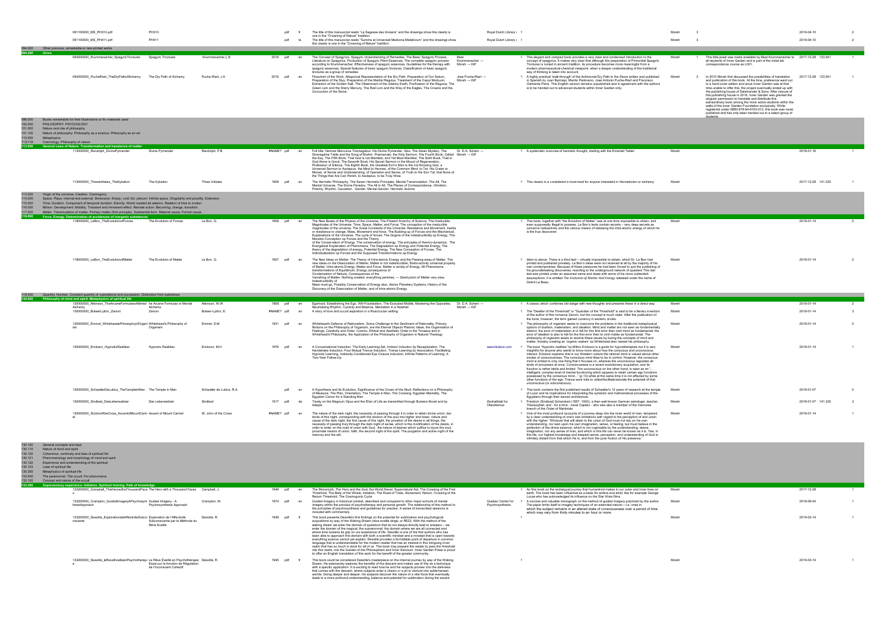| | | | | | | | | | | | | | | | | | |
|---|---|---|---|---|---|---|---|---|---|---|---|---|---|---|---|---|---|
| | 091100000_MS_PH310.pdf | PH310 | | | pdf | fr | The title of this manuscript reads "La Sagesse des Anciens" and the drawings show this clearly is one in the "Crowning of Nature" tradition. | | Royal Dutch Library | 1 | | Moreh | 3 | | 2019-04-10 | | 2 |
| | 091100000_MS_PH411.pdf | PH411 | | | pdf | la | The title of this manuscript reads "Summa et Universali Medicina Metallorum" and the drawings show this clearly is one in the "Crowning of Nature" tradition. | | Royal Dutch Library | 1 | | Moreh | 3 | | 2019-04-10 | | 2 |
| 094.000 | Other precious, remarkable or rare printed works | | | | | | | | | | | | | | | | |
| 094.200 | **Unica** | | | | | | | | | | | | | | | | |
| | 094200000_Krummenacher_SpagyricTinctures | Spagyric Tinctures | Krummenacher J, B | 2016 | pdf | en | The Concept of Spagyrics, Spagyric Understanding of Remedies, The Basic Spagyric Process, Literature on Spagyrics, Production of Spagyric Plant Essences, The complete spagyric process according to Krummenacher, Effectiveness of spagyric essences, Guidelines for the therapy with spagyric essences, Special features of basic spagyric tinctures, Classification of basic spagyric tinctures as a group of remedies | Beat Krummenacher → Moreh → IGF | | 1 | This elegant and compact book provides a very clear and condensed introduction to the concept of spagyrics. It makes very clear that although the preparation of Primordial Spagyric Tinctures is rooted in ancient tradition, its procedure becomes more meaningful from a modern pharmaceutical-chemical viewpoint, when a deeper understanding of the traditional way of thinking is taken into account. | Moreh | 1 | This little jewel was made available by Beat Krummenacher to all students of Inner Garden and is part of the initial lab correspondence course as L001. | 2017-12-28 | 133.541 | 1 |
| | 094200000_PucheRiart_TheDryPathofAlchemy | The Dry Path of Alchemy | Puche-Riart, J.A | 2016 | pdf | en | Flowchart of the Work, Allegorical Representation of the Dry Path, Preparation of Our Saturn, Preparation of the Styx, Preparation of the Martial Regulus, Treatment of the Caput Mortuum, Extraction of the Golden Salt, The Obtainment of the Adamic Earth, Purification of the Regulus, The Green Lion and the Starry Mercury, The Red Lion and the Way of the Eagles, The Crowns and the Concoction of the Stone | Jose Puche-Riart → Moreh → IGF | | 1 | A highly practical 'walk-through' of the Antimonial Dry Path to the Stone written and published in Spanish by Juan Bermejo, Manilo Padovano, Jose Antonio Puche-Riart and Francisco Clemente Parra. This English version remains unpublished and in agreement with the authors is to be handed out to advanced students within Inner Garden only. | Moreh | 3 | In 2010 Moreh first discussed the possibilities of translation and publication of this book. At the time, preference went out to a hard-cover edition and since Inner Garden was at that time unable to offer this, the project eventually ended up with the publishing house of Salamander & Sons. After closure of this publishing house in 2016, Inner Garden was granted the singular permission to translate and distribute this extraordinary book among the more active students within the walls of the Inner Garden Foundation exclusively. While registered under ISBN 978-94-6163-012, this book was never published and has only been handed out to a select group of students. | 2017-12-28 | 133.541 | 1 |
| 096.000 | Books remarkable for their illustrations or for materials used | | | | | | | | | | | | | | | | |
| 100.000 | PHILOSOPHY. PSYCHOLOGY | | | | | | | | | | | | | | | | |
| 101.000 | Nature and role of philosophy | | | | | | | | | | | | | | | | |
| 101.100 | Nature of philosophy. Philosophy as a science. Philosophy as an art | | | | | | | | | | | | | | | | |
| 110.000 | Metaphysics | | | | | | | | | | | | | | | | |
| 113/119 | Cosmology. Philosophy of nature | | | | | | | | | | | | | | | | |
| 113.000 | **General Laws of Nature. Transformation and transience of matter** | | | | | | | | | | | | | | | | |
| | 113000000_Randolph_DivinePymander | Divine Pymander | Randolph, P.B | #NAME? | pdf | en | Full title: Hermes Mercurius Trismegistus: His Divine Pymander. Also, The Asiatic Mystery, The Smaragdine Table and the Song of Brahm. Poemander, the Holy Sermon. The Fourth Book, Called the Key. The Fifth Book, That God is not Manifest, and Yet Most Manifest. The Sixth Book, That in God Alone is Good. The Seventh Book, His Secret Sermon in the Mount of Regeneration, Profession of Silence. The Eighth Book, the Greatest Evil in Man is the not Knowing God, a Universal Sermon to Asclepius, the Mind to Hermes, of the Common Mind, to Tat. His Crater or Monas, of Sense and Understanding, of Operation and Sense, of Truth to His Son Tat, that None of the Things that Are Can Perish, to Asclepius, to be Truly Wise. | Dr. D.A. Schein → Moreh → IGF | | 1 | A systematic overview of hermetic thought, starting with the Emerald Tablet | Moreh | | | 2018-01-16 | | 1 |
| | 113000000_ThreeInitiates_TheKybalion | The Kybalion | Three Initiates | 1908 | pdf | en | The Hermetic Philosophy, The Seven Hermetic Principles, Mental Transmutation, The All, The Mental Universe, The Divine Paradox, The All in All, The Planes of Correspondence, Vibration, Polarity, Rhythm, Causation, Gender, Mental Gender, Hermetic Axioms | | | 1 | This classic is a considered a must-read for anyone interested in Hermeticism or alchemy. | Moreh | | | 2017-12-28 | 141.330 | 1 |
| 113.200 | Origin of the universe. Creation. Cosmogony | | | | | | | | | | | | | | | | |
| 114.000 | Space. Place, interval and extension. Dimension. Empty, void, full, plenum. Infinite space. Singularity and plurality. Extension | | | | | | | | | | | | | | | | |
| 115.000 | Time. Duration. Component of temporal duration. Eternity. World created ab aeterno. Relation of time to motion | | | | | | | | | | | | | | | | |
| 116.000 | Motion. Development. Mobility. Transient and immanent effect. Remote action. Becoming, change, transition | | | | | | | | | | | | | | | | |
| 117.000 | Matter. Transmutation of matter. Primary matter (first principle). Substantial form. Material cause. Formal cause | | | | | | | | | | | | | | | | |
| 118.000 | **Force. Energy. Determination of accidences of inorganic substances** | | | | | | | | | | | | | | | | |
| | 118000000_LeBon_TheEvolutionofForces | The Evolution of Forces | Le Bon, G. | 1908 | pdf | en | The New Bases of the Physics of the Universe, The Present Anarchy of Science, The Irreducible Magnitudes of the Universe, Time, Space, Matter, and Force. The conception of the irreducible magnitudes of the Universe, The Great Constants of the Universe: Resistance and Movement, Inertia or resistance to change, Mass, Movement and force, The Building-up of Forces and the Mechanical Explanations of the Universe, The cycle of forces, The Dogma of the Indestructibility op Energy, The Monistic Conception op Forces and the Theory of the Conservation of Energy. The conservation of energy. The principles of thermo-dynamics, The Energetical Explanation of Phenomena, The Degradation op Energy and Potential Energy, The theory of the degradation of energy. Potential Energy, The New Conception of Forces, The Individualization op Forces and the Supposed Transformations op Energy | | | 1 | This book, together with "the Evolution of Matter" was at one time impossible to obtain, and even supposedly illegal to possess. Le Bon's texts contain secrets – very deep secrets as concerns radioactivity and the various means of releasing the intra-atomic energy of which he is the true discoverer. | Moreh | | | 2018-01-14 | | 2 |
| | 118000000_LeBon_TheEvolutionofMatter | The Evolution of Matter | Le Bon, G. | 1907 | pdf | en | The New Ideas on Matter, The Theory of Intra-atomic Energy and the Passing-away of Matter, The new ideas on the Dissociation of Matter, Matter is not indestructible, Radio-activity universal property of Matter, Intra-atomic Energy, Matter and Force, Matter a variety of Energy, All Phenomena transformations of Equilibrium, Energy consequence of Condensation of Nebula, Consequences of the Vanishing of Matter, Nothing created, everything perishes, — Destruction of Matter very slow, Indestructibility of Mass must go, Possibly Conservation of Energy also, Atoms Planetary Systems, History of the Discovery of the Dissociation of Matter, and of Intra-atomic Energy. | | | 1 | Idem to above. There is a third text – virtually impossible to obtain, which Dr. Le Bon had printed and published privately. Le Bon's ideas were not received at all by the majority of his own contemporaries. Because of these pressures he had been forced to quit the publishing of his groundbreaking discoveries, resorting to the underground network of questers This last text was printed under an assumed name and deals with some of his more outlandish assumptions. It is entitled *The Evolution of Matter And Energy* released under the name of Gérard Le Beau. | Moreh | | | 2018-01-14 | | 2 |
| 119.000 | Quantity. Number. Constant quantity of coexistence and succession. Distinction from substance | | | | | | | | | | | | | | | | |
| 130.000 | **Philosophy of mind and spirit. Metaphysics of spiritual life** | | | | | | | | | | | | | | | | |
| | 130000000_Atkinson_TheArcaneFormulasorMental Alchemy | he Arcane Formulas or Mental Alchemy | Atkinson, W.W | 1908 | pdf | en | Egohood, Establishing the Ego, Will-Focalization, The Excluded Middle, Mastering the Opposites, Neutralizing Rhythm, Cyclicity and Balance, Mentalism in a Nutshell | Dr. D.A. Schein → Moreh → IGF | | 1 | A classic which combines old adage with new thoughts and presents these in a direct way. | Moreh | | | 2018-01-14 | | 2 |
| | 130000000_BulwerLytton_Zanoni | Zanoni | Bulwer-Lytton, E. | #NAME? | pdf | en | A story of love and occult aspiration in a Rosicrucian setting | | | 1 | The "Dweller of the Threshold" or "Guardian of the Threshold" is said to be a literary invention of the author of this romance Zanoni, but the concept is much older. After the publication of the book, however, the term gained currency in esoteric circles. | Moreh | | | 2018-01-14 | | 3 |
| | 130000000_Emmet_WhiteheadsPhilosophyofOrganism | Whitehead's Philosophy of Organism | Emmet, D.M | 1931 | pdf | en | Whitehead's Defence of Rationalism, Some Challenge to the Sentiment of Rationality, Primary Notions on the Philosophy of Organism, are the Eternal Objects Platonic Ideas, the Organisation of Feelings, Creativity and Order, Cosmic, Ethical and Aesthetic Order in the Timaeus and in Whitehead's Philosophy, the Application of the Philosophy of Organism in Natural Theology | | | 1 | The philosophy of organism seeks to overcome the problems in the traditional metaphysical options of dualism, materialism, and idealism. Mind and matter are not seen as fundamentally distinct; the error of materialism is to fall for this first error then omit mind as fundamental; the error of idealism is also to fall for the first error then to omit matter as fundamental. The philosophy of organism seeks to resolve these issues by fusing the concepts of mind and matter, thereby creating an 'organic realism' as Whitehead also named his philosophy. | Moreh | | | 2018-01-14 | | 2 |
| | 130000000_Erickson_HypnoticRealities | Hypnotic Realities | Erickson, M.H | 1976 | pdf | en | A Conversational Induction: The Early Learning Set, Indirect Induction by Recapitulation, The Handshake Induction, Four Mutual Trance Induction, Trance Learning by Association, Facilitating Hypnotic Learning, Indirectly Conditioned Eye Closure Induction, Infinite Patterns of Learning: A Two-Year Follow-Up | | www.libreboo.com | 1 | The book "Hypnotic realities" by Milton Erickson is a guide for hypnotherapists but it is very insightful for anyone who wants to know more about how the conscious and unconscious interact. Erickson explains that in our Western culture the rational mind is valued above other modes of consciousness. The conscious mind likes to be in control. However, the conscious mind is limited to only one thing that it focuses on, whereas the unconscious regulates all kinds of processes at once. Consciousness is a recent evolutionary acquisition, and its function is rather labile and limited. The unconscious on the other hand, is seen as an "... intelligent, complex level of mental functioning which appears to retain certain ego functions possessed by the conscious mind..." (p.13) while at the same time it is not affected by some other functions of the ego. Trance work tries to utilize/facilitate/activate the potential of that unconscious (or subconscious). | Moreh | | | 2018-01-14 | | 1 |
| | 130000000_SchwallerDeLubicz_TheTempleinMan | The Temple in Man | Schwaller de Lubicz, R.A | | pdf | en | A Hypothesis and Its Evolution, Significance of the Crown of the Skull, Reflections on a Philosophy of Measure, The Plan, Orientation, The Temple in Man, The Crossing: Egyptian Mentality, The Egyptian Canon for a Standing Man | | | 1 | This book contains the first published results of Schwaller's 12 years of research at the temple of Luxor and its implications for interpreting the symbolic and mathematical processes of the Egyptians through their sacred architecture. | Moreh | | | 2018-01-07 | | 2 |
| | 130000000_Sindbad_DasLebenselixier | Das Lebenselixier | Sindbad | 1917 | pdf | de | Treaty on the Magnum Opus and the Elixir of Life as transmitted through Bulwers Novel and by Adepts | | Zentralblatt fur Okkultismus | 1 | Friedrich (Sindbad) Schwickert (1857 -1930), a then well-known German astrologer, teacher, Theosophist, and - for a time - naval Captain - who was also a member of the Viennese branch of the Order of Martinists. | Moreh | | | 2018-01-07 | 141.330 | 3 |
| | 130000000_StJohnoftheCross_AscentofMountCarmel | Ascent of Mount Carmel | St. John of the Cross | #NAME? | pdf | en | The nature of the dark night, the necessity of passing through it in order to attain divine union, two kinds of this night, corresponding with the division of the soul into higher and lower, nature and cause of the dark night, the first cause of the night, the privation of the desire in all things, the necessity of passing truly through the dark night of sense, which is the mortification of the desire, in order to enter on the road of union with God, the desires which suffice to injure the soul, proximate means of union, faith, the second night of the spirit. The purgation and active night of the memory and the will. | | | 1 | One of the most profound accounts of a journey deep into the inner world of man, tempered by a clear understanding of one's own limitations with regard to the perception of and union with the higher: Whoever that will attain to the union of God must not rely on his own understanding, nor lean upon his own imagination, sense, or feeling, but must believe in the perfection of the divine essence, which is not cognizable by the understanding, desire, imagination, nor any sense of man; and which in this life can never be known as it is. Yea, in this life, our highest knowledge and deepest sense, perception, and understanding of God is infinitely distant from that which He is, and from the pure fruition of His presence. | Moreh | | | 2018-01-14 | | 1 |
| 130.100 | General concepts and laws | | | | | | | | | | | | | | | | |
| 130.110 | Nature of mind and spirit | | | | | | | | | | | | | | | | |
| 130.120 | Coherence, continuity and laws of spiritual life | | | | | | | | | | | | | | | | |
| 130.121 | Phenomenology and morphology of mind and spirit | | | | | | | | | | | | | | | | |
| 130.122 | Experience and understanding of the spiritual | | | | | | | | | | | | | | | | |
| 130.123 | Laws of spiritual life | | | | | | | | | | | | | | | | |
| 130.300 | Metaphysics of spiritual life | | | | | | | | | | | | | | | | |
| 133.000 | The paranormal. The occult. Psi phenomena | | | | | | | | | | | | | | | | |
| 133.100 | Concept and nature of the occult | | | | | | | | | | | | | | | | |
| 133.200 | **Supersensory experience. Initiation. Spiritual training. Path of knowledge** | | | | | | | | | | | | | | | | |
| | 133200000_Campbell_TheHerowithaThousandFaces | The Hero with a Thousand Faces | Campbell, J. | 1949 | pdf | en | The Monomyth, The Hero and the God, the World Navel, Supernatural Aid, The Crossing of the First Threshold, The Belly of the Whale, Initiation, The Road of Trials, Atonement, Return, Crossing of the Return Threshold, The Cosmogonic Cycle | | | 1 | An fine book on the archetypal journey that humankind makes in our outer and inner lives on earth. The book has been influential as a basis for writers and artist, like for example George Lucas who has acknowledged its influence on the Star Wars films | Moreh | | | 2017-12-28 | | 1 |
| | 133200000_Crampton_GuidedImageryAPsychosynthesisApproach | Guided Imagery - A Psychosynthesis Approach | Crampton, M. | 1974 | pdf | en | Guided Imagery in historical context, described and compared to other major schools of mental imagery within the practice of psychotherapy and personal growth. The relationship of this method to the principles of psychosynthesis and guidelines for practice. A series of transcribed sessions is included with commentary. | | Quebec Center for Psychosynthesis | 1 | A concise and valuable monograph on the method of guided imagery practiced by the author. The paper limits itself to imagery techniques of an extended nature—i.e. ones in which the subject remains in an altered state of consciousness over a period of time which may vary from thirty minutes to an hour or more. | Moreh | | | 2018-06-04 | | 1 |
| | 133200000_Desoille_ExplorationdelAffectiviteSubconsciente | Exploration de l'Affectivité Subconsciente par la Méthode du Rêve Éveillé | Desoille, R. | 1938 | pdf | fr | This book presents Desoille's first findings on the potential for sublimation and psychological acquisitions by way of the Waking Dream (rêve éveillé dirigé, or RED). With the method of the waking dream we enter the domain of questions that do not always directly lead to answers – we enter the domain of the magical, the supranormal, the domain where we are all connected and where time loosens its grip on our experience of life. Desoille is one of the first authors who has been able to approach this domain with both a scientific mindset and a mindset that is open towards everything science cannot yet explain. Desoille provides a formidable point of departure in common language that is understandable for the modern reader that has an interest in this intriguing inner realm that has so much in store for all of us. This book may prepare the reader to pass the threshold into this realm, into the Garden of the Philosophers and Inner Sanctum. Inner Garden Press is proud to offer an English translation of this work for the benefit of the greater community. | | | 1 | | Moreh | | | 2019-03-14 | | 1 |
| | 133200000_Desoille_leReveEveilleenPsychotherapie | Le Rêve Éveillé en Psychothérapie: Essai sur la fonction de Régulation de l'Inconscient Collectif | Desoille, R. | 1945 | pdf | fr | This book could be considered Desoille's masterpiece on the internal journey by way of the Waking Dream. He extensively explores the benefits of the descent and makes use of this as a technique with a specific application. It is exciting to read how he and his subjects pioneer into the darkness that comes with the descent, where subjects enter a chasm or a pit to venture into subterranean worlds. Going deeper and deeper, his subjects discover the nature of a vital force that eventually leads to a more profound understanding, balance and potential for sublimation during the ascent. | | | 1 | | Moreh | | | 2019-03-14 | | 1 |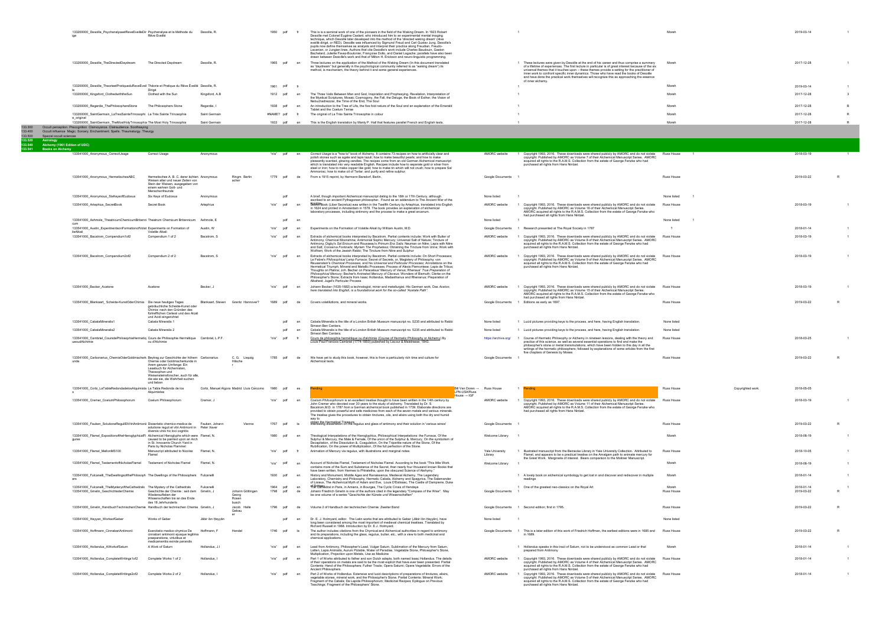| Code | File | Title | Author | Place/Publisher | Year | Format | Lang | Description | Source | # | Notes | Holder | # | Remark | Date | Status |
|---|---|---|---|---|---|---|---|---|---|---|---|---|---|---|---|---|
| | 133200000_Desoille_PsychanalyseetReveEveilleDirige | Psychanalyse et la Méthode du Rêve Éveillé | Desoille, R. | | 1950 | pdf | fr | This is a seminal work of one of the pioneers in the field of the Waking Dream. In 1923 Robert Desoille met Colonel Eugène Caslant, who introduced him to an experimental mental imaging technique, which Desoille later developed into the method of the 'directed waking dream' (rêve éveillé dirigé, or RED). Desoille was influenced by Sigmund Freud and Carl Gustav Jung. Desoille's pupils now define themselves as analysts and interpret their practice along Freudian, Freudo-Lacanian, or Jungian lines. Authors that cite Desoille's work include Charles Baudouin, Gaston Bachelard, Juliette Favez-Boutonier, Françoise Dolto, and Daniel Lagache; parallels have also been drawn between Desoille's work and that of Milton H. Erickson and neuro-linguistic programming. | | 1 | | Moreh | | | 2019-03-14 | 1 |
| | 133200000_Desoille_TheDirectedDaydream | The Directed Daydream | Desoille, R. | | 1965 | pdf | en | Three lectures on the application of the Method of the Waking Dream (In this document translated as "daydream" but generally in the psychological community referred to as "waking dream") its method, is mechanism, the theory behind it and some general experiences. | | 1 | These lectures were given by Desoille at the end of his career and thus comprise a summary of a lifetime of experiences. The first lecture in particular is of great interest because of the six universal themes that it touches upon - these themes provide a setting for the practitioner of inner work to confront specific inner dynamics. Those who have read the books of Desoille and have done the practical work themselves will recognize this as approaching the essence of inner alchemy. | Moreh | | | 2017-12-28 | 1 |
| | 133200000_Desoille_TheorieetPratiqueduReveEveille | Théorie et Pratique du Rêve Éveillé Dirigé | Desoille, R. | | 1961 | pdf | fr | | | 1 | | Moreh | | | 2019-03-14 | 1 |
| | 133200000_Kingsford_ClothedwiththeSun | Clothed with the Sun | Kingsford, A.B | | 1912 | pdf | en | The Three Veils Between Man and God, Inspiration and Prophesying, Revelation, Interpretation of the Mystical Scriptures, Mosaic Cosmogony, the Fall, the Deluge, the Book of Esther, the Vision of Nebuchadnezzar, the Time of the End, The Soul. | | 1 | | Moreh | | | 2017-12-28 | 3 |
| | 133200000_Regardie_ThePhilosophersStone | The Philosophers Stone | Regardie, I | | 1938 | pdf | en | An introduction to the Tree of Life, the five fold nature of the Soul and an explanation of the Emerald Tablet and the Coelum Terrae | | 1 | | Moreh | | | 2017-12-28 | B |
| | 133200000_SaintGermain_LaTresSainteTrinosophie_original | La Très Sainte Trinosophie | Saint Germain | | #NAME? | pdf | fr | The original of La Très Sainte Trinosophie in colour | | 1 | | Moreh | | | 2017-12-28 | R |
| | 133200000_SaintGermain_TheMostHolyTrinosophia | The Most Holy Trinosophia | Saint Germain | | 1933 | pdf | en | This is the English translation by Manly P. Hall that features parallel French and English texts. | | 1 | | Moreh | | | 2017-12-28 | R |
| 133.300 | Occult perception. Precognition. Clairvoyance. Clairaudience. Soothsaying | | | | | | | | | | | | | | | |
| 133.400 | Occult influence. Magic. Sorcery. Enchantment. Spells. Thaumaturgy. Theurgy | | | | | | | | | | | | | | | |
| 133.500 | Special occult sciences | | | | | | | | | | | | | | | |
| 133.520 | Astrology | | | | | | | | | | | | | | | |
| 133.540 | Alchemy (1961 Edition of UDC) | | | | | | | | | | | | | | | |
| 133.541 | Books on Alchemy | | | | | | | | | | | | | | | |
| | 133541000_Anonymous_CorrectUsage | Correct Usage | Anonymous | | "n/a" | pdf | en | Correct Usage is a "how to" book of Alchemy. It contains 73 recipes on how to artificially clear and polish stones such as agate and lapis lazuli; how to make beautiful pearls; and how to make pleasantly scented, glowing candles. The recipes come from an old German Alchemical manuscript which is translated into very readable English. Recipes include how to seperate gold or silver from steel or iron; how to make copper like gold; how to make tin which will not crush; how to prepare Sal Ammoniac; how to make oil of Tartar; and purify and refine sulphur. | AMORC website | 1 | Copyright 1993, 2016. These downloads were shared publicly by AMORC and do not violate copyright. Published by AMORC as Volume 7 of their Alchemical Manuscript Series. AMORC acquired all rights to the R.A.M.S. Collection from the estate of George Fenzke who had purchased all rights from Hans Nintzel. | Russ House | 1 | | 2018-03-19 | 1 |
| | 133541000_Anonymous_HermetischesABC | Hermetisches A. B. C. derer ächten Weisen alter und neuer Zeiten von Stein der Weisen, ausgegeben von einem wahren Gott- und Menschenfreunde | Anonymous | Ringm: Berlin acher | 1779 | pdf | de | From a 1915 reprint, by Hermann Barsdorf, Berlin. | Google Documents | 1 | | Russ House | | | 2019-03-22 | R |
| | 133541000_Anonymous_SixKeysofEudoxus | Six Keys of Eudoxus | Anonymous | | | pdf | | A brief, though important Alchemical manuscript dating to the 16th or 17th Century, although ascribed to an ancient Pythagorean philosopher. Found as an addendum to The Ancient War of the Knights. | None listed | 1 | | None listed | 1 | | | |
| | 133541000_Artephius_SecretBook | Secret Book | Artephius | | "n/a" | pdf | en | Secret Book (Liber Secretus) was written in the Twelfth Century by Artephius, translated into English in 1624 and printed in Amsterdam in 1578. The book provides an explanation of alchemical laboratory processes, including ammony and the process to make a great arcanum. | AMORC website | 1 | Copyright 1993, 2016. These downloads were shared publicly by AMORC and do not violate copyright. Published by AMORC as Volume 16 of their Alchemical Manuscript Series. AMORC acquired all rights to the R.A.M.S. Collection from the estate of George Fenzke who had purchased all rights from Hans Nintzel. | Russ House | | | 2018-03-19 | 1 |
| | 133541000_Ashmole_TheatricumChemicumBritannicum | Theatrum Chemicum Britannicum | Ashmole, E | | | pdf | en | | None listed | 1 | | None listed | 1 | | | |
| | 133541000_Austin_ExperimentsonFormationofVolatileAlkali | Experiments on Formation of Volatile Alkali | Austin, W | | "n/a" | pdf | en | Experiments on the Formation of Volatile Alkali by William Austin, M.D. | Google Documents | 1 | Research presented at The Royal Society in 1787 | ? | | | 2018-01-14 | 1 |
| | 133541000_Bacstrom_Compendium1of2 | Compendium 1 of 2 | Bacstrom, S | | "n/a" | pdf | en | Extracts of alchemical books interpreted by Bacstrom. Partial contents include: Work with Butter of Antimony; Chemical Moonshine; Antimonial Sophic Mercury; Universal Salt of Nature; Tincture of Antimony; Digby's Sal Enixum and Rousseau's Primum Ens Salis; Neuman on Nitre; Lapis with Nitre and Salt; Conserva Fontinalis; Myriam The Prophetess; Obtaining the Tincture from Urine; Work with Wolfram; Work of the Jewish Rabbi; The Tincture from Nitre and Sulphur. | AMORC website | 1 | Copyright 1993, 2016. These downloads were shared publicly by AMORC and do not violate copyright. Published by AMORC as Volume 8 of their Alchemical Manuscript Series. AMORC acquired all rights to the R.A.M.S. Collection from the estate of George Fenzke who had purchased all rights from Hans Nintzel. | Russ House | | | 2018-03-19 | 1 |
| | 133541000_Bacstrom_Compendium2of2 | Compendium 2 of 2 | Bacstrom, S | | "n/a" | pdf | en | Extracts of alchemical books interpreted by Bacstrom. Partial contents include: On Short Processes; Le Febre's Philosophical Lamp Furnace; Secret of Secrets, or, Magistery of Philosophy; von Reusenstein's Chemical Processes, and his Universal and Particular Processes; Annotations on the Hermetical Triumph; Mineral and Metallic Processes; Process of Alexis Piemontese; Lapis de Tribus; Thoughts on Platina; Joh. Becher on Paracelsus' Mercury of Venus; Rhenaus' True Preparation of Philosophical Mercury; Becher's Animated Mercury of Clavaus; Wonders of Bismuth; Clerke on the Philosopher's Stone; Extracts from Isaac Hollandus, Madasthanus and Rhenanus; Preparation of Alkahest; Jugel's Particular Process. | AMORC website | 1 | Copyright 1993, 2016. These downloads were shared publicly by AMORC and do not violate copyright. Published by AMORC as Volume 9 of their Alchemical Manuscript Series. AMORC acquired all rights to the R.A.M.S. Collection from the estate of George Fenzke who had purchased all rights from Hans Nintzel. | Russ House | | | 2018-03-19 | 1 |
| | 133541000_Becker_Acetone | Acetone | Becker, J | | "n/a" | pdf | en | Johann Becker (1635-1682) a technologist, miner and metallurgist. His German work, Das Aceton, here translated into English, is a foundational work for the so-called "Acetate Path". | AMORC website | 1 | Copyright 1993, 2016. These downloads were shared publicly by AMORC and do not violate copyright. Published by AMORC as Volume 15 of their Alchemical Manuscript Series. AMORC acquired all rights to the R.A.M.S. Collection from the estate of George Fenzke who had purchased all rights from Hans Nintzel. | Russ House | | | 2018-03-19 | 1 |
| | 133541000_Blankaart_Scheide-KunstOderChimia | Die neue heutiges Tages gebräuchliche Scheide-Kunst oder Chimia: nach den Gründen des fürtrefflichen Cartesii und des Alcali und Acidi eingerichtet | Blankaart, Steven | Grentz Hannover? | 1689 | pdf | de | Covers volatilizations, and mineral works. | Google Documents | 1 | Editions as early as 1697. | Russ House | | | 2019-03-22 | R |
| | 133541000_CabalaMineralis1 | Cabala Mineralis 1 | | | | pdf | en | Cabala Mineralis is the title of a London British Museum manuscript no. 5235 and attributed to Rabbi Simeon Ben Cantara. | None listed | 1 | Lucid pictures providing keys to the process, and here, having English translation. | None listed | | | | |
| | 133541000_CabalaMineralis2 | Cabala Mineralis 2 | | | | pdf | en | Cabala Mineralis is the title of a London British Museum manuscript no. 5235 and attributed to Rabbi Simeon Ben Cantara. | None listed | 1 | Lucid pictures providing keys to the process, and here, having English translation. | None listed | | | | |
| | 133541000_Cambriel_CoursdePhilosophieHermetiqueoudAlchimie | Cours de Philosophie Hermétique ou d'Alchimie | Cambriel, L.P.F. | | "n/a" | pdf | fr | Cours de philosophie hermétique ou d'alchimie (Course of Hermetic Philosophy or Alchemy) By Louis Paul François Cambriel (1774-1850) published by Lacour & Maistrasse, 1843. | https://archive.org/ | 1 | Course of Hermetic Philosophy or Alchemy in nineteen lessons, dealing with the theory and practice of this science, as well as several essential operations to find and make the philosopher's stone or metal transmutations, which have been hidden to this day in all the writings of the hermetic philosophers; followed by explanations of some articles from the first five chapters of Genesis by Moses | Russ House | | | 2018-03-25 | 1 |
| | 133541000_Carbonarius_ChemieOderGoldmacherkunde | Beytrag zur Geschichte der höhern Chemie oder Goldmacherkunde in ihrem ganzen Umfange: Ein Lesebuch für Alchemisten, Theosophen und Weisensteinsforscher, such für alle, die wie sie, die Wahrheit suchen und lieben | Carbonarius | C. G. Hilscher Liepzig | 1785 | pdf | de | We have yet to study this book, however, this is from a particularly rich time and culture for Alchemical texts. | Google Documents | 1 | | Russ House | | | 2019-03-22 | R |
| | 133541000_Corbi_LaTablaRedondadelosAlquimistas | La Tabla Redonda de los Alquimistas | Corbi, Manuel Algora | Madrid Lluis Cárcomo | 1980 | pdf | es | Pending (Sill Van Doren → LPN-USARuss House → IGF) | Russ House | 1 | Pending | Russ House | | Copyrighted work. | 2018-05-05 | 1 |
| | 133541000_Cremer_CoelumPhilosophorum | Coelum Philosophorum | Cremer, J | | "n/a" | pdf | en | Coelum Philosophorum is an excellent treatise thought to have been written in the 14th century by John Cremer who devoted over 30 years to the study of alchemy. Translated by Dr. S. Bacstrom,M.D. in 1787 from a German alchemical book published in 1739. Elaborate directions are provided to obtain powerful and safe medicines from each of the seven metals and various minerals. The treatise gives the procedures to obtain tinctures, oils, and elixirs using both the dry and humid way to obtain the Philosopher's Stone. | AMORC website | 1 | Copyright 1993, 2016. These downloads were shared publicly by AMORC and do not violate copyright. Published by AMORC as Volume 11 of their Alchemical Manuscript Series. AMORC acquired all rights to the R.A.M.S. Collection from the estate of George Fenzke who had purchased all rights from Hans Nintzel. | Russ House | | | 2018-03-19 | 1 |
| | 133541000_Fauken_SolutioneReguliEtVitriAntimonii | Dissertatio chemico-medica de solutione reguli et vitri Antimonii in diversis vinis hic loci cognitis | Fauken, Johann Peter Xaver | Vienna | 1767 | pdf | la | Treats the solubilities of the regulus and glass of antimony and their solution in 'various wines' | Google Documents | 1 | | Russ House | | | 2019-03-22 | R |
| | 133541000_Flamel_ExpositionoftheHieroglyphicalFigures | Alchemical Hieroglyphs which were caused to be painted upon an Arch in St. Innocents Church Yard in Paris by Nicholas Flammel | Flamel, N. | | 1980 | pdf | en | Theological Interpretations of the Hieroglyphics, Philosophical Interpretations: the Furnace, Of the Sulphur & Mercury, the Male & Female, Of the union of the Sulphur & Mercury, On the symbolism of Decrepitation, of the Dissolution & Coagulation, On the Tripartite nature of the Stone, Of the Rubification, On the power of Multiplication, Of the full perfection of the Stone. | Welcome Library | 1 | | Moreh | | | 2018-08-19 | 1 |
| | 133541000_Flamel_MellonMS100 | Manuscript attributed to Nicolas Flamel | Flamel, N. | | "n/a" | pdf | fr | Animation of Mercury via regulus, with illustrations and marginal notes. | Yale University Library | 1 | Illustrated manuscript from the Beinecke Library in Yale University Collection. Attributed to Flamel, and appears to be a practical treatise on the Amalgam path to animate mercury for the Great Work. Marginalia of interest. Bears comparison to the Mollnier Manuscript. | Russ House | | | 2018-10-05 | 1 |
| | 133541000_Flamel_TestamentofNicholasFlamel | Testament of Nicholas Flamel | Flamel, N. | | "n/a" | pdf | en | Account of Nicholas Flamel, Testament of Nicholas Flamel. According to the book "This little Work contains more of the Sum and Substance of the Secret, than nearly four thousand known Books that have been written, from Hermes to Philalethe, upon the obscured Science of Alchymy." | Welcome Library | 1 | | Moreh | | | 2018-08-19 | 1 |
| | 133541000_Fulcanelli_TheDwellingsofthePhilosophers | The Dwellings of the Philosophers | Fulcanelli | | 1930 | pdf | en | History and Monument, Middle Ages and Renaissance, Medieval Alchemy, The Legendary Laboratory, Chemistry and Philosophy, Hermetic Cabala, Alchemy and Spagyrics, The Salamander of Lisieux, The Alchemical Myth of Adam and Eve, Louis D'Estissac, The Castle of Dampierre, Duke of Berry | | 1 | A lovely book on alchemical symbology to get lost in and discover and rediscover in multiple readings | Moreh | | | 2018-01-14 | 1 |
| | 133541000_Fulcanelli_TheMysteryoftheCathedrals | The Mystery of the Cathedrals | Fulcanelli | | 1964 | pdf | en | The Cathedral in Paris, in Amiens, in Bourges, The Cyclic Cross of Hendaye | | 1 | One of the greatest neo-classics on the Royal Art | Moreh | | | 2018-01-14 | 1 |
| | 133541000_Gmelin_GeschichtederChemie | Geschichte der Chemie : seit dem Wiederaufleben der Wissenschaften bis an das Ende des 18 Jehrhunderts | Gmelin, J | Johann Georg Rosenbusch Göttingen | 1798 | pdf | de | Johann Friedrich Gmelin is one of the authors cited in the legendary "Compass of the Wise". May be one volume of a series "Geschichte der Künste und Wissenschaften" | Google Documents | 1 | | Russ House | | | 2019-03-22 | R |
| | 133541000_Gmelin_HandbuchTechnischenChemie | Handbuch der technischen Chemie | Gmelin, J | Jacob Gebauer Halle | 1796 | pdf | de | Volume 2 of Handbuch der technischen Chemie; Zweiter Band | Google Documents | 1 | Second edition; first in 1795. | Russ House | | | 2019-03-22 | R |
| | 133541000_Hayyan_WorksofGeber | Works of Geber | Jābir ibn Hayyān | | | pdf | en | Dr. E. J. Holmyard, editor. The Latin works that are attributed to Geber (Jābir ibn Hayyān), have long been considered among the most important of medieval chemical treatises. Translated by Richard Russell in 1686. Introduction by Dr. E. J. Holmyard. | None listed | 1 | | None listed | | | | |
| | 133541000_Hoffmann_CinnabariAntimonii | Exercitatio medico-chymica De cinnabari antimonii ejusque legitima praeparatione, virtutibus et medicamentis exinde parandis | Hoffmann, F | Hendel | 1746 | pdf | la | The author includes citations from the Chymical and Alchemical authorities in regard to antimony and its preparations, including the glass, regulus, butter, etc., with a view to both medicinal and chemical applications. | Google Documents | 1 | This is a later edition of this work of Friedrich Hoffman, the earliest editions were in 1685 and in 1689. | Russ House | | | 2019-03-22 | R |
| | 133541000_Hollandus_AWorkofSaturn | A Work of Saturn | Hollandus, J.I | | "n/a" | pdf | en | Lead from Antimony, Philosopher's Lead, Vulgar Saturn, Sublimation of the Mercury from Saturn, Letten, Lapis Animalis, Aurum Potabile, Water of Paradise, Vegetable Stone, Philosopher's Stone, Multiplication, Projection upon Metals, Use as Medicine | | 1 | Hollandus speaks in this tract of Saturn, not to be understood as common Lead or that prepared from Antimony | Moreh | | | 2018-01-14 | 1 |
| | 133541000_Hollandus_CompleteWritings1of2 | Complete Works 1 of 2 | Hollandus, I | | "n/a" | pdf | en | Part 1 of Works attributed to father and son Dutch adepts, both named Isaac Hollandus. The details of their operations on metals are said to be the most explicit that have ever been presented. Partial Contents: Hand of the Philosophers; Further Tracts; Opera Saturni; Opera Vegetabile; Errors of the Ancient Philosophers. | AMORC website | 1 | Copyright 1993, 2016. These downloads were shared publicly by AMORC and do not violate copyright. Published by AMORC as Volume 4 of their Alchemical Manuscript Series. AMORC acquired all rights to the R.A.M.S. Collection from the estate of George Fenzke who had purchased all rights from Hans Nintzel. | Russ House | | | 2018-01-14 | 1 |
| | 133541000_Hollandus_CompleteWritings2of2 | Complete Works 2 of 2 | Hollandus, I | | "n/a" | pdf | en | Part 2 of Works of Hollandus. Extensive and lucid descriptions of preparations of tinctures, elixirs, vegetable stones, mineral work, and the Philosopher's Stone. Partial Contents: Mineral Work; Fragment of the Cabala; De Lapide Philosophorum; Medicinal Recipes; Epilogue on Previous Teachings; Fragment of the Philosophers' Stone. | AMORC website | 1 | Copyright 1993, 2016. These downloads were shared publicly by AMORC and do not violate copyright. Published by AMORC as Volume 5 of their Alchemical Manuscript Series. AMORC acquired all rights to the R.A.M.S. Collection from the estate of George Fenzke who had purchased all rights from Hans Nintzel. | Russ House | | | 2018-01-14 | 1 |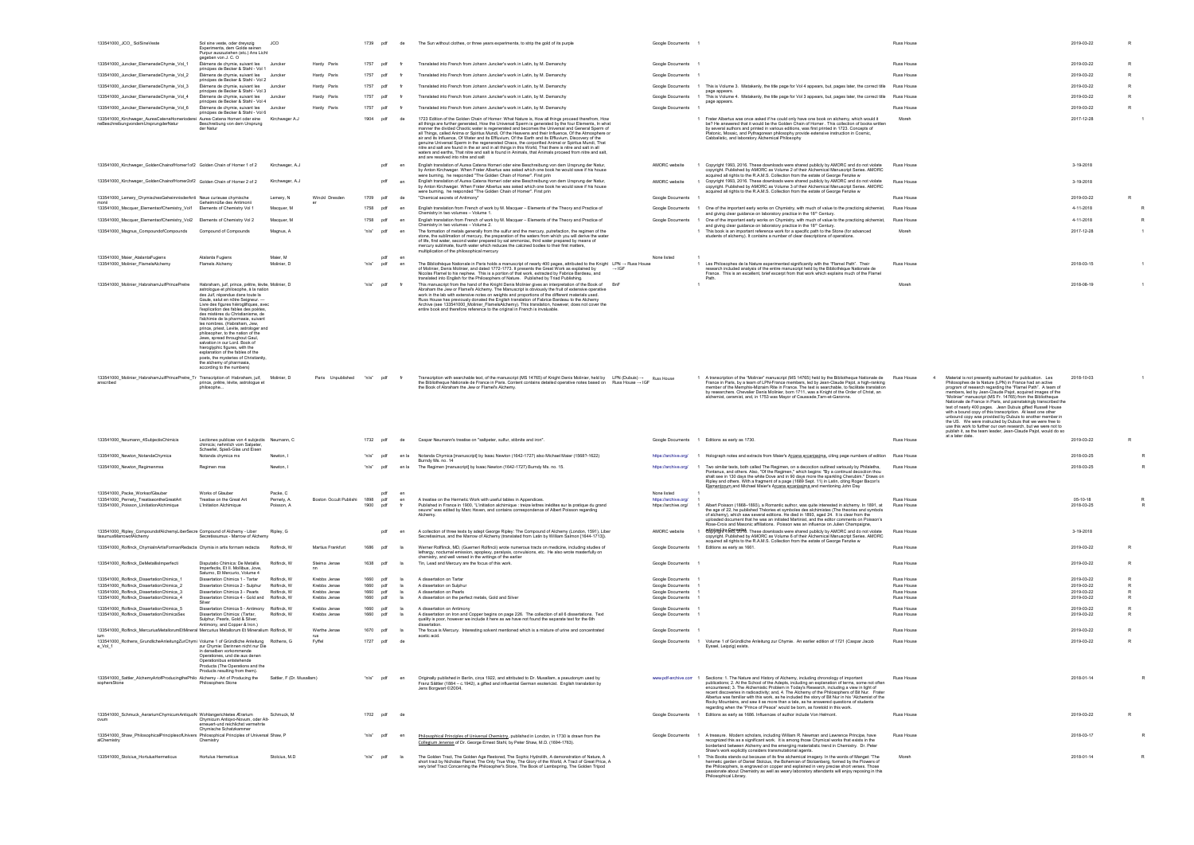| ID | Title | Author | Publisher | Year | Format | Lang | Description | Source | Holder | # | Notes | Contributor | # | Permissions | Date | | |
|---|---|---|---|---|---|---|---|---|---|---|---|---|---|---|---|---|---|
| 133541000_JCO_SolSineVeste | Sol sine veste, oder dreyszig Experimenta, dem Golde seinen Purpur auszuziehen (etc.) Ans Licht gegeben von J. C. O | JCO | | 1739 | pdf | de | The Sun without clothes, or three years experiments, to strip the gold of its purple | Google Documents | | 1 | | Russ House | | | 2019-03-22 | R | |
| 133541000_Juncker_ElemenedeChymie_Vol_1 | Éléments de chymie, suivant les principes de Becker & Stahl - Vol 1 | Juncker | Hardy Paris | 1757 | pdf | fr | Translated into French from Johann Juncker's work in Latin, by M. Demanchy | Google Documents | | 1 | | Russ House | | | 2019-03-22 | R | |
| 133541000_Juncker_ElemenedeChymie_Vol_2 | Éléments de chymie, suivant les principes de Becker & Stahl - Vol 2 | Juncker | Hardy Paris | 1757 | pdf | fr | Translated into French from Johann Juncker's work in Latin, by M. Demanchy | Google Documents | | 1 | | Russ House | | | 2019-03-22 | R | |
| 133541000_Juncker_ElemenedeChymie_Vol_3 | Éléments de chymie, suivant les principes de Becker & Stahl - Vol 3 | Juncker | Hardy Paris | 1757 | pdf | fr | Translated into French from Johann Juncker's work in Latin, by M. Demanchy | Google Documents | | 1 | This is Volume 3. Mistakenly, the title page for Vol 4 appears, but, pages later, the correct title page appears. | Russ House | | | 2019-03-22 | R | |
| 133541000_Juncker_ElemenedeChymie_Vol_4 | Éléments de chymie, suivant les principes de Becker & Stahl - Vol 4 | Juncker | Hardy Paris | 1757 | pdf | fr | Translated into French from Johann Juncker's work in Latin, by M. Demanchy | Google Documents | | 1 | This is Volume 4. Mistakenly, the title page for Vol 3 appears, but, pages later, the correct title page appears. | Russ House | | | 2019-03-22 | R | |
| 133541000_Juncker_ElemenedeChymie_Vol_6 | Éléments de chymie, suivant les principes de Becker & Stahl - Vol 6 | Juncker | Hardy Paris | 1757 | pdf | fr | Translated into French from Johann Juncker's work in Latin, by M. Demanchy | Google Documents | | 1 | | Russ House | | | 2019-03-22 | R | |
| 133541000_Kirchweger_AureaCatenaHomeriodereineBeschreibungvondemUrsprungderNatur | Aurea Catena Homeri oder eine Beschreibung von dem Ursprung der Natur | Kirchweger A.J | | 1904 | pdf | de | 1723 Edition of the Golden Chain of Homer: What Nature is, How all things proceed therefrom. How all things are further generated. How the Universal Sperm is generated by the four Elements, in what manner the divided Chaotic water is regenerated and becomes the Universal and General Sperm of all Things, called Anima or Spiritus Mundi, Of the Heavens and their Influence, Of the Atmosphere or air and its Influence, Of Water and its Effluvium, Of the Earth and its Effluvium, Discovery of the genuine Universal Sperm in the regenerated Chaos, the corporified Animal or Spiritus Mundi, That nitre and salt are found in the air and in all things in this World, That there is nitre and salt in all waters and earths, That nitre and salt is found in Animals, that Animals proceed from nitre and salt, and are resolved into nitre and salt | | | 1 | Frater Albertus was once asked if he could only have one book on alchemy, which would it be? He answered that it would be the Golden Chain of Homer. This collection of books written by several authors and printed in various editions, was first printed in 1723. Concepts of Platonic, Mosaic, and Pythagorean philosophy provide extensive instruction in Cosmic, Cabbalistic, and laboratory Alchemical Philosophy. | Moreh | | | 2017-12-28 | | 1 |
| 133541000_Kirchweger_GoldenChainofHomer1of2 | Golden Chain of Homer 1 of 2 | Kirchweger, A.J | | | pdf | en | English translation of Aurea Catena Homeri oder eine Beschreibung von dem Ursprung der Natur, by Anton Kirchweger. When Frater Albertus was asked which one book he would save if his house were burning, he responded "The Golden Chain of Homer". First prin | AMORC website | | 1 | Copyright 1993, 2016. These downloads were shared publicly by AMORC and do not violate copyright. Published by AMORC as Volume 2 of their Alchemical Manuscript Series. AMORC acquired all rights to the R.A.M.S. Collection from the estate of George Fenzke w | Russ House | | | 3-19-2018 | | |
| 133541000_Kirchweger_GoldenChainofHomer2of2 | Golden Chain of Homer 2 of 2 | Kirchweger, A.J | | | pdf | en | English translation of Aurea Catena Homeri oder eine Beschreibung von dem Ursprung der Natur, by Anton Kirchweger. When Frater Albertus was asked which one book he would save if his house were burning, he responded "The Golden Chain of Homer". First prin | AMORC website | | 1 | Copyright 1993, 2016. These downloads were shared publicly by AMORC and do not violate copyright. Published by AMORC as Volume 3 of their Alchemical Manuscript Series. AMORC acquired all rights to the R.A.M.S. Collection from the estate of George Fenzke w | Russ House | | | 3-19-2018 | | |
| 133541000_Lemery_ChymischesGeheimnisderAntimonii | Neue curieuse chymische Geheimnüße des Antimonii | Lemery, N | Winckl Dresden | 1709 | pdf | de | "Chemical secrets of Antimony" | Google Documents | | 1 | | Russ House | | | 2019-03-22 | R | |
| 133541000_Macquer_ElementsofChemistry_Vol1 | Elements of Chemistry Vol 1 | Macquer, M | | 1758 | pdf | en | English translation from French of work by M. Macquer – Elements of the Theory and Practice of Chemistry in two volumes – Volume 1. | Google Documents | | 1 | One of the important early works on Chemistry, with much of value to the practicing alchemist, and giving clear guidance on laboratory practice in the 18th Century. | Russ House | | | 4-11-2018 | | R |
| 133541000_Macquer_ElementsofChemistry_Vol2 | Elements of Chemistry Vol 2 | Macquer, M | | 1758 | pdf | en | English translation from French of work by M. Macquer – Elements of the Theory and Practice of Chemistry in two volumes – Volume 2. | Google Documents | | 1 | One of the important early works on Chemistry, with much of value to the practicing alchemist, and giving clear guidance on laboratory practice in the 18th Century. | Russ House | | | 4-11-2018 | | R |
| 133541000_Magnus_CompoundofCompounds | Compound of Compounds | Magnus, A | | "n/a" | pdf | en | The formation of metals generally from the sulfur and the mercury, putrefaction, the regimen of the stone, the sublimation of mercury, the preparation of the waters from which you will derive the water of life, first water, second water prepared by sal ammoniac, third water prepared by means of mercury sublimate, fourth water which reduces the calcined bodies to their first matters, multiplication of the philosophical mercury | | | 1 | This book is an important reference work for a specific path to the Stone (for advanced students of alchemy). It contains a number of clear descriptions of operations. | Moreh | | | 2017-12-28 | | 1 |
| 133541000_Maier_AtalantaFugiens | Atalanta Fugiens | Maier, M | | | pdf | en | | None listed | | 1 | | | | | | | |
| 133541000_Molinier_FlamelsAlchemy | Flamels Alchemy | Molinier, D | | "n/a" | pdf | en | The Bibliothèque Nationale in Paris holds a manuscript of nearly 400 pages, attributed to the Knight of Molinier, Denis Molinier, and dated 1772-1773. It presents the Great Work as explained by Nicolas Flamel to his nephew. This is a portion of that work, extracted by Fabrice Bardeau, and translated into English for the Philosophers of Nature. Published by Triad Publishing. | LPN → Russ House → IGF | | 1 | Les Philosophes de la Nature experimented significantly with the "Flamel Path". Their research included analysis of the entire manuscript held by the Bibliothèque Nationale de France. This is an excellent, brief excerpt from that work which explains much of the Flamel Path. | Russ House | | | 2018-03-15 | | 1 |
| 133541000_Molinier_HabrahamJuifPrincePretre | Habraham, juif, prince, prêtre, lévite, astrologue et philosophe, à la nation des Juif, répandue dans toute le Gaule, salut en nôtre Seigneur. — Livre des figures hiéroglifiques, avec l'explication des fables des poëtes, des mistères du Christianisme, de l'alchimie de la pharmasie, suivant les nombres. (Habraham, Jew, prince, priest, Levite, astrologer and philosopher, to the nation of the Jews, spread throughout Gaul, salvation in our Lord. Book of hieroglyphic figures, with the explanation of the fables of the poets, the mysteries of Christianity, the alchemy of pharmacie, according to the numbers) | Molinier, D | | "n/a" | pdf | fr | This manuscript from the hand of the Knight Denis Molinier gives an interpretation of the Book of Abraham the Jew or Flamel's Alchemy. The Manuscript is obviously the fruit of extensive operative work in the lab with extensive notes on weights and proportions of the different materials used. Russ House has previously donated the English translation of Fabrice Bardeau to the Alchemy Archive (see 133541000_Molinier_FlamelsAlchemy). This translation, however, does not cover the entire book and therefore reference to the original in French is invaluable. | BnF | | 1 | | Moreh | | | 2018-06-19 | | 1 |
| 133541000_Molinier_HabrahamJuifPrincePretre_Transcribed | Transcription of: Habraham, juif, prince, prêtre, lévite, astrologue et philosophe... | Molinier, D | Paris Unpublished | "n/a" | pdf | fr | Transcription with searchable text, of the manuscript (MS 14765) of Knight Denis Molinier, held by the Bibliothèque Nationale in Paris. Content contains detailed operative notes based on the Book of Abraham the Jew or Flamel's Alchemy. | LPN (Dubuis) → Russ House → IGF | Russ House | 1 | A transcription of the "Molinier" manuscript (MS 14765) held by the Bibliothèque Nationale de France in Paris, by a team of LPN-France members, led by Jean-Claude Pajot, a high-ranking member of the Memphis-Misraïm Rite in France. The text is searchable, to facilitate translation by researchers. Chevalier Denis Molinier, born 1711, was a Knight of the Order of Christ, an alchemist, ceramist, and, in 1753 was Mayor of Caussade,Tarn-et-Garonne. | Russ House | 4 | Material is not presently authorized for publication. Les Philosophes de la Nature (LPN) in France had an active program of research regarding the "Flamel Path". A team of members, led by Jean-Claude Pajot, acquired images of the "Molinier" manuscript (MS Fr. 14765) from the Bibliothèque Nationale de France in Paris, and painstakingly transcribed the text of nearly 400 pages. Jean Dubuis gifted Russell House with a bound copy of this transcription. At least one other unbound copy was provided by Dubuis to another member in the US. We were instructed by Dubuis that we were free to use this work to further our own research, but we were not to publish it, as the team leader, Jean-Claude Pajot, would do so at a later date. | 2018-10-03 | | 1 |
| 133541000_Neumann_4SubjectisChimicis | Lectiones publicae von 4 subjectis chimicis; nehmlich vom Salpeter, Schwefel, Spieß-Glas und Eisen | Neumann, C | | 1732 | pdf | de | Caspar Neumann's treatise on "saltpeter, sulfur, stibnite and iron" | Google Documents | | 1 | Editions as early as 1730. | Russ House | | | 2019-03-22 | R | |
| 133541000_Newton_NotandaChymica | Notanda chymica ms | Newton, I | | "n/a" | pdf | en la | Notanda Chymica [manuscript] by Isaac Newton (1642-1727) also Michael Maier (1568?-1622) Burndy Ms. no. 14 | https://archive.org/ | | 1 | Holograph notes and extracts from Maier's Arcana arcanissima, citing page numbers of edition | Russ House | | | 2018-03-25 | | R |
| 133541000_Newton_Regimenmss | Regimen mss | Newton, I | | "n/a" | pdf | en la | The Regimen [manuscript] by Isaac Newton (1642-1727) Burndy Ms. no. 15. | https://archive.org/ | | 1 | Two similar texts, both called The Regimen, on a decoction outlined variously by Philaletha, Pontanus, and others. Also, "Of the Regimen," which begins: "By a continual decoction thou shalt see in 130 days the white Dove and in 90 days more the sparkling Cherubim." Draws on Ripley and others. With a fragment of a page (1689 Sept. 11) in Latin, citing Roger Bacon's Elementorum and Michael Maier's Arcana arcanissima and mentioning John Day | Russ House | | | 2018-03-25 | | R |
| 133541000_Packe_WorksofGlauber | Works of Glauber | Packe, C | | | pdf | en | | None listed | | 1 | | | | | | | |
| 133541000_Pernety_TreatiseontheGreatArt | Treatise on the Great Art | Pernety, A. | Boston Occult Publishi | 1898 | pdf | en | A treatise on the Hermetic Work with useful tables in Appendices. | https://archive.org/ | | 1 | | Russ House | | | 05-10-18 | | R |
| 133541000_Poisson_LInitiationAlchimique | L'Initation Alchimique | Poisson, A | | 1900 | pdf | fr | Published in France in 1900, "L'initiation alchimique : treize lettres inédites sur la pratique du grand oeuvre" was edited by Marc Haven, and contains correspondence of Albert Poisson regarding Alchemy. | https://archive.org/ | | 1 | Albert Poisson (1868–1893), a Romantic author, was quite interested in alchemy. In 1891, at the age of 22, he published Théories et symboles des alchimistes (The theories and symbols of alchemy), which saw several editions. He died in 1893, aged 24. It is clear from the uploaded document that he was an initiated Martinist, and the editor comments on Poisson's Rose-Croix and Masonic affiliations. Poisson was an influence on Julien Champagne, Fulcanelli's illustrator. | Russ House | | | 2018-03-25 | | R |
| 133541000_Ripley_CompoundofAlchemyLiberSecretissimusMarrowofAlchemy | Compound of Alchemy - Liber Secretissimus - Marrow of Alchemy | Ripley, G | | | pdf | en | A collection of three texts by adept George Ripley: The Compound of Alchemy (London, 1591), Liber Secretissimus, and the Marrow of Alchemy (translated from Latin by William Salmon [1644-1713]). | AMORC website | | 1 | Copyright 1993, 2016. These downloads were shared publicly by AMORC and do not violate copyright. Published by AMORC as Volume 6 of their Alchemical Manuscript Series. AMORC acquired all rights to the R.A.M.S. Collection from the estate of George Fenzke w | Russ House | | | 3-19-2018 | | |
| 133541000_Rolfinck_ChymiaInArtisFormamRedacta | Chymia in artis formam redacta | Rolfinck, W | Martius Frankfurt | 1686 | pdf | la | Werner Rolfinck, MD, (Guerneri Rolfinci) wrote numerous tracts on medicine, including studies of lethargy, nocturnal emission, apoplexy, paralysis, convulsions, etc. He also wrote masterfully on chemistry, and well versed in the writings of the earlier | Google Documents | | 1 | Editions as early as 1661. | Russ House | | | 2019-03-22 | R | |
| 133541000_Rolfinck_DeMetallisImperfecti | Disputatio Chimica: De Metallis Imperfectis, Et Ii. Mollibus, Jove, Saturno, Et Mercurio, Volume 4 | Rolfinck, W | Steinra Jenae | 1638 | pdf | la | Tin, Lead and Mercury are the focus of this work. | Google Documents | | 1 | | Russ House | | | 2019-03-22 | R | |
| 133541000_Rolfinck_DissertationChimica_1 | Dissertation Chimica 1 - Tartar | Rolfinck, W | Krebbs Jenae | 1660 | pdf | la | A dissertation on Tartar | Google Documents | | 1 | | Russ House | | | 2019-03-22 | R | |
| 133541000_Rolfinck_DissertationChimica_2 | Dissertation Chimica 2 - Sulphur | Rolfinck, W | Krebbs Jenae | 1660 | pdf | la | A dissertation on Sulphur | Google Documents | | 1 | | Russ House | | | 2019-03-22 | R | |
| 133541000_Rolfinck_DissertationChimica_3 | Dissertation Chimica 3 - Pearls | Rolfinck, W | Krebbs Jenae | 1660 | pdf | la | A dissertation on Pearls | Google Documents | | 1 | | Russ House | | | 2019-03-22 | R | |
| 133541000_Rolfinck_DissertationChimica_4 | Dissertation Chimica 4 - Gold and Silver | Rolfinck, W | Krebbs Jenae | 1660 | pdf | la | A dissertation on the perfect metals, Gold and Silver | Google Documents | | 1 | | Russ House | | | 2019-03-22 | R | |
| 133541000_Rolfinck_DissertationChimica_5 | Dissertation Chimica 5 - Antimony | Rolfinck, W | Krebbs Jenae | 1660 | pdf | la | A dissertation on Antimony | Google Documents | | 1 | | Russ House | | | 2019-03-22 | R | |
| 133541000_Rolfinck_DissertationChimicaSex | Dissertation Chimicas (Tartar, Sulphur, Pearls, Gold & Silver, Antimony, and Copper & Iron) | Rolfinck, W | Krebbs Jenae | 1660 | pdf | la | A dissertation on Iron and Copper begins on page 226. The collection of all 6 dissertations. Text quality is poor, however we include it here as we have not found the separate text for the 6th dissertation. | Google Documents | | 1 | | Russ House | | | 2019-03-22 | R | |
| 133541000_Rolfinck_MercuriusMetallorumEtMineralium | Mercurius Metallorum Et Mineralium | Rolfinck, W | Werthe Jenae | 1670 | pdf | la | The focus is Mercury. Interesting solvent mentioned which is a mixture of urine and concentrated acetic acid. | Google Documents | | 1 | | Russ House | | | 2019-03-22 | R | |
| 133541000_Rothens_GrundlicheAnleitungZurChymie_Vol_1 | Volume 1 of Gründliche Anleitung zur Chymie: Darinnen nicht nur Die in denselben vorkommende Operationes, und die aus denen Operationibus entstehende Producta (The Operations and the Products resulting from them). | Rothens, G | Fyffel | 1727 | pdf | de | | Google Documents | | 1 | Volume 1 of Gründliche Anleitung zur Chymie. An earlier edition of 1721 (Caspar Jacob Eyssel, Leipzig) exists. | Russ House | | | 2019-03-22 | R | |
| 133541000_Sattler_AlchemyArtofProducingthePhilosophersStone | Alchemy - Art of Producing the Philosophers Stone | Sattler, F (Dr. Musallam) | | "n/a" | pdf | en | Originally published in Berlin, circa 1922, and attributed to Dr. Musallam, a pseudonym used by Franz Sättler (1884 – c.1942), a gifted and influential German esotericist. English translation by Jens Borgvart ©2004. | www.pdf-archive.com | | 1 | Sections: 1. The Nature and History of Alchemy, including chronology of important publications; 2. At the School of the Adepts, including an explanation of terms, some not often encountered; 3. The Alchemistic Problem in Today's Research, including a view in light of recent discoveries in radioactivity; and, 4. The Alchemy of the Philosophers of Bil Nur. Frater Albertus was familiar with this work, as he included the story of Bil Nur in his "Alchemist of the Rocky Mountains, and saw it as more than a tale, as he answered questions of students regarding when the "Prince of Peace" would be born, as foretold in this work. | Russ House | | | 2018-01-14 | | R |
| 133541000_Schmuck_AerariumChymicumAntiquoNovum | Wohlangerichtetes Ærarium Chymicum Antiquo-Novum, oder Alt-erneuert-und reichlichst vermehrte Chymische Schatzkammer | Schmuck, M | | 1702 | pdf | de | | Google Documents | | 1 | Editions as early as 1686. Influences of author include Von Helmont. | Russ House | | | 2019-03-22 | R | |
| 133541000_Shaw_PhilosophicalPrinciplesofUniversalChemistry | Philosophical Principles of Universal Chemistry | Shaw, P | | "n/a" | pdf | en | Philosophical Principles of Universal Chemistry, published in London, in 1730 is drawn from the Collegium Jenense of Dr. George Ernest Stahl, by Peter Shaw, M.D. (1694-1763). | Google Documents | | 1 | A treasure. Modern scholars, including William R. Newman and Lawrence Principe, have recognized this as a significant work. It is among those Chymical works that exists in the borderland between Alchemy and the emerging materialistic trend in Chemistry. Dr. Peter Shaw's work explicitly considers transmutational agents. | Russ House | | | 2018-03-17 | | R |
| 133541000_Stolcius_HortulusHermeticus | Hortulus Hermeticus | Stolcius, M.D | | "n/a" | pdf | la | The Golden Tract, The Golden Age Restored, The Sophic Hydrolith, A demonstration of Nature, A short tract by Nicholas Flamel, The Only True Way, The Glory of the World, A Tract of Great Price, A very brief Tract Concerning the Philosopher's Stone, The Book of Lambspring, The Golden Tripod | | | 1 | This Books stands out because of its fine alchemical imagery. In the words of Manget: "The hermetic garden of Daniel Stolcius, the Bohemian of Stolcenberg, formed by the Flowers of the Philosophers, is engraved on copper and explained in very precise short verses. Those passionate about Chemistry as well as weary laboratory attendants will enjoy reposing in this Philosophical Library. | Moreh | | | 2018-01-14 | | R |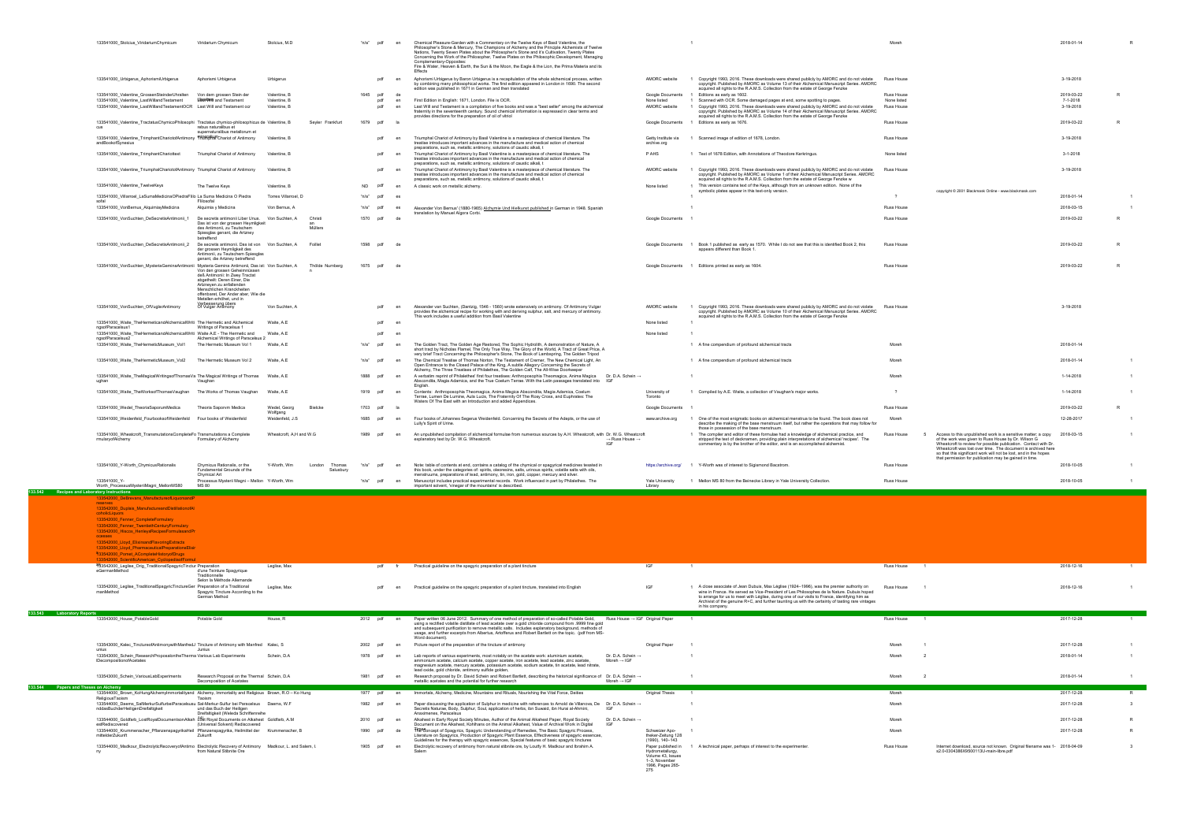| Section | File | Title | Author | Publisher | Place | Year | Format | Lang | Description | Source | | Notes | Owner | | Rights | Date | |
|---|---|---|---|---|---|---|---|---|---|---|---|---|---|---|---|---|---|
| | 133541000_Stolcius_ViridariumChymicum | Viridarium Chymicum | Stolcius, M.D | | | "n/a" | pdf | en | Chemical Pleasure-Garden with a Commentary on the Twelve Keys of Basil Valentine, the Philosopher's Stone & Mercury, The Champions of Alchemy and the Principle Alchemists of Twelve Nations, Twenty Seven Plates about the Philosopher's Stone and it's Cultivation, Twenty Plates Concerning the Work of the Philosopher, Twelve Plates on the Philosophic Development, Managing Complementary-Opposites: Fire & Water, Heaven & Earth, the Sun & the Moon, the Eagle & the Lion, the Prima Materia and its Effects | | 1 | | Moreh | | | 2018-01-14 | R |
| | 133541000_Urbigerus_AphorismiUrbigerus | Aphorismi Urbigerus | Urbigerus | | | | pdf | en | Aphorismi Urbigerus by Baron Urbigerus is a recapitulation of the whole alchemical process, written by combining many philosophical works. The first edition appeared in London in 1690. The second edition was published in 1671 in German and then translated | AMORC website | 1 | Copyright 1993, 2016. These downloads were shared publicly by AMORC and do not violate copyright. Published by AMORC as Volume 13 of their Alchemical Manuscript Series. AMORC acquired all rights to the R.A.M.S. Collection from the estate of George Fenzke | Russ House | | | 3-19-2018 | |
| | 133541000_Valentine_GrossenSteinderUhralten | Von dem grossen Stein der Uhralten | Valentine, B | | | 1645 | pdf | de | | Google Documents | 1 | Editions as early as 1602. | Russ House | | | 2019-03-22 | R |
| | 133541000_Valentine_LastWillandTestament | Last Will and Testament | Valentine, B | | | | pdf | en | First Edition in English: 1671, London. File is OCR. | None listed | 1 | Scanned with OCR. Some damaged pages at end, some spotting to pages. | None listed | | | 7-1-2018 | |
| | 133541000_Valentine_LastWillandTestamentOCR | Last Will and Testament ocr | Valentine, B | | | | pdf | en | Last Will and Testament is a compilation of five books and was a "best seller" among the alchemical fraternity in the seventeenth century. Sound chemical information is expressed in clear terms and provides directions for the preparation of oil of vitriol | AMORC website | 1 | Copyright 1993, 2016. These downloads were shared publicly by AMORC and do not violate copyright. Published by AMORC as Volume 14 of their Alchemical Manuscript Series. AMORC acquired all rights to the R.A.M.S. Collection from the estate of George Fenzke | Russ House | | | 3-19-2018 | |
| | 133541000_Valentine_TractatusChymicoPhilosophicus | Tractatus chymico-philosophicus de rebus naturalibus et supernaturalibus metallorum et mineralium | Valentine, B | Seyler | Frankfurt | 1679 | pdf | la | | Google Documents | 1 | Editions as early as 1676. | Russ House | | | 2019-03-22 | R |
| | 133541000_Valentine_TriumphantChariotofAntimonyandBookofSynesius | Triumphant Chariot of Antimony | Valentine, B | | | | pdf | en | Triumphal Chariot of Antimony by Basil Valentine is a masterpiece of chemical literature. The treatise introduces important advances in the manufacture and medical action of chemical preparations, such as, metallic antimony, solutions of caustic alkali, t | Getty Institute via archive.org | 1 | Scanned image of edition of 1678, London. | Russ House | | | 3-19-2018 | |
| | 133541000_Valentine_TriumphantChariottext | Triumphal Chariot of Antimony | Valentine, B | | | | pdf | en | Triumphal Chariot of Antimony by Basil Valentine is a masterpiece of chemical literature. The treatise introduces important advances in the manufacture and medical action of chemical preparations, such as, metallic antimony, solutions of caustic alkali, t | P AHS | 1 | Text of 1678 Edition, with Annotations of Theodore Kerkringus. | None listed | | | 3-1-2018 | |
| | 133541000_Valentine_TriumphalChariotofAntimony | Triumphal Chariot of Antimony | Valentine, B | | | | pdf | en | Triumphal Chariot of Antimony by Basil Valentine is a masterpiece of chemical literature. The treatise introduces important advances in the manufacture and medical action of chemical preparations, such as, metallic antimony, solutions of caustic alkali, t | AMORC website | 1 | Copyright 1993, 2016. These downloads were shared publicly by AMORC and do not violate copyright. Published by AMORC as Volume 1 of their Alchemical Manuscript Series. AMORC acquired all rights to the R.A.M.S. Collection from the estate of George Fenzke | Russ House | | | 3-19-2018 | |
| | 133541000_Valentine_TwelveKeys | The Twelve Keys | Valentine, B | | | ND | pdf | en | A classic work on metallic alchemy. | None listed | 1 | This version contains text of the Keys, although from an unknown edition. None of the symbolic plates appear in this text-only version. | | | copyright © 2001 Blacknook Online - www.blacknook.com | | |
| | 133541000_Villanoel_LaSumaMedicinaOPiedraFilosofal | La Suma Medicina O Piedra Filosofal | Torres Villarroel, D | | | "n/a" | pdf | es | | | 1 | | ? | | | 2018-01-14 | 1 |
| | 133541000_VonBernus_AlquimiayMedicina | Alquimia y Medicina | Von Bernus, A | | | "n/a" | pdf | es | Alexander Von Bernus' (1880-1965) Alchymie Und Heilkunst published in German in 1948. Spanish translation by Manuel Algora Corbi. | | 1 | | Russ House | | | 2018-03-15 | 1 |
| | 133541000_VonSuchten_DeSecretisAntimonii_1 | De secretis antimonii Liber Unus. Das ist von der grossen Heymligkeit des Antimonii, zu Teutschem Spiessglas genant, die Artzney betreffend | Von Suchten, A | Christi en Müllers | | 1570 | pdf | de | | Google Documents | 1 | | Russ House | | | 2019-03-22 | R |
| | 133541000_VonSuchten_DeSecretisAntimonii_2 | De secretis antimonii. Das ist von der grossen Heymligkeit des Antimonii, zu Teutschem Spiessglas genant, die Artzney betreffend | Von Suchten, A | Foillet | | 1598 | pdf | de | | Google Documents | 1 | Book 1 published as early as 1570. While I do not see that this is identified Book 2, this appears different than Book 1. | Russ House | | | 2019-03-22 | R |
| | 133541000_VonSuchten_MysteriaGeminaAntimonii | Mysteria Gemina Antimonii, Das ist: Von den grossen Geheimnüssen deß Antimonii: In Zwey Tractat abgetheilt: Deren Einer, Die Artzneyen zu anfallenden Menschlichen Kranckheiten offenbaret, Der Ander aber, Wie die Metallen erhöhet, und in Verbesserung übers | Von Suchten, A | Thilide | Nurnberg | 1675 | pdf | de | | Google Documents | 1 | Editions printed as early as 1604. | Russ House | | | 2019-03-22 | R |
| | 133541000_VonSuchten_OfVulgarAntimony | Of Vulgar Antimony | Von Suchten, A | | | | pdf | en | Alexander van Suchten (Dantzig, 1546 - 1580) wrote extensively on antimony. Of Antimony Vulgar provides the alchemical recipe for working with and deriving sulphur, salt, and mercury of antimony. This work includes a useful addition from Basil Valentine | AMORC website | 1 | Copyright 1993, 2016. These downloads were shared publicly by AMORC and do not violate copyright. Published by AMORC as Volume 10 of their Alchemical Manuscript Series. AMORC acquired all rights to the R.A.M.S. Collection from the estate of George Fenzke | Russ House | | | 3-19-2018 | |
| | 133541000_Waite_TheHermeticandAlchemicalWritingsofParacelsus1 | The Hermetic and Alchemical Writings of Paracelsus 1 | Waite, A.E | | | | pdf | en | | None listed | 1 | | | | | | |
| | 133541000_Waite_TheHermeticandAlchemicalWritingsofParacelsus2 | Waite A.E - The Hermetic and Alchemical Writings of Paracelsus 2 | Waite, A.E | | | | pdf | en | | None listed | 1 | | | | | | |
| | 133541000_Waite_TheHermeticMuseum_Vol1 | The Hermetic Museum Vol 1 | Waite, A.E | | | "n/a" | pdf | en | The Golden Tract, The Golden Age Restored, The Sophic Hydrolith, A demonstration of Nature, A short tract by Nicholas Flamel, The Only True Way, The Glory of the World, A Tract of Great Price, A very brief Tract Concerning the Philosopher's Stone, The Book of Lambspring, The Golden Tripod | | 1 | A fine compendium of profound alchemical tracts | Moreh | | | 2018-01-14 | |
| | 133541000_Waite_TheHermeticMuseum_Vol2 | The Hermetic Museum Vol 2 | Waite, A.E | | | "n/a" | pdf | en | The Chemical Treatise of Thomas Norton, The Testament of Cremer, The New Chemical Light, An Open Entrance to the Closed Palace of the King, A subtle Allegory Concerning the Secrets of Alchemy, The Three Treatises of Philalethes, The Golden Calf, The All-Wise Doorkeeper | | 1 | A fine compendium of profound alchemical tracts | Moreh | | | 2018-01-14 | 1 |
| | 133541000_Waite_TheMagicalWritingsofThomasVaughan | The Magical Writings of Thomas Vaughan | Waite, A.E | | | 1888 | pdf | en | A verbatim reprint of Philalethes' first four treatises: Anthroposophia Theomagica, Anima Magica Abscondita, Magia Adamica, and the True Coelum Terrae. With the Latin passages translated into English. Dr. D.A. Schein → IGF | | 1 | | Moreh | | | 1-14-2018 | 1 |
| | 133541000_Waite_TheWorksofThomasVaughan | The Works of Thomas Vaughan | Waite, A.E | | | 1919 | pdf | en | Contents: Anthroposophia Theomagica, Anima Magica Abscondita, Magia Adamica, Coelum Terrae, Lumen De Lumine, Aula Lucis, The Fraternity Of The Rosy Cross, and Euphrates: The Waters Of The East with an Introduction and added Appendices. | University of Toronto | 1 | Compiled by A.E. Waite, a collection of Vaughan's major works. | ? | | | 1-14-2018 | 1 |
| | 133541000_Wedel_TheoriaSaporumMedica | Theoria Saporum Medica | Wedel, Georg Wolfgang | Bielcke | | 1703 | pdf | la | | Google Documents | 1 | | Russ House | | | 2019-03-22 | R |
| | 133541000_Weidenfeld_FourbooksofWeidenfeld | Four books of Weidenfeld | Weidenfeld, J.S | | | 1685 | pdf | en | Four books of Johannes Segerus Weidenfeld. Concerning the Secrets of the Adepts, or the use of Lully's Spirit of Urine. | www.archive.org | 1 | One of the most enigmatic books on alchemical menstrua to be found. The book does not describe the making of the base menstruum itself, but rather the operations that may follow for those in possession of the base menstruum. | Moreh | | | 12-28-2017 | 1 |
| | 133541000_Wheatcroft_TransmutationsCompleteFormularyofAlchemy | Transmutations a Complete Formulary of Alchemy | Wheatcroft, A.H and W.G. | | | 1989 | pdf | en | An unpublished compilation of alchemical formulae from numerous sources by A.H. Wheatcroft, with explanatory text by Dr. W.G. Wheatcroft. Dr. W.G. Wheatcroft → Russ House → IGF | | 1 | The compiler and editor of these formulae had a knowledge of alchemical practice, and stripped the text of dedcomeen, providing plain interpretations of alchemical 'recipes'. The commentary is by the brother of the editor, and is an accomplished alchemist. | Russ House | 5 | Access to this unpublished work is a sensitive matter; a copy of the work was given to Russ House by Dr. Wilson G Wheatcroft to review for possible publication. Contact with Dr. Wheatcroft was lost over time. The document is archived here so that this significant work will not be lost, and in the hopes that permission for publication may be gained in time. | 2018-03-15 | 1 |
| | 133541000_Y-Worth_ChymicusRationalis | Chymicus Rationalis, or the Fundamental Grounds of the Chymical Art | Y-Worth, Wm | Thomas Salusbury | London | "n/a" | pdf | en | Note: table of contents at end, contains a catalog of the chymical or spagyrical medicines treated in this book, under the categories of: spirits, decoxsins, salts, urinous spirits, volatile salts with oils, menstruums, preparations of lead, antimony, tin, iron, gold, copper, mercury and silver. | https://archive.org/ | 1 | Y-Worth was of interest to Sigismond Bacstrom. | Russ House | | | 2018-10-05 | 1 |
| | 133541000_Y-Worth_ProcessusMysteriiMagni_MellonMS80 | Processus Mysterii Magni – Mellon MS 80 | Y-Worth, Wm | | | "n/a" | pdf | en | Manuscript includes practical experimental records. Work influenced in part by Philalethes. The important solvent, 'vinegar of the mountains' is described. | Yale University Library | 1 | Mellon MS 80 from the Beinecke Library in Yale University Collection. | Russ House | | | 2018-10-05 | 1 |
| **133.542 Recipes and Laboratory Instructions** | | | | | | | | | | | | | | | | | |
| | 133542000_DeBrevans_ManufactureofLiquorsandPreserves | | | | | | | | | | | | | | | | |
| | 133542000_Duplais_ManufactureandDistillationofAlcoholicLiquors | | | | | | | | | | | | | | | | |
| | 133542000_Fenner_CompleteFormulary | | | | | | | | | | | | | | | | |
| | 133542000_Fenner_TwentiethCenturyFormulary | | | | | | | | | | | | | | | | |
| | 133542000_Hiscox_HenleysRecipesFormulasandProcesses | | | | | | | | | | | | | | | | |
| | 133542000_Lloyd_ElixirsandFlavoringExtracts | | | | | | | | | | | | | | | | |
| | 133542000_Lloyd_PharmaceuticalPreparationsElixirs | | | | | | | | | | | | | | | | |
| | 133542000_Pomet_ACompleteHistoryofDrugs | | | | | | | | | | | | | | | | |
| | 133542000_ScientificAmerican_CyclopediaofFormulas | | | | | | | | | | | | | | | | |
| | 133542000_Leglise_Orig_TraditionalSpagyricTinctureGermanMethod | Preparation d'une Teinture Spagyrique Traditionnelle Selon la Méthode Allemande | Leglise, Max | | | | pdf | fr | Practical guideline on the spagyric preparation of a plant tincture | IGF | 1 | | Russ House | 1 | | 2018-12-16 | 1 |
| | 133542000_Leglise_TraditionalSpagyricTinctureGermanMethod | Preparation of a Traditional Spagyric Tincture According to the German Method | Leglise, Max | | | | pdf | en | Practical guideline on the spagyric preparation of a plant tincture, translated into English | IGF | 1 | A close associate of Jean Dubuis, Max Léglise (1924–1996), was the premier authority on wine in France. He served as Vice-President of Les Philosophes de la Nature. Dubuis hoped to arrange for us to meet with Léglise, during one of our visits to France, identifying him as Archivist of the genuine R+C, and further taunting us with the certainty of tasting rare vintages in his company. | Russ House | 1 | | 2018-12-16 | 1 |
| **133.543 Laboratory Reports** | | | | | | | | | | | | | | | | | |
| | 133543000_House_PotableGold | Potable Gold | House, R | | | 2012 | pdf | en | Paper written 06 June 2012. Summary of one method of preparation of so-called Potable Gold, using a rectified volatile distillate of lead acetate over a gold chloride compound from .9999 fine gold and subsequent purification to remove metallic salts. Includes explanatory background, methods of usage, and further excerpts from Albertus, Artoferius and Robert Bartlett on the topic. (pdf from MS-Word document). Russ House → IGF | Original Paper | 1 | | Russ House | 1 | | 2017-12-28 | 1 |
| | 133543000_Kalec_TinctureofAntimonywithManfredJunius | Tincture of Antimony with Manfred Junius | Kalec, S | | | 2002 | pdf | en | Picture report of the preparation of the tincture of antimony | Original Paper | 1 | | Moreh | 1 | | 2017-12-28 | 1 |
| | 133543000_Schein_ResearchProposalontheThermalDecompositionofAcetates | Various Lab Experiments | Schein, D.A | | | 1978 | pdf | en | Lab reports of various experiments, most notably on the acetate work: aluminium acetate, ammonium acetate, calcium acetate, copper acetate, iron acetate, lead acetate, zinc acetate, magnesium acetate, mercury acetate, potassium acetate, sodium acetate, tin acetate, lead nitrate, lead oxide, gold chloride, antimony sulfide golden. Dr. D.A. Schein → Moreh → IGF | | 1 | | Moreh | 2 | | 2018-01-14 | 1 |
| | 133543000_Schein_VariousLabExperiments | Research Proposal on the Thermal Decomposition of Acetates | Schein, D.A | | | 1981 | pdf | en | Research proposal by Dr. David Schein and Robert Bartlett, describing the historical significance of metallic acetates and the potential for further research. Dr. D.A. Schein → Moreh → IGF | | 1 | | Moreh | 2 | | 2018-01-14 | 1 |
| **133.544 Papers and Theses on Alchemy** | | | | | | | | | | | | | | | | | |
| | 133544000_Brown_KoHungAlchemyImmortalityandReligiousTaoism | Alchemy, Immortality and Religious Taoism | Brown, R.O – Ko Hung | | | 1977 | pdf | en | Immortals, Alchemy, Medicine, Mountains and Rituals, Nourishing the Vital Force, Deities | Original Thesis | 1 | | Moreh | | | 2017-12-28 | 1 |
| | 133544000_Daems_SalMerkurSulfurbeiParacelsusunddasBuchderHeiligenDreifaltigkeit | Sal-Merkur-Sulfur bei Paracelsus und das Buch der Heiligen Dreifaltigkeit (Weleda Schriftenreihe | Daems, W.F | | | 1982 | pdf | en | Paper discussing the application of Sulphur in medicine with references to Arnold de Villanova, De Secretis Naturae, Body, Sulphur, Soul, application of herbs, ibn Suwaid, ibn Hunai al-Ahmini, Anselmnes, Paracelsus. Dr. D.A. Schein → IGF | | 1 | | Moreh | | | 2017-12-28 | 3 |
| | 133544000_Goldfarb_LostRoyalDocumentsonAlkahestRediscovered | Lost Royal Documents on Alkahest (Universal Solvent) Rediscovered | Goldfarb, A.M | | | 2010 | pdf | en | Alkahest in Early Royal Society Minutes, Author of the Animal Alkahest Paper, Royal Society Document on the Alkahest, Kohlhans on the Animal Alkahest, Value of Archival Work in Digital Dr. D.A. Schein → IGF | | 1 | | Moreh | | | 2017-12-28 | R |
| | 133544000_Krummenacher_PflanzenspagyrikaHeilmittelderZukunft | Pflanzenspagyrika, Heilmittel der Zukunft | Krummenacher, B | | | 1990 | pdf | de | The concept of Spagyrics, Spagyric Understanding of Remedies, The Basic Spagyric Process, Literature on Spagyrics, Production of Spagyric Plant Essence, Effectiveness of spagyric essences, Guidelines for the therapy with spagyric essences, Special features of basic spagyric tinctures | Schweizer Apotheker-Zeitung 128 (1990), 140–143 | 1 | | Moreh | | | 2017-12-28 | R |
| | 133544000_Madkour_ElectrolyticRecoveryofAntimony | Electrolytic Recovery of Antimony from Natural Stibnite Ore | Madkour, L. and Salem, I. | | | 1905 | pdf | en | Electrolytic recovery of antimony from natural stibnite ore, by Loutfy H. Madkour and Ibrahim A. Salem | Paper published in Hydrometallurgy, Volume 43, Issues 1–3, November 1996, Pages 265-275 | 1 | A technical paper, perhaps of interest to the experimenter. | Russ House | | Internet download, source not known. Original filename was 1-s2.0-0304386X9500113U-main-libre.pdf | 2018-04-09 | 3 |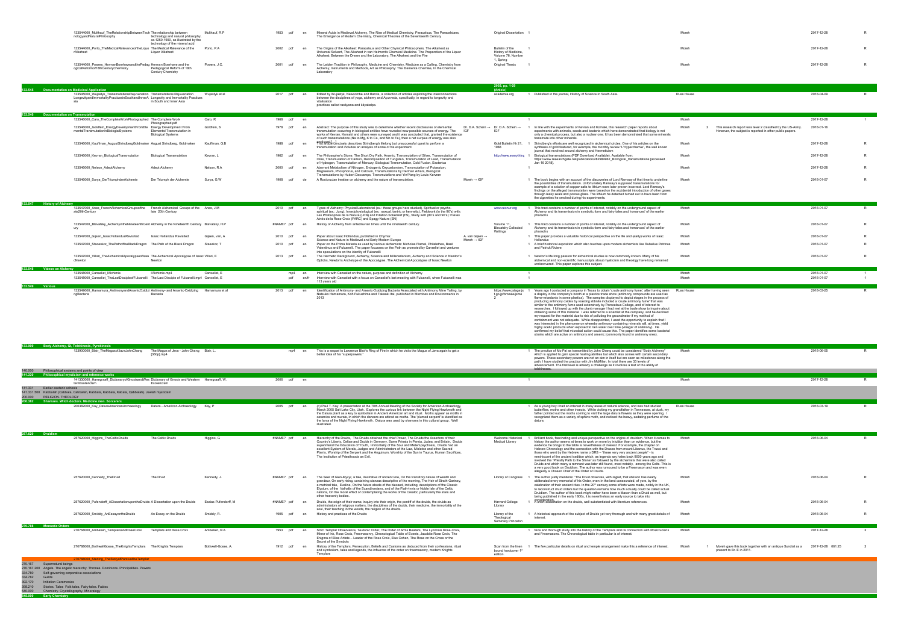| | | | | | | | | | | | | | | | |
|---|---|---|---|---|---|---|---|---|---|---|---|---|---|---|---|
| | 133544000_Multhauf_TheRelationshipBetweenTechnologyandNaturalPhilosophy | The relationship between technology and natural philosophy, ca 1250-1650, as illustrated by the technology of the mineral acid | Multhauf, R.P | 1953 | pdf | en | Mineral Acids in Medieval Alchemy, The Rise of Medical Chemistry, Paracelsus, The Paracelsians, The Emergence of Modern Chemistry, Chemical Theories of the Seventeenth Century | | Original Dissertation | 1 | | Moreh | | | 2017-12-28 | R |
| | 133544000_Porto_TheMedicalRelevanceoftheLiquorAlkahest | The Medical Relevance of the Liquor Alkahest | Porto, P.A | 2002 | pdf | en | The Origins of the Alkahest: Paracelsus and Other Chymical Philosophers, The Alkahest as Universal Solvent, The Alkahest in van Helmont's Chemical Medicine, The Preparation of the Liquor Alkahest: Between the Dream and the Laboratory, The Alkahest and the Fire | | Bulletin of the History of Medicine, Volume 76, Number 1, Spring | 1 | | Moreh | | | 2017-12-28 | R |
| | 133544000_Powers_HermanBoerhaaveandthePedagogicalReformof18thCenturyChemistry | Herman Boerhave and the Pedagogical Reform of 18th Century Chemistry | Powers, J.C. | 2001 | pdf | en | The Leiden Tradition in Philosophy, Medicine and Chemistry, Medicine as a Calling, Chemistry from Alchemy, Instruments and Methods, Art as Philosophy: The Elementa Chemiae, In the Chemical Laboratory | | Original Thesis | 1 | | Moreh | | | 2017-12-28 | R |
| **133.545** | **Documentation on Medicinal Application** | | | | | | | | 2002, pp. 1-29 (Article) | | | | | | | |
| | 133545000_Wujastyk_TransmutationsRejuvenationLongevityandImmortalityPracticesinSouthandInnerAsia | Transmutations Rejuvenation Longevity and Immortality Practices in South and Inner Asia | Wujastyk et al | 2017 | pdf | en | Edited by Wujastyk, Newcombe and Barois, a collection of articles exploring the interconnections between the disciplines of yoga, alchemy and Ayurveda, specifically, in regard to longevity and vitalisation practices called rasāyana and kāyakalpa. | | academia.org | 1 | Published in the journal, History of Science in South Asia. | Russ House | | | 2018-04-09 | R |
| **133.546** | **Documentation on Transmutation** | | | | | | | | | | | | | | | |
| | 133546000_Caro_TheCompleteWorkPhotographed | The Complete Work Photographed.pdf | Caro, R | 1968 | pdf | en | | | | 1 | | Moreh | | | 2017-12-28 | 1 |
| | 133546000_Goldfein_EnergyDevelopmentFromElementalTransmutationinBiologicalSystems | Energy Development From Elemental Transmutation in Biological Systems | Goldfein, S | 1978 | pdf | en | Abstract: The purpose of this study was to determine whether recent disclosures of elemental transmutation occurring in biological entities have revealed new possible sources of energy. The works of Kevran, Komaki and others were surveyed and it was concluded that, granted the existence of such transmutations (Na to Mg, K to Ca, and Mn to Fe), then a net surplus of energy was also produced | Dr. D.A. Schein → IGF | Dr. D.A. Schein → IGF | 1 | In line with the experiments of Kevran and Komaki, this research paper reports about experiments with animals, seeds and bacteria which have demonstrated that biology is not only a chemical process, but also a nuclear one. It has been demonstrated that some minerals transmute into other minerals. | Moreh | 2 | This research report was level 2 classified by the US-Army. However, the subject is reported in other public papers. | 2018-01-16 | R |
| | 133546000_Kauffman_AugustStrindbergGoldmaker | August Strindberg, Goldmaker | Kauffman, G.B | 1988 | pdf | en | This article concisely describes Strindberg's lifelong but unsuccessful quest to perform a transmutation and includes an analysis of some of his experiment. | | Gold Bulletin Nr 21, 1988 | 1 | Strindberg's efforts are well recognized in alchemical circles. One of his articles on the synthesis of gold featured, for example, the monthly review "L'Hyperchemie", the well known journal that revolved around alchemy and Hermeticism | Moreh | | | 2017-12-28 | R |
| | 133546000_Kevran_BiologicalTransmutation | Biological Transmutation | Kevran, L | 1962 | pdf | en | The Philosopher's Stone, The Short Dry Path, Arsenic, Transmutation of Silver, Transmutation of Ores, Transmutation of Carbon, Decomposition of Tungsten, Transmutation of Lead, Transmutation of Hydrogen, Transmutation of Mercury, Biological Transmutation, Cold Fusion, Esoterics | | http://www.everything | 1 | Biological transmutations (PDF Download Available). Available from: https://www.researchgate.net/publication/282984962_Biological_transmutations [accessed Jan 16 2018]. | Moreh | | | 2017-12-28 | R |
| | 133546000_Nelson_AdeptAlchemy | Adept Alchemy | Nelson, R.A | 2000 | pdf | en | Aberrant Metabolism of Nitrogen, Endogenic Oxycarbonism, Transmutation of Potassium, Magnesium, Phosphorus, and Calcium, Transmutations by Herman Aihara, Biological Transmutations by Hubert Descamps, Transmutations and Yin/Yang by Louis Kervran | | | 1 | | Moreh | | | 2017-12-28 | R |
| | 133546000_Surya_DerTriumphderAlchemie | Der Triumph der Alchemie | Surya, G.W | 1908 | pdf | de | A Rosicrucian treatise on alchemy and the nature of transmutation. | Moreh → IGF | | 1 | The book begins with an account of the discoveries of Lord Ramsay of that time to underline the possibilities of transmutation. Unfortunately Ramsay's supposed transmutations for example of a solution of copper salts to lithium were later proven incorrect. Lord Ramsay's findings on the alleged transmutation were based on the accidental introduction of other gases through leaky seals and porous glass. The lithium he detected turned out to have been from the cigarettes he smoked during his experiments. | Moreh | | | 2018-01-07 | R |
| **133.547** | **History of Alchemy** | | | | | | | | | | | | | | | |
| | 133547000_Ames_FrenchAlchemicalGroupsofthelate20thCentury | French Alchemical Groups of the late 20th Century | Ames, J.M | 2010 | pdf | en | Types of Alchemy: Physical/Laboratorial (ex.: these groups here studied), Spiritual or psycho-spiritual (ex.: Jung), Innerphysiological (ex.: sexual, tantric or hermetic), Fieldwork (in the 90's) with: Les Philosophes de la Nature (LPN) and Filiation Solazaref (FS). Study with (80's and 90's): Frères Ainés de la Rose-Croix (FARC) and Spagy-Nature (SN) | | www.cesnur.org | 1 | This tract contains a number of points of interest, notably on the underground aspect of Alchemy and its transmission in symbolic form and fairy tales and 'romances' of the earlier pharaohs | Moreh | | | 2018-01-07 | R |
| | 133547000_Blavatsky_AlchemyintheNineteenthCentury | Alchemy in the Nineteenth Century | Blavatsky, H.P | #NAME? | pdf | en | History of Alchemy from antediluvian times until the nineteenth century. | | Volume 11, Blavatsky Collected Writings | 1 | This tract contains a number of points of interest, notably on the underground aspect of Alchemy and its transmission in symbolic form and fairy tales and 'romances' of the earlier pharaohs | Moreh | | | 2018-01-07 | R |
| | 133547000_Gijsen_IsaacHollandusRevisited | Isaac Hollandus Revisited | Gijsen, van, A | 2010 | pdf | en | Paper about Isaac Hollandus, published in Chymia: Science and Nature in Medieval and Early Modern Europe | A. van Gijsen → Moreh → IGF | | 1 | This paper provides a valuable historical perspective on the life and (early) works of Isaac Hollandus | Moreh | | | 2018-01-07 | R |
| | 133547000_Stacewicz_ThePathoftheBlackDragon | The Path of the Black Dragon | Stacewicz, T | 2010 | pdf | en | Paper on the Prima Materia as used by various alchemists: Nicholas Flamel, Philalethes, Basil Valentinus and Fulcanelli. The paper focusses on the Path as promoted by Canseliet and ventures into speculations on the identity of Fulcanelli | | | 1 | A brief historical exposition which also touches upon modern alchemists like Rubellus Petrinus and Patrick Riviere | Moreh | | | 2018-01-07 | R |
| | 133547000_Villari_TheAlchemicalApocalypseofIsaacNewton | The Alchemical Apocalypse of Isaac Newton | Villari, E | 2013 | pdf | en | The Hermetic Background, Alchemy, Science and Millenarianism, Alchemy and Science in Newton's Opticks, Newton's Archetype of the Apocalypse, The Alchemical Apocalypse of Isaac Newton | | | 1 | Newton's life long passion for alchemical studies is now commonly known. Many of his alchemical and non-scientific manuscripts about mysticism and theology have long remained undiscovered. This paper explores this subject. | Moreh | | | 2018-01-07 | R |
| **133.548** | **Videos on Alchemy** | | | | | | | | | | | | | | | |
| | 133548000_Canseliet_lAlchimie | l'Alchimie.mp4 | Canseliet, E | | mp4 | en | Interview with Canseliet on the nature, purpose and definition of Alchemy | | | 1 | | Moreh | | | 2018-01-07 | 1 |
| | 133548000_Canseliet_TheLastDiscipleofFulcanelli | The Last Disciple of Fulcanelli.mp4 | Canseliet, E | | pdf | en/fr | Interview with Canseliet with a focus on Canseliet's last meeting with Fulcanelli, when Fulcanelli was 113 years old | | | 1 | | Moreh | | | 2018-01-07 | 1 |
| **133.549** | **Various** | | | | | | | | | | | | | | | |
| | 133549000_Hamamura_AntimonyandArsenicOxidizingBacteria | Antimony- and Arsenic-Oxidizing Bacteria | Hamamura et al | 2013 | pdf | en | Identification of Antimony- and Arsenic-Oxidizing Bacteria Associated with Antimony Mine Tailing, by Natsuko Hamamura, Koh Fukushima and Takaaki Itai, published in Microbes and Environments in 2013 | | https://www.jstage.jst.go.jp/browse/jsme 2 | 1 | Years ago I contacted a company in Texas to obtain 'crude antimony fume', after having seen a display in the company's booth at a plastics trade show (antimony compounds are used as flame-retardants in some plastics). The samples displayed to depict stages in the process of producing antimony oxides by roasting stibnite included a 'crude antimony fume' that was similar to the antimony fume used extensively by Paracelsus College, and of interest to researches. I followed up with the plant manager I had met at the trade show to inquire about obtaining some of this material. I was referred to a scientist at the company, and he declined my request for the material due to risk of polluting the groundwater if my method of containment was not adequate. While disappointed, I used the opportunity to explain that I was interested in the phenomenon whereby antimony-containing minerals will, at times, yield highly acetic products when exposed to rain water over time (vinegar of antimony). He confirmed my belief that microbial action could cause this. The paper identifies some bacterial strains which are active on antimony and arsenic (commonly found in antimony ores). | Russ House | | | 2018-03-25 | R |
| **133.900** | **Body Alchemy, Qi, Telekinesis, Pyrokinesis** | | | | | | | | | | | | | | | |
| | 133900000_Blair_TheMagusofJavaJohnChang | The Magus of Java - John Chang [360p].mp4 | Blair, L. | | mp4 | en | This is a sequel to Lawrence Blair's Ring of Fire in which he visits the Magus of Java again to get a better idea of his "superpowers." | | | 1 | The practice of Mo Pai as transmitted by John Chang could be considered "Body Alchemy" which is applied to gain special healing abilities but which also comes with certain secondary powers. These secondary powers are not an aim in itself but are seen as milestones along the path. I have studied the practice with Jim McMillan. In total there are 33 levels of advancement. The first level is already a challenge as it involves a test of the ability of telekinesis. | Moreh | | | 2018-06-05 | R |
| 140.000 | Philosophical systems and points of view | | | | | | | | | | | | | | | |
| **141.330** | **Philosophical mysticism and reference works** | | | | | | | | | | | | | | | |
| | 141330000_Hanegraaff_DictionaryofGnosisandWesternEsotericism | Dictionary of Gnosis and Western Esotericism | Hanegraaff, W. | 2006 | pdf | en | | | | 1 | | Moreh | | | 2017-12-28 | R |
| 141.331 | Earlier esoteric schools | | | | | | | | | | | | | | | |
| 141.331.500 | Kabbalah (Qabbala, Cabbalah, Kabbala, Kabala, Qabbalah), Jewish mysticism | | | | | | | | | | | | | | | |
| 200.000 | RELIGION. THEOLOGY | | | | | | | | | | | | | | | |
| **200.392** | **Shamans. Witch doctors. Medicine men. Sorcerers** | | | | | | | | | | | | | | | |
| | 200392000_Kay_DaturaAmericanArchaeology | Datura - American Archaeology | Kay, P | 2005 | pdf | en | (c) Paul T. Kay. A presentation at the 70th Annual Meeting of the Society for American Archaeology, March 2005 Salt Lake City, Utah. Explores the curious link between the Night Flying Hawkmoth and the Datura plant as a key to symbolism in Ancient American art and ritual. Moths appear as motifs in ceramics and murals, in which the dancers are attired as moths. The 'plumed serpent' is identified as the larva of the Night Flying Hawkmoth. Datura was used by shamans in this cultural group. Well illustrated. | | | 1 | As a young boy I had an interest in many areas of natural science, and was had studied butterflies, moths and other insects. While visiting my grandfather in Tennessee at dusk, my father pointed out the moths coming to visit the large datura flowers as they were opening. I recognized them as a variety of sphinx moth, and noticed the heavy, sedating perfume of the datura. | Russ House | | | 2018-03-19 | R |
| **257.620** | **Druidism** | | | | | | | | | | | | | | | |
| | 257620000_Higgins_TheCelticDruids | The Celtic Druids | Higgins, G | #NAME? | pdf | en | Hierarchy of the Druids. The Druids obtained the chief Power, The Druids the Assertors of their Country's Liberty, Celtae and Druids in Germany, Some Priests in Persia, Judea, and Britain, Druids superintend the Education of Youth, Immortality of the Soul and Metempsychosis, Druids had an excellent System of Morals, Judges and Administrators of the Law, Mistletoe and other Sacred Plants, Worship of the Serpent and the Anguinum, Worship of the Sun in Taurus, Human Sacrifices, The Institution of Priesthoods an Evil. | | Welcome Historical Medical Library | 1 | Brilliant book, fascinating and unique perspective on the origins of druidism. When it comes to history the author seems at times to work on more by intuition than on evidence, but the evidence he brings to the table is nevertheless of interest. For example, the chapter on Hebrew Chronology and the connection with the Druses from mount Libanus, the Trusci and those who went by the Hebrew name ס DRS – "these very very ancient people" - is reminiscent of the ancient tradition which, as legends say hales back 9000 years ago and involved the "Priestly Path to the Stone" as followed by the alchemists that were also called Druids and which many a remnant was later still found, most notably, among the Celts. This is a very good book on Druidism. The author was rumoured to be a Freemason and was even allegedly a Chosen Chief of the Order of Druids. | Moreh | | | 2018-06-04 | R |
| | 257620000_Kennedy_TheDruid | The Druid | Kennedy, J. | #NAME? | pdf | en | The Seer of Glen-Mynyr; a tale, illustrative of ancient lore, On the transitory nature of wealth and grandeur. On early rising, containing stanzas descriptive of the morning, The Heir of Strath-Gartney, a metrical tale, Evaline, On the future abode of the blessed, including descriptions of the Classic Elysium, of the Valhalla of the Scandinavians, and of the Fiath-Innis or Noble Isle of the Celtic nations, On the moral effect of contemplating the works of the Creator, particularly the stars and other heavenly bodies. | | Library of Congress | 1 | The author justly mentions: "The Druid observes, with regret, that oblivion has nearly obliterated every memorial of his Order, even in the land consecrated, of yore, by the celebration of their ancient rites. In the 20th century some efforts were made, notibly in the UK, to reconstruct druid orders but the question remains how much actually could be called actual Druidism. The author of this book might rather have been a Mason than a Druid as well, but being published in the early 1800s, it is nevertheless an early source to take into consideration | Moreh | | | 2018-06-04 | R |
| | 257620000_Pufendorff_ADissertationupontheDruids | A Dissertation upon the Druids | Esaias Pufendorff, M | #NAME? | pdf | en | Druids, the origin of their name, inquiry into their origin, the pontiff of the druids, the druids as administrators of religious matters, the disciplines of the druids, their medicine, the immortality of the soul, their teaching in the woods, the religion of the druids. | | Harvard College Library | 1 | A short dissertation on the druids, well substantiated with literature references. | Moreh | | | 2018-06-04 | R |
| | 257620000_Smiddy_AnEssayontheDruids | An Essay on the Druids | Smiddy, R. | 1905 | pdf | en | History and practices of the Druids | | Library of the Theological Seminary Princeton | 1 | A historical approach of the subject of Druids yet very thorough and with many great details of interest. | Moreh | | | 2018-06-04 | R |
| **270.788** | **Monastic Orders** | | | | | | | | | | | | | | | |
| | 270788000_Ambelain_TemplarsandRoseCroix | Templars and Rose Croix | Ambelain, R.A | 1953 | pdf | en | Strict Templar Observance, Teutonic Order, The Order of Arms Bearers, The Lyonnais Rose-Croix, Mirror of Ink, Rose Croix, Freemasonry, Chronological Table of Events, Jacobite Rose Croix, The Enigma of Elias Artiste – Leader of the Rose Croix, Elus Cohen, The Rose on the Cross or the Secret of the Symbols | | | 1 | Nice and thorough study into the history of the Templars and its connection with Rosicrucians and Freemasons. The Chronological table in particular is of interest. | Moreh | | | 2017-12-28 | 3 |
| | 270788000_BothwellGosse_TheKnightsTemplars | The Knights Templars | Bothwell-Gosse, A. | 1912 | pdf | en | History of the Templars, Persecution, Beliefs and Customs as deduced from their confessions, ritual and symbolism, tales and legends, the influence of the order on freemasonry, modern Knights Templars | | Scan from the linen bound hardcover 1st edition. | 1 | The few particular details on ritual and temple arrangement make this a reference of interest. | Moreh | 1 | Moreh gave this book together with an antique Sundial as a present to Br. E in 2011. | 2017-12-28 061.25 | 3 |
| | 270788000_Sterling_TheStoryofParzivaltheTemplar | | | | | | | | | | | | | | | |
| 270.167 | Supernatural beings | | | | | | | | | | | | | | | |
| 270.167.200 | Angels. The angelic hierarchy. Thrones. Dominions. Principalities. Powers | | | | | | | | | | | | | | | |
| 334.780 | Self-governing cooperative associations | | | | | | | | | | | | | | | |
| 334.782 | Guilds | | | | | | | | | | | | | | | |
| 392.170 | Initiation Ceremonies | | | | | | | | | | | | | | | |
| 398.210 | Stories. Tales. Folk tales. Fairy tales. Fables | | | | | | | | | | | | | | | |
| 540.000 | Chemistry. Crystallography. Mineralogy | | | | | | | | | | | | | | | |
| **545.000** | **Early Chemistry** | | | | | | | | | | | | | | | |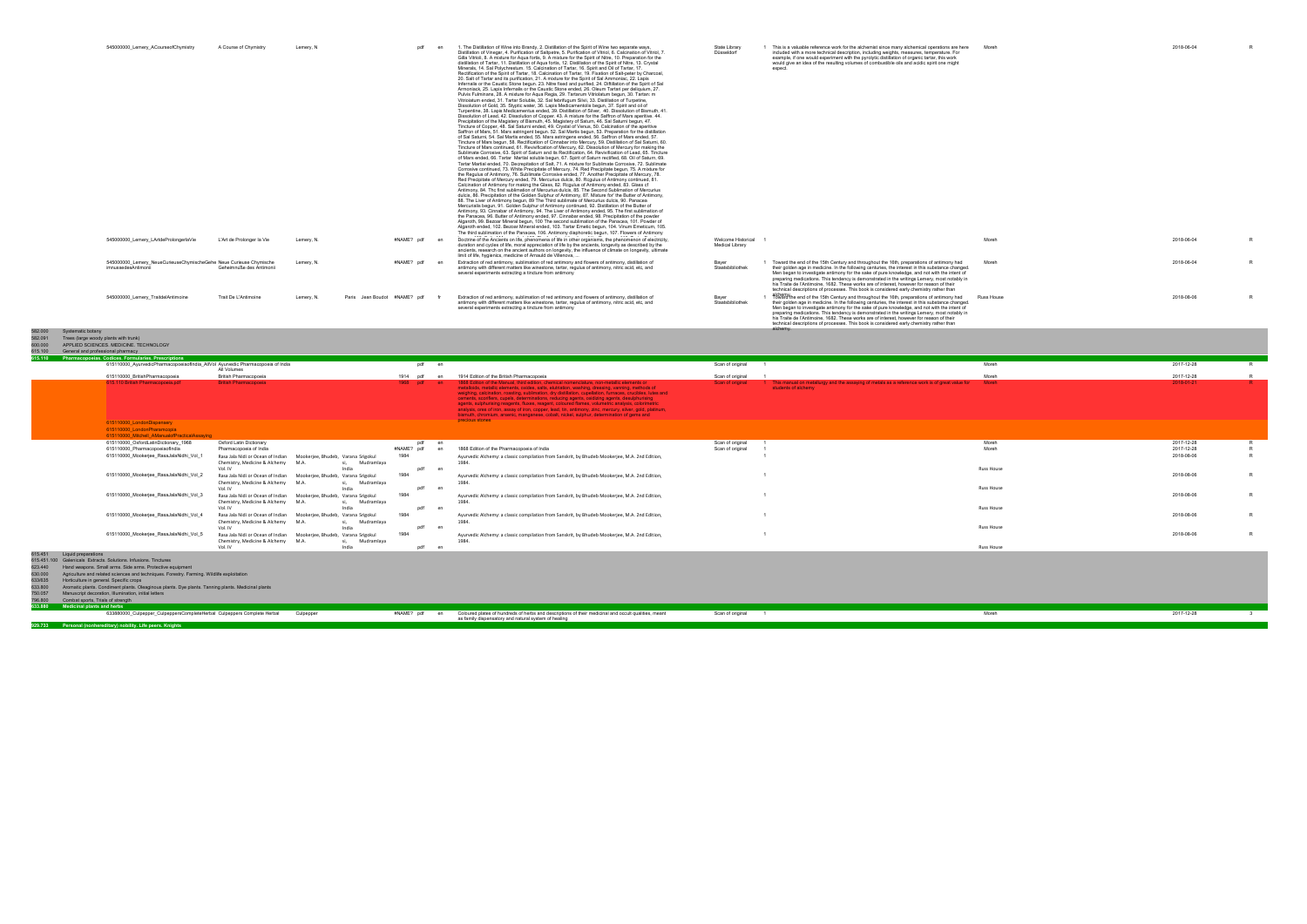| Class | File | Title | Author | Place | Publisher | Year | Format | Lang | Description | Source | | Notes | Owner | | Date | |
|---|---|---|---|---|---|---|---|---|---|---|---|---|---|---|---|---|
| | 545000000_Lemery_ACourseofChymistry | A Course of Chymistry | Lemery, N | | | | pdf | en | 1. The Distillation of Wine into Brandy, 2. Distillation of the Spirit of Wine two separate ways, Distillation of Vinegar, 4. Purification of Saltpetre, 5. Purification of Vitriol, 6. Calcination of Vitriol, 7. Gilla Vitrioli, 8. A mixture for Aqua fortis, 9. A mixture for the Spirit of Nitre, 10. Preparation for the distillation of Tartar, 11. Distillation of Aqua fortis, 12. Distillation of the Spirit of Nitre, 13. Crystal Mineralis, 14. Sal Polychrestum, 15. Calcination of Tartar, 16. Spirit and Oil of Tartar, 17. Rectification of the Spirit of Tartar, 18. Calcination of Tartar, 19. Fixation of Salt-peter by Charcoal, 20. Salt of Tartar and its purification, 21. A mixture for the Spirit of Sal Ammoniac, 22. Lapis Infernalis or the Caustic Stone begun, 23. Nitre fixed and purified, 24. Diffillation of the Spirit of Sal Armoniack, 25. Lapis Infernalis or the Caustic Stone ended, 26. Oleum Tartari per deliquium, 27. Pulvis Fulminans, 28. A mixture for Aqua Regia, 29. Tartarum Vitriolatum begun, 30. Tartari m Vitriolatum ended, 31. Tartar Soluble, 32. Sal febrifugum Silvii, 33. Distillation of Turpetine, Dissolution of Gold, 35. Styptic water, 36. Lapis Medicamentosis begun, 37. Spirit and oil of Turpentine, 38. Lapis Medicamentos ended, 39. Distillation of Silver, 40. Dissolution of Bismuth, 41. Dissolution of Lead, 42. Dissolution of Copper, 43. A mixture for the Saffron of Mars aperitive, 44. Precipitation of the Magistery of Bismuth, 45. Magistery of Bismuth, 46. Sal Saturni begun, 47. Tincture of Copper, 48. Sal Saturni ended, 49. Crystal of Venus, 50. Calcination of the aperitive Saffron of Mars, 51. Mars astringent begun, 52. Sal Martis begun, 53. Preparation for the distillation of Sal Saturni, 54. Sal Martis ended, 55. Mars astringens ended, 56. Saffron of Mars ended, 57. Tincture of Mars begun, 58. Rectification of Cinnabar into Mercury, 59. Distillation of Sal Saturni, 60. Tincture of Mars continued, 61. Revivification of Mercury, 62. Dissolution of Mercury for making the Sublimate Corrosive, 63. Spirit of Saturn and its Rectification, 64. Revivification of Lead, 65. Tincture of Mars ended, 66. Tartar. Martial soluble begun, 67. Spirit of Saturn rectified, 68. Oil of Saturn, 69. Tartar Martial ended, 70. Decrepitation of Salt, 71. A mixture for Sublimate Corrosive, 72. Sublimate Corrosive continued, 73. White Precipitate of Mercury, 74. Red Precipitate begun, 75. A mixture for the Regulus of Antimony, 76. Sublimate Corrosive ended, 77. Another Precipitate of Mercury, 78. Red Precipitate of Mercury ended, 79. Mercurius dulcis, 80. Regulus of Antimony continued, 81. Calcination of Antimony for making the Glass, 82. Regulus of Antimony ended, 83. Glass of Antimony, 84. The first sublimation of Mercurius dulcis, 85. The Second Sublimation of Mercurius dulcis, 86. Precipitation of the Golden Sulphur of Antimony, 87. Mixture for the Butter of Antimony, 88. The Liver of Antimony begun, 89 The Third sublimate of Mercurius dulcis, 90. Panacea Mercurialis begun, 91. Golden Sulphur of Antimony continued, 92. Distillation of the Butter of Antimony, 93. Cinnabar of Antimony, 94. The Liver of Antimony ended, 95. The first sublimation of the Panacea, 96. Butter of Antimony ended, 97. Cinnabar ended, 98. Precipitation of the powder Algaroth, 99. Bezoar Mineral begun, 100 The second sublimation of the Panacea, 101. Powder of Algaroth ended, 102. Bezoar Mineral ended, 103. Tartar Emetic begun, 104. Vinum Emeticum, 105. The third sublimation of the Panacea, 106. Antimony diaphoretic begun, 107. Flowers of Antimony | State Library Düsseldorf | 1 | This is a valuable reference work for the alchemist since many alchemical operations are here included with a more technical description, including weights, measures, temperature. For example, if one would experiment with the pyrolytic distillation of organic tartar, this work would give an idea of the resulting volumes of combustible oils and acidic spirit one might expect. | Moreh | | 2018-06-04 | R |
| | 545000000_Lemery_LArtdeProlongerlaVie | L'Art de Prolonger la Vie | Lemery, N. | | | #NAME? | pdf | en | Doctrine of the Ancients on life, phenomena of life in other organisms, the phenomenon of electricity, duration and cycles of life, moral appreciation of life by the ancients, longevity as described by the ancients, research on the ancient authors on longevity, the influence of climate on longevity, ultimate limit of life, hygienics, medicine of Arnauld de Villenova. | Welcome Historical Medical Library | 1 | | Moreh | | 2018-06-04 | R |
| | 545000000_Lemery_NeueCurieuseChymischeGeheimnussedesAntimonii | Neue Curieuse Chymische Geheimnüße des Antimonii | Lemery, N. | | | #NAME? | pdf | en | Extraction of red antimony, sublimation of red antimony and flowers of antimony, distillation of antimony with different matters like wimestone, tartar, regulus of antimony, nitric acid, etc, and several experiments extracting a tincture from antimony | Bayer Staatsbibliothek | 1 | Toward the end of the 15th Century and throughout the 16th, preparations of antimony had their golden age in medicine. In the following centuries, the interest in this substance changed. Men began to investigate antimony for the sake of pure knowledge, and not with the intent of preparing medications. This tendency is demonstrated in the writings Lemery, most notably in his Traite de l'Antimoine, 1682. These works are of interest, however for reason of their technical descriptions of processes. This book is considered early chemistry rather than alchemy. | Moreh | | 2018-06-04 | R |
| | 545000000_Lemery_TraitdeAntimoine | Trait De L'Antimoine | Lemery, N. | Paris | Jean Boudot | #NAME? | pdf | fr | Extraction of red antimony, sublimation of red antimony and flowers of antimony, distillation of antimony with different matters like wimestone, tartar, regulus of antimony, nitric acid, etc, and several experiments extracting a tincture from antimony | Bayer Staatsbibliothek | 1 | Toward the end of the 15th Century and throughout the 16th, preparations of antimony had their golden age in medicine. In the following centuries, the interest in this substance changed. Men began to investigate antimony for the sake of pure knowledge, and not with the intent of preparing medications. This tendency is demonstrated in the writings Lemery, most notably in his Traite de l'Antimoine, 1682. These works are of interest, however for reason of their technical descriptions of processes. This book is considered early chemistry rather than alchemy. | Russ House | | 2018-06-06 | R |
| 582.000 | Systematic botany | | | | | | | | | | | | | | | |
| 582.091 | Trees (large woody plants with trunk) | | | | | | | | | | | | | | | |
| 600.000 | APPLIED SCIENCES. MEDICINE. TECHNOLOGY | | | | | | | | | | | | | | | |
| 615.100 | General and professional pharmacy | | | | | | | | | | | | | | | |
| 615.110 | **Pharmacopoeias. Codices. Formularies. Prescriptions** | | | | | | | | | | | | | | | |
| | 615110000_AyurvedicPharmacopoeiaofIndia_AllVol | Ayurvedic Pharmacopoeia of India All Volumes | | | | | pdf | en | | | | | Moreh | | 2017-12-28 | R |
| | 615110000_BritishPharmacopoeia | British Pharmacopoeia | | | | 1914 | pdf | en | 1914 Edition of the British Pharmacopoeia | Scan of original | 1 | | Moreh | | 2017-12-28 | R |
| | 615.110 British Pharmacopoeia.pdf | British Pharmacopoeia | | | | 1968 | pdf | en | 1868 Edition of the Manual, third edition, chemical nomenclature, non-metallic elements or metalloids, metallic elements, bodies, salts, elutriation, washing, dressing, vanning, methods of weighing, calcination, roasting, sublimation, dry distillation, cupellation, furnaces, crucibles, lutes and cements, scorifiers, cupels, determinations, reducing agents, oxidizing agents, desulphurising agents, sulphurising reagents, fluxes, reagent, coloured flames, volumetric analysis, colorimetric analysis, ores of iron, assay of iron, copper, lead, tin, antimony, zinc, mercury, silver, gold, platinum, bismuth, chromium, arsenic, manganese, cobalt, nickel, sulphur, determination of gems and precious stones | Scan of original | 1 | This manual on metallurgy and the assaying of metals as a reference work is of great value for students of alchemy | Moreh | | 2018-01-21 | R |
| | 615110000_LondonDispensary | | | | | | | | | | | | | | | |
| | 615110000_LondonPharmacopia | | | | | | | | | | | | | | | |
| | 615110000_Mitchell_AManualofPracticalAssaying | | | | | | | | | | | | | | | |
| | 615110000_OxfordLatinDictionary_1968 | Oxford Latin Dictionary | | | | | pdf | en | | Scan of original | 1 | | Moreh | | 2017-12-28 | R |
| | 615110000_PharmacopoeiaofIndia | Pharmacopoeia of India | | | | #NAME? | pdf | en | 1868 Edition of the Pharmacopoeia of India | Scan of original | 1 | | Moreh | | 2017-12-28 | R |
| | 615110000_Mookerjee_RasaJalaNidhi_Vol_1 | Rasa Jala Nidi or Ocean of Indian Chemistry, Medicine & Alchemy Vol. IV | Mookerjee, Bhudeb, M.A. | Varanasi, India | Srigokul Mudranalaya | 1984 | pdf | en | Ayurvedic Alchemy: a classic compilation from Sanskrit, by Bhudeb Mookerjee, M.A. 2nd Edition, 1984. | | 1 | | Russ House | | 2018-06-06 | R |
| | 615110000_Mookerjee_RasaJalaNidhi_Vol_2 | Rasa Jala Nidi or Ocean of Indian Chemistry, Medicine & Alchemy Vol. IV | Mookerjee, Bhudeb, M.A. | Varanasi, India | Srigokul Mudranalaya | 1984 | pdf | en | Ayurvedic Alchemy: a classic compilation from Sanskrit, by Bhudeb Mookerjee, M.A. 2nd Edition, 1984. | | 1 | | Russ House | | 2018-06-06 | R |
| | 615110000_Mookerjee_RasaJalaNidhi_Vol_3 | Rasa Jala Nidi or Ocean of Indian Chemistry, Medicine & Alchemy Vol. IV | Mookerjee, Bhudeb, M.A. | Varanasi, India | Srigokul Mudranalaya | 1984 | pdf | en | Ayurvedic Alchemy: a classic compilation from Sanskrit, by Bhudeb Mookerjee, M.A. 2nd Edition, 1984. | | 1 | | Russ House | | 2018-06-06 | R |
| | 615110000_Mookerjee_RasaJalaNidhi_Vol_4 | Rasa Jala Nidi or Ocean of Indian Chemistry, Medicine & Alchemy Vol. IV | Mookerjee, Bhudeb, M.A. | Varanasi, India | Srigokul Mudranalaya | 1984 | pdf | en | Ayurvedic Alchemy: a classic compilation from Sanskrit, by Bhudeb Mookerjee, M.A. 2nd Edition, 1984. | | 1 | | Russ House | | 2018-06-06 | R |
| | 615110000_Mookerjee_RasaJalaNidhi_Vol_5 | Rasa Jala Nidi or Ocean of Indian Chemistry, Medicine & Alchemy Vol. IV | Mookerjee, Bhudeb, M.A. | Varanasi, India | Srigokul Mudranalaya | 1984 | pdf | en | Ayurvedic Alchemy: a classic compilation from Sanskrit, by Bhudeb Mookerjee, M.A. 2nd Edition, 1984. | | 1 | | Russ House | | 2018-06-06 | R |
| 615.451 | Liquid preparations | | | | | | | | | | | | | | | |
| 615.451.100 | Galenicals. Extracts. Solutions. Infusions. Tinctures | | | | | | | | | | | | | | | |
| 623.440 | Hand weapons. Small arms. Side arms. Protective equipment | | | | | | | | | | | | | | | |
| 630.000 | Agriculture and related sciences and techniques. Forestry. Farming. Wildlife exploitation | | | | | | | | | | | | | | | |
| 630/635 | Horticulture in general. Specific crops | | | | | | | | | | | | | | | |
| 633.800 | Aromatic plants. Condiment plants. Oleaginous plants. Dye plants. Tanning plants. Medicinal plants | | | | | | | | | | | | | | | |
| 750.057 | Manuscript decoration. Illumination, initial letters | | | | | | | | | | | | | | | |
| 796.800 | Combat sports. Trials of strength | | | | | | | | | | | | | | | |
| 633.880 | **Medicinal plants and herbs** | | | | | | | | | | | | | | | |
| | 633880000_Culpepper_CulpeppersCompleteHerbal | Culpeppers Complete Herbal | Culpepper | | | #NAME? | pdf | en | Coloured plates of hundreds of herbs and descriptions of their medicinal and occult qualities, meant as family dispensatory and natural system of healing | Scan of original | 1 | | Moreh | | 2017-12-28 | 3 |
| 929.733 | **Personal (nonhereditary) nobility. Life peers. Knights** | | | | | | | | | | | | | | | |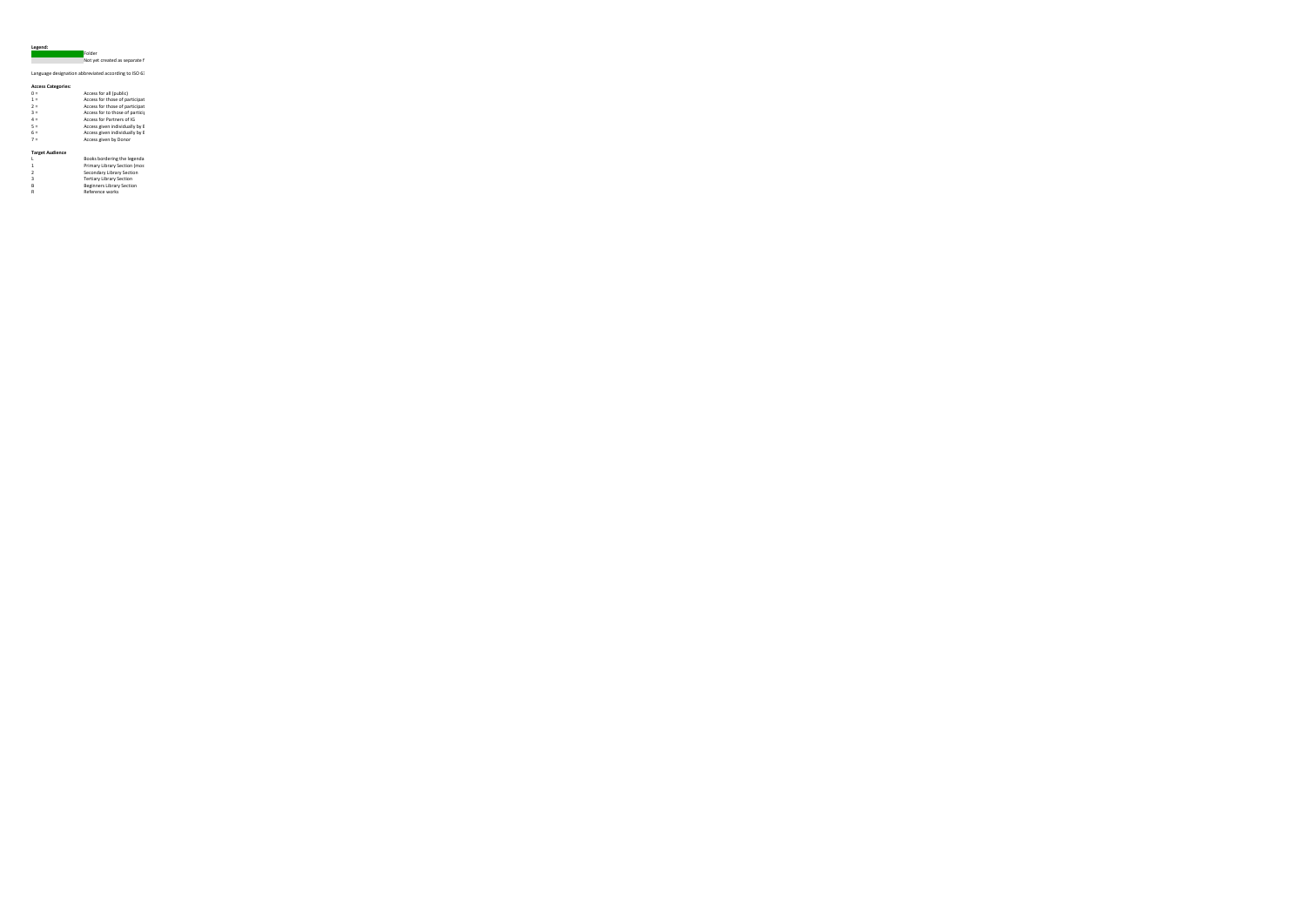**Legend:**

| | |
|---|---|
| | Folder |
| | Not yet created as separate f |

Language designation abbreviated according to ISO 63

**Access Categories:**

| | |
|---|---|
| 0 = | Access for all (public) |
| 1 = | Access for those of participat |
| 2 = | Access for those of participat |
| 3 = | Access for to those of particip |
| 4 = | Access for Partners of IG |
| 5 = | Access given individually by E |
| 6 = | Access given individually by E |
| 7 = | Access given by Donor |

**Target Audience**

| | |
|---|---|
| L | Books bordering the legenda |
| 1 | Primary Library Section (mos |
| 2 | Secondary Library Section |
| 3 | Tertiary Library Section |
| B | Beginners Library Section |
| R | Reference works |